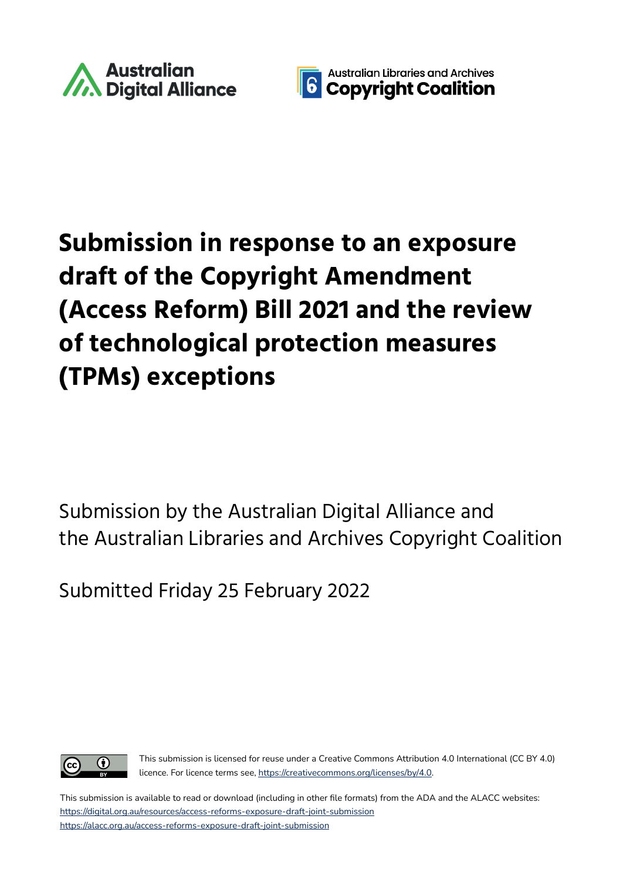Australian Digital Alliance

Australian Libraries and Archives Copyright Coalition

# Submission in response to an exposure draft of the Copyright Amendment (Access Reform) Bill 2021 and the review of technological protection measures (TPMs) exceptions

Submission by the Australian Digital Alliance and the Australian Libraries and Archives Copyright Coalition

Submitted Friday 25 February 2022

This submission is licensed for reuse under a Creative Commons Attribution 4.0 International (CC BY 4.0) licence. For licence terms see, https://creativecommons.org/licenses/by/4.0.

This submission is available to read or download (including in other file formats) from the ADA and the ALACC websites:
https://digital.org.au/resources/access-reforms-exposure-draft-joint-submission
https://alacc.org.au/access-reforms-exposure-draft-joint-submission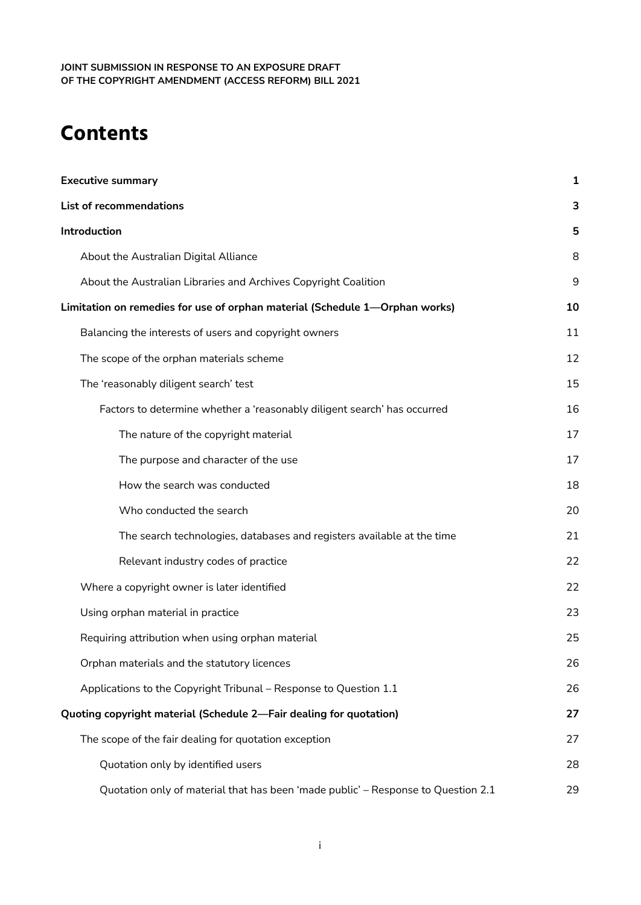# Contents

| | |
|---|---|
| **Executive summary** | **1** |
| **List of recommendations** | **3** |
| **Introduction** | **5** |
| About the Australian Digital Alliance | 8 |
| About the Australian Libraries and Archives Copyright Coalition | 9 |
| **Limitation on remedies for use of orphan material (Schedule 1—Orphan works)** | **10** |
| Balancing the interests of users and copyright owners | 11 |
| The scope of the orphan materials scheme | 12 |
| The 'reasonably diligent search' test | 15 |
| Factors to determine whether a 'reasonably diligent search' has occurred | 16 |
| The nature of the copyright material | 17 |
| The purpose and character of the use | 17 |
| How the search was conducted | 18 |
| Who conducted the search | 20 |
| The search technologies, databases and registers available at the time | 21 |
| Relevant industry codes of practice | 22 |
| Where a copyright owner is later identified | 22 |
| Using orphan material in practice | 23 |
| Requiring attribution when using orphan material | 25 |
| Orphan materials and the statutory licences | 26 |
| Applications to the Copyright Tribunal – Response to Question 1.1 | 26 |
| **Quoting copyright material (Schedule 2—Fair dealing for quotation)** | **27** |
| The scope of the fair dealing for quotation exception | 27 |
| Quotation only by identified users | 28 |
| Quotation only of material that has been 'made public' – Response to Question 2.1 | 29 |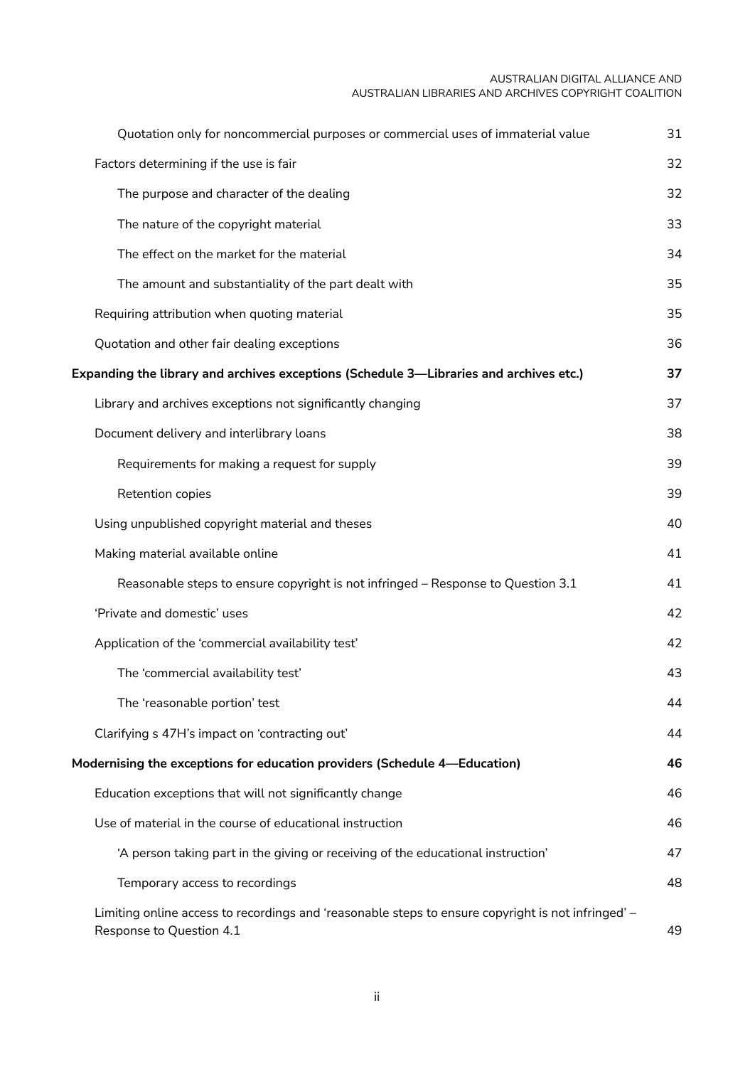| | |
|---|---|
| Quotation only for noncommercial purposes or commercial uses of immaterial value | 31 |
| Factors determining if the use is fair | 32 |
| The purpose and character of the dealing | 32 |
| The nature of the copyright material | 33 |
| The effect on the market for the material | 34 |
| The amount and substantiality of the part dealt with | 35 |
| Requiring attribution when quoting material | 35 |
| Quotation and other fair dealing exceptions | 36 |
| **Expanding the library and archives exceptions (Schedule 3—Libraries and archives etc.)** | **37** |
| Library and archives exceptions not significantly changing | 37 |
| Document delivery and interlibrary loans | 38 |
| Requirements for making a request for supply | 39 |
| Retention copies | 39 |
| Using unpublished copyright material and theses | 40 |
| Making material available online | 41 |
| Reasonable steps to ensure copyright is not infringed – Response to Question 3.1 | 41 |
| 'Private and domestic' uses | 42 |
| Application of the 'commercial availability test' | 42 |
| The 'commercial availability test' | 43 |
| The 'reasonable portion' test | 44 |
| Clarifying s 47H's impact on 'contracting out' | 44 |
| **Modernising the exceptions for education providers (Schedule 4—Education)** | **46** |
| Education exceptions that will not significantly change | 46 |
| Use of material in the course of educational instruction | 46 |
| 'A person taking part in the giving or receiving of the educational instruction' | 47 |
| Temporary access to recordings | 48 |
| Limiting online access to recordings and 'reasonable steps to ensure copyright is not infringed' – Response to Question 4.1 | 49 |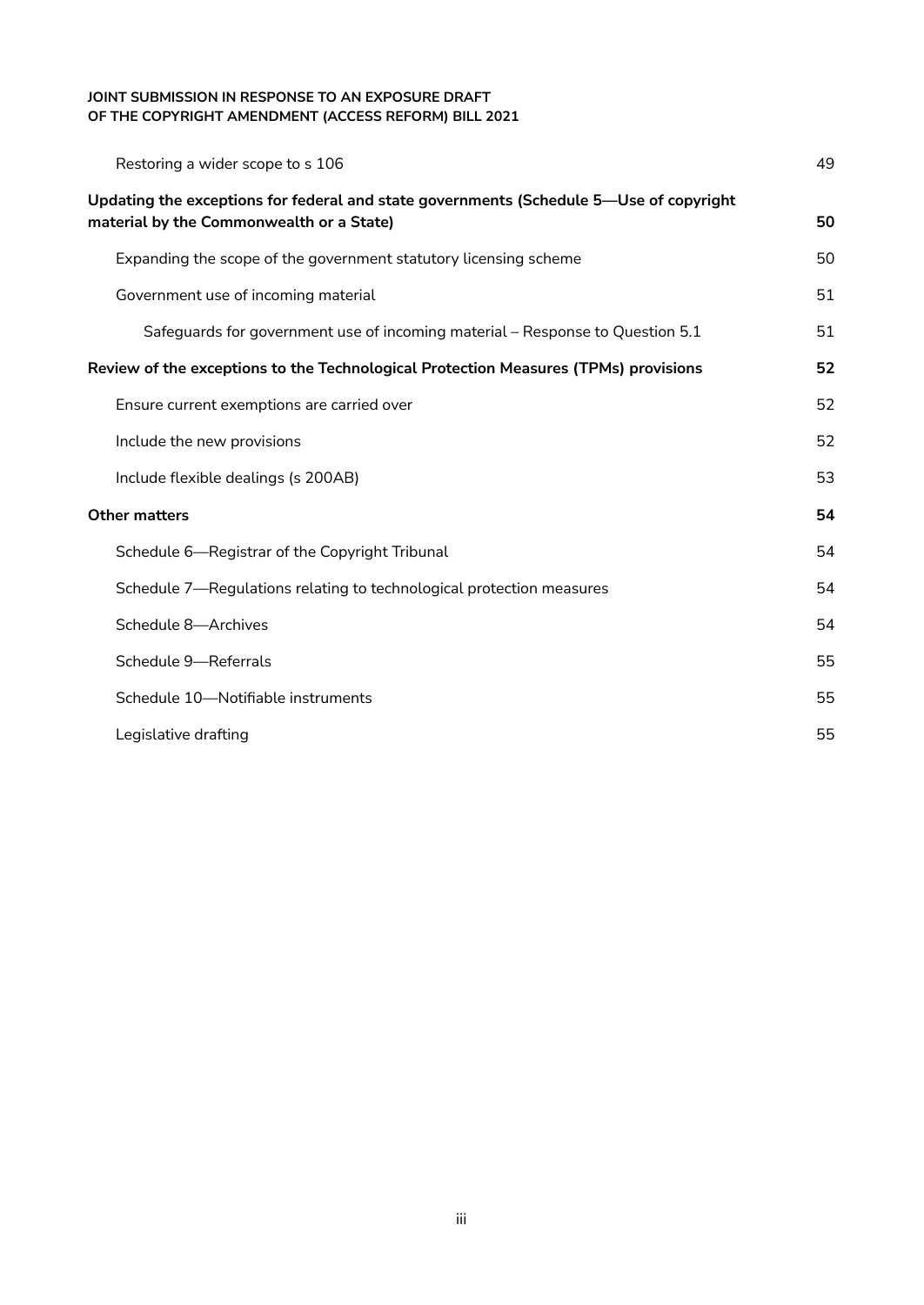| | |
|---|---|
| Restoring a wider scope to s 106 | 49 |
| **Updating the exceptions for federal and state governments (Schedule 5—Use of copyright material by the Commonwealth or a State)** | **50** |
| Expanding the scope of the government statutory licensing scheme | 50 |
| Government use of incoming material | 51 |
| Safeguards for government use of incoming material – Response to Question 5.1 | 51 |
| **Review of the exceptions to the Technological Protection Measures (TPMs) provisions** | **52** |
| Ensure current exemptions are carried over | 52 |
| Include the new provisions | 52 |
| Include flexible dealings (s 200AB) | 53 |
| **Other matters** | **54** |
| Schedule 6—Registrar of the Copyright Tribunal | 54 |
| Schedule 7—Regulations relating to technological protection measures | 54 |
| Schedule 8—Archives | 54 |
| Schedule 9—Referrals | 55 |
| Schedule 10—Notifiable instruments | 55 |
| Legislative drafting | 55 |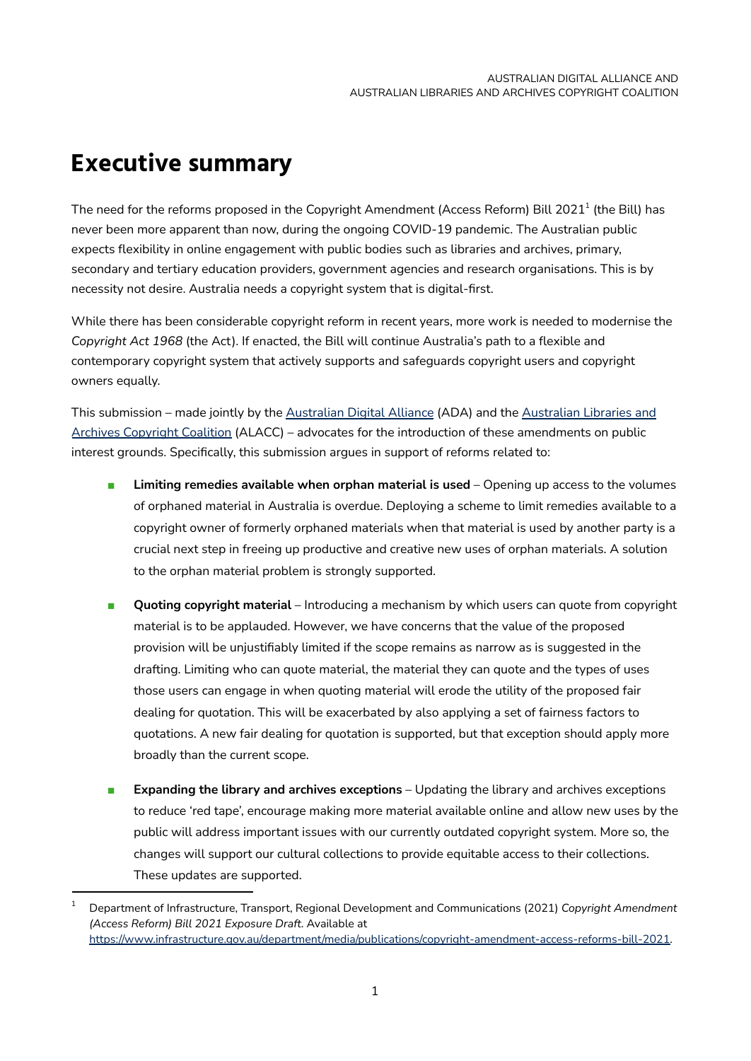# Executive summary

The need for the reforms proposed in the Copyright Amendment (Access Reform) Bill 2021[1] (the Bill) has never been more apparent than now, during the ongoing COVID-19 pandemic. The Australian public expects flexibility in online engagement with public bodies such as libraries and archives, primary, secondary and tertiary education providers, government agencies and research organisations. This is by necessity not desire. Australia needs a copyright system that is digital-first.

While there has been considerable copyright reform in recent years, more work is needed to modernise the *Copyright Act 1968* (the Act). If enacted, the Bill will continue Australia's path to a flexible and contemporary copyright system that actively supports and safeguards copyright users and copyright owners equally.

This submission – made jointly by the Australian Digital Alliance (ADA) and the Australian Libraries and Archives Copyright Coalition (ALACC) – advocates for the introduction of these amendments on public interest grounds. Specifically, this submission argues in support of reforms related to:

- **Limiting remedies available when orphan material is used** – Opening up access to the volumes of orphaned material in Australia is overdue. Deploying a scheme to limit remedies available to a copyright owner of formerly orphaned materials when that material is used by another party is a crucial next step in freeing up productive and creative new uses of orphan materials. A solution to the orphan material problem is strongly supported.

- **Quoting copyright material** – Introducing a mechanism by which users can quote from copyright material is to be applauded. However, we have concerns that the value of the proposed provision will be unjustifiably limited if the scope remains as narrow as is suggested in the drafting. Limiting who can quote material, the material they can quote and the types of uses those users can engage in when quoting material will erode the utility of the proposed fair dealing for quotation. This will be exacerbated by also applying a set of fairness factors to quotations. A new fair dealing for quotation is supported, but that exception should apply more broadly than the current scope.

- **Expanding the library and archives exceptions** – Updating the library and archives exceptions to reduce 'red tape', encourage making more material available online and allow new uses by the public will address important issues with our currently outdated copyright system. More so, the changes will support our cultural collections to provide equitable access to their collections. These updates are supported.

---

[1] Department of Infrastructure, Transport, Regional Development and Communications (2021) *Copyright Amendment (Access Reform) Bill 2021 Exposure Draft*. Available at https://www.infrastructure.gov.au/department/media/publications/copyright-amendment-access-reforms-bill-2021.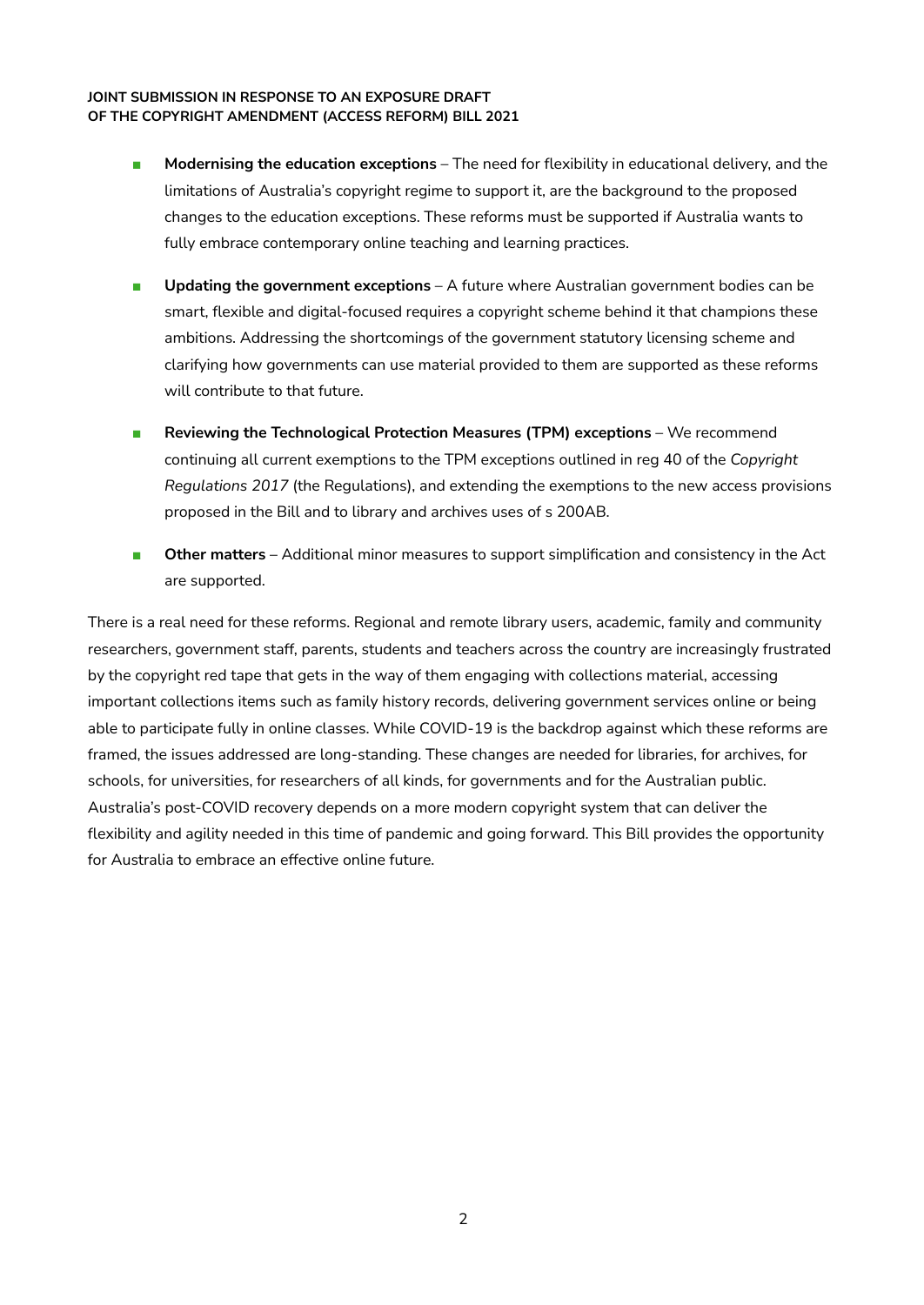- **Modernising the education exceptions** – The need for flexibility in educational delivery, and the limitations of Australia's copyright regime to support it, are the background to the proposed changes to the education exceptions. These reforms must be supported if Australia wants to fully embrace contemporary online teaching and learning practices.

- **Updating the government exceptions** – A future where Australian government bodies can be smart, flexible and digital-focused requires a copyright scheme behind it that champions these ambitions. Addressing the shortcomings of the government statutory licensing scheme and clarifying how governments can use material provided to them are supported as these reforms will contribute to that future.

- **Reviewing the Technological Protection Measures (TPM) exceptions** – We recommend continuing all current exemptions to the TPM exceptions outlined in reg 40 of the *Copyright Regulations 2017* (the Regulations), and extending the exemptions to the new access provisions proposed in the Bill and to library and archives uses of s 200AB.

- **Other matters** – Additional minor measures to support simplification and consistency in the Act are supported.

There is a real need for these reforms. Regional and remote library users, academic, family and community researchers, government staff, parents, students and teachers across the country are increasingly frustrated by the copyright red tape that gets in the way of them engaging with collections material, accessing important collections items such as family history records, delivering government services online or being able to participate fully in online classes. While COVID-19 is the backdrop against which these reforms are framed, the issues addressed are long-standing. These changes are needed for libraries, for archives, for schools, for universities, for researchers of all kinds, for governments and for the Australian public. Australia's post-COVID recovery depends on a more modern copyright system that can deliver the flexibility and agility needed in this time of pandemic and going forward. This Bill provides the opportunity for Australia to embrace an effective online future.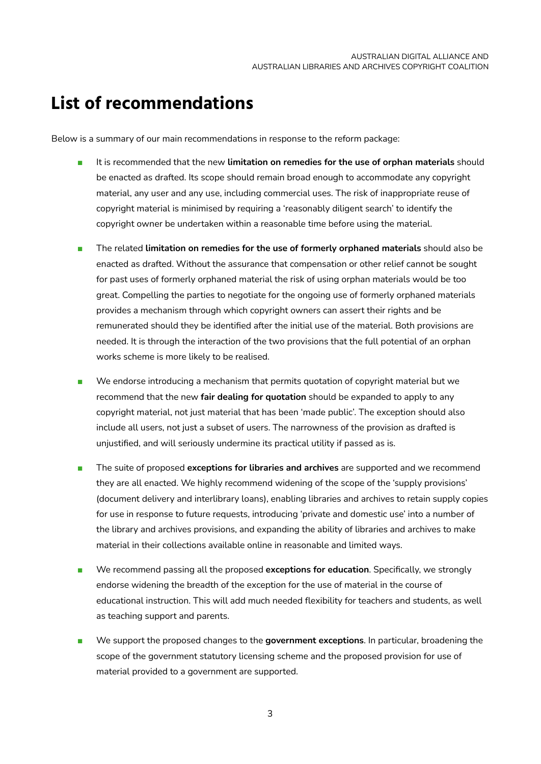# List of recommendations

Below is a summary of our main recommendations in response to the reform package:

- It is recommended that the new **limitation on remedies for the use of orphan materials** should be enacted as drafted. Its scope should remain broad enough to accommodate any copyright material, any user and any use, including commercial uses. The risk of inappropriate reuse of copyright material is minimised by requiring a 'reasonably diligent search' to identify the copyright owner be undertaken within a reasonable time before using the material.

- The related **limitation on remedies for the use of formerly orphaned materials** should also be enacted as drafted. Without the assurance that compensation or other relief cannot be sought for past uses of formerly orphaned material the risk of using orphan materials would be too great. Compelling the parties to negotiate for the ongoing use of formerly orphaned materials provides a mechanism through which copyright owners can assert their rights and be remunerated should they be identified after the initial use of the material. Both provisions are needed. It is through the interaction of the two provisions that the full potential of an orphan works scheme is more likely to be realised.

- We endorse introducing a mechanism that permits quotation of copyright material but we recommend that the new **fair dealing for quotation** should be expanded to apply to any copyright material, not just material that has been 'made public'. The exception should also include all users, not just a subset of users. The narrowness of the provision as drafted is unjustified, and will seriously undermine its practical utility if passed as is.

- The suite of proposed **exceptions for libraries and archives** are supported and we recommend they are all enacted. We highly recommend widening of the scope of the 'supply provisions' (document delivery and interlibrary loans), enabling libraries and archives to retain supply copies for use in response to future requests, introducing 'private and domestic use' into a number of the library and archives provisions, and expanding the ability of libraries and archives to make material in their collections available online in reasonable and limited ways.

- We recommend passing all the proposed **exceptions for education**. Specifically, we strongly endorse widening the breadth of the exception for the use of material in the course of educational instruction. This will add much needed flexibility for teachers and students, as well as teaching support and parents.

- We support the proposed changes to the **government exceptions**. In particular, broadening the scope of the government statutory licensing scheme and the proposed provision for use of material provided to a government are supported.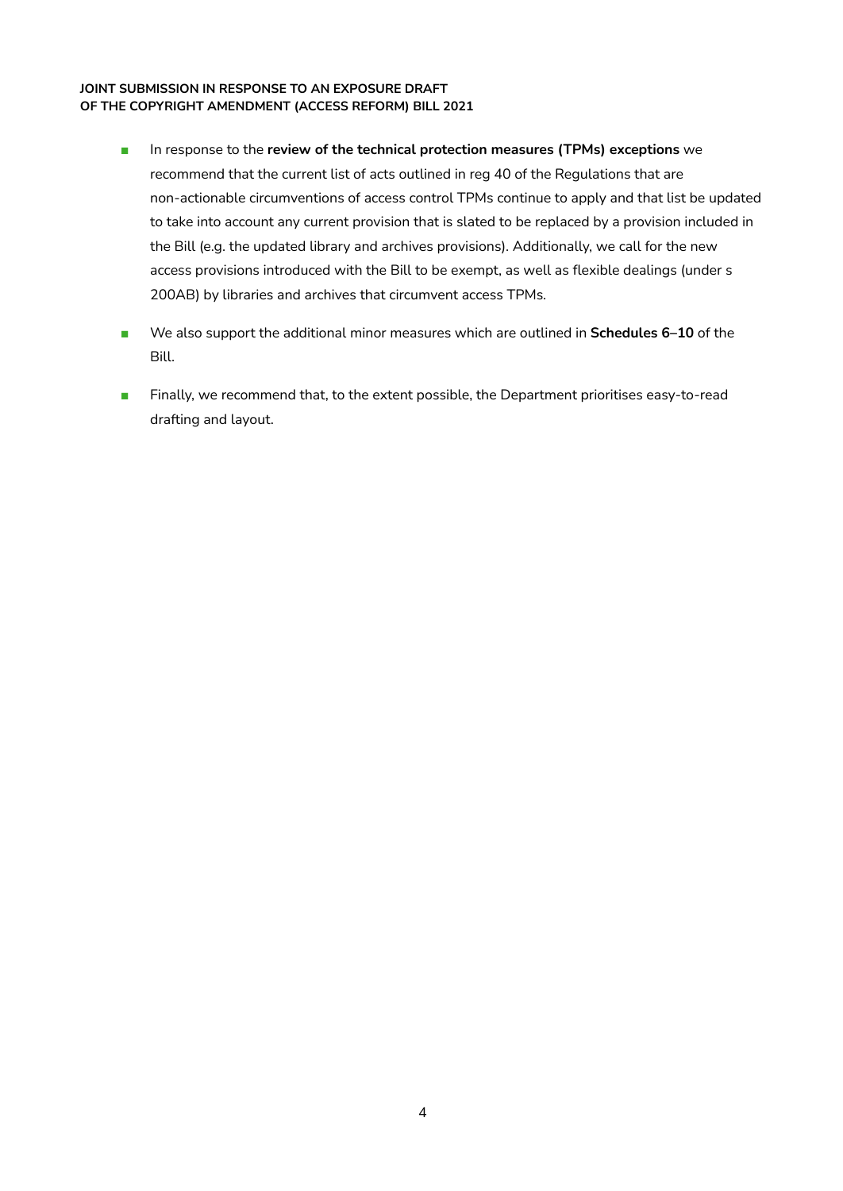- In response to the **review of the technical protection measures (TPMs) exceptions** we recommend that the current list of acts outlined in reg 40 of the Regulations that are non-actionable circumventions of access control TPMs continue to apply and that list be updated to take into account any current provision that is slated to be replaced by a provision included in the Bill (e.g. the updated library and archives provisions). Additionally, we call for the new access provisions introduced with the Bill to be exempt, as well as flexible dealings (under s 200AB) by libraries and archives that circumvent access TPMs.

- We also support the additional minor measures which are outlined in **Schedules 6–10** of the Bill.

- Finally, we recommend that, to the extent possible, the Department prioritises easy-to-read drafting and layout.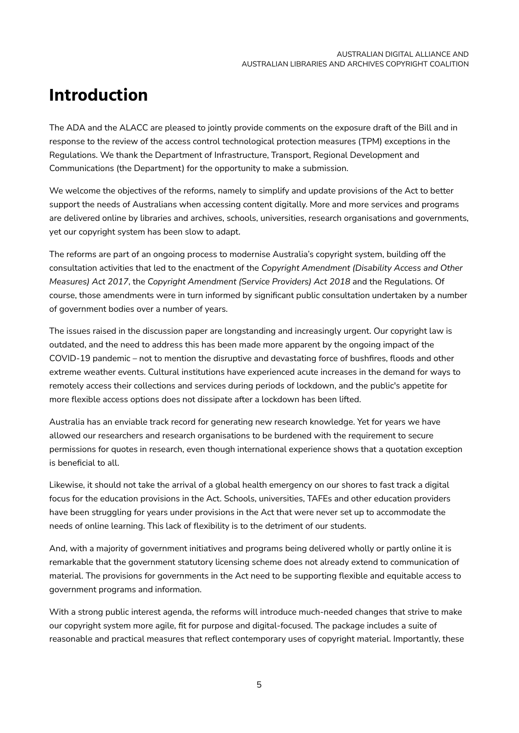# Introduction

The ADA and the ALACC are pleased to jointly provide comments on the exposure draft of the Bill and in response to the review of the access control technological protection measures (TPM) exceptions in the Regulations. We thank the Department of Infrastructure, Transport, Regional Development and Communications (the Department) for the opportunity to make a submission.

We welcome the objectives of the reforms, namely to simplify and update provisions of the Act to better support the needs of Australians when accessing content digitally. More and more services and programs are delivered online by libraries and archives, schools, universities, research organisations and governments, yet our copyright system has been slow to adapt.

The reforms are part of an ongoing process to modernise Australia's copyright system, building off the consultation activities that led to the enactment of the *Copyright Amendment (Disability Access and Other Measures) Act 2017*, the *Copyright Amendment (Service Providers) Act 2018* and the Regulations. Of course, those amendments were in turn informed by significant public consultation undertaken by a number of government bodies over a number of years.

The issues raised in the discussion paper are longstanding and increasingly urgent. Our copyright law is outdated, and the need to address this has been made more apparent by the ongoing impact of the COVID-19 pandemic – not to mention the disruptive and devastating force of bushfires, floods and other extreme weather events. Cultural institutions have experienced acute increases in the demand for ways to remotely access their collections and services during periods of lockdown, and the public's appetite for more flexible access options does not dissipate after a lockdown has been lifted.

Australia has an enviable track record for generating new research knowledge. Yet for years we have allowed our researchers and research organisations to be burdened with the requirement to secure permissions for quotes in research, even though international experience shows that a quotation exception is beneficial to all.

Likewise, it should not take the arrival of a global health emergency on our shores to fast track a digital focus for the education provisions in the Act. Schools, universities, TAFEs and other education providers have been struggling for years under provisions in the Act that were never set up to accommodate the needs of online learning. This lack of flexibility is to the detriment of our students.

And, with a majority of government initiatives and programs being delivered wholly or partly online it is remarkable that the government statutory licensing scheme does not already extend to communication of material. The provisions for governments in the Act need to be supporting flexible and equitable access to government programs and information.

With a strong public interest agenda, the reforms will introduce much-needed changes that strive to make our copyright system more agile, fit for purpose and digital-focused. The package includes a suite of reasonable and practical measures that reflect contemporary uses of copyright material. Importantly, these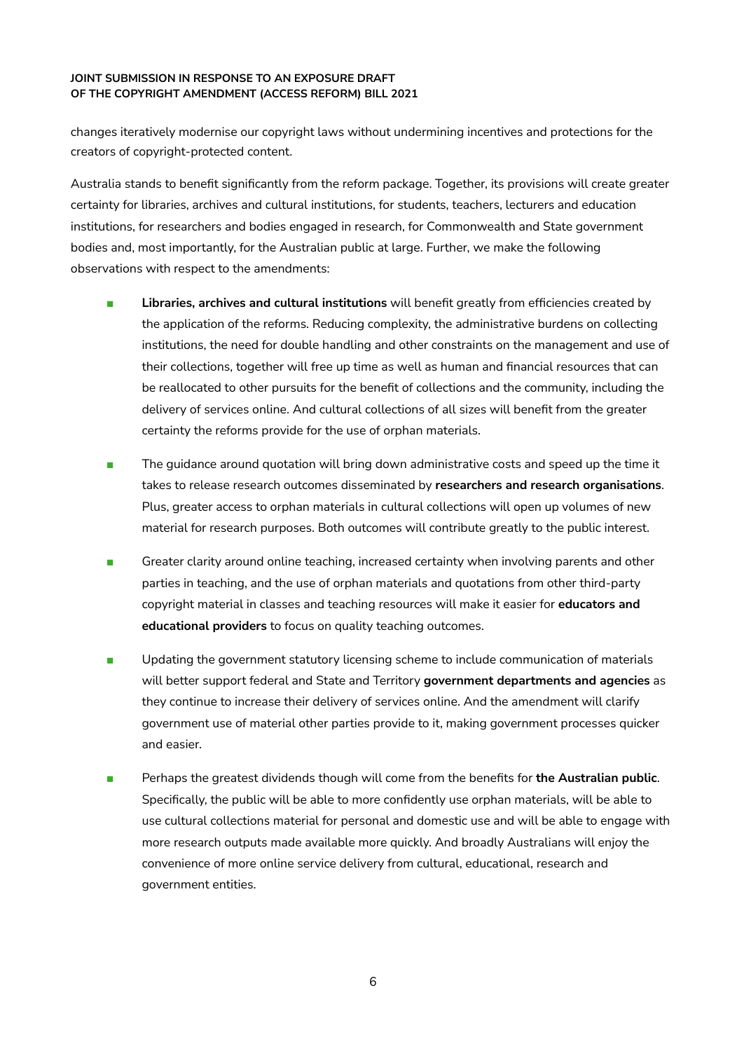changes iteratively modernise our copyright laws without undermining incentives and protections for the creators of copyright-protected content.

Australia stands to benefit significantly from the reform package. Together, its provisions will create greater certainty for libraries, archives and cultural institutions, for students, teachers, lecturers and education institutions, for researchers and bodies engaged in research, for Commonwealth and State government bodies and, most importantly, for the Australian public at large. Further, we make the following observations with respect to the amendments:

- **Libraries, archives and cultural institutions** will benefit greatly from efficiencies created by the application of the reforms. Reducing complexity, the administrative burdens on collecting institutions, the need for double handling and other constraints on the management and use of their collections, together will free up time as well as human and financial resources that can be reallocated to other pursuits for the benefit of collections and the community, including the delivery of services online. And cultural collections of all sizes will benefit from the greater certainty the reforms provide for the use of orphan materials.
- The guidance around quotation will bring down administrative costs and speed up the time it takes to release research outcomes disseminated by **researchers and research organisations**. Plus, greater access to orphan materials in cultural collections will open up volumes of new material for research purposes. Both outcomes will contribute greatly to the public interest.
- Greater clarity around online teaching, increased certainty when involving parents and other parties in teaching, and the use of orphan materials and quotations from other third-party copyright material in classes and teaching resources will make it easier for **educators and educational providers** to focus on quality teaching outcomes.
- Updating the government statutory licensing scheme to include communication of materials will better support federal and State and Territory **government departments and agencies** as they continue to increase their delivery of services online. And the amendment will clarify government use of material other parties provide to it, making government processes quicker and easier.
- Perhaps the greatest dividends though will come from the benefits for **the Australian public**. Specifically, the public will be able to more confidently use orphan materials, will be able to use cultural collections material for personal and domestic use and will be able to engage with more research outputs made available more quickly. And broadly Australians will enjoy the convenience of more online service delivery from cultural, educational, research and government entities.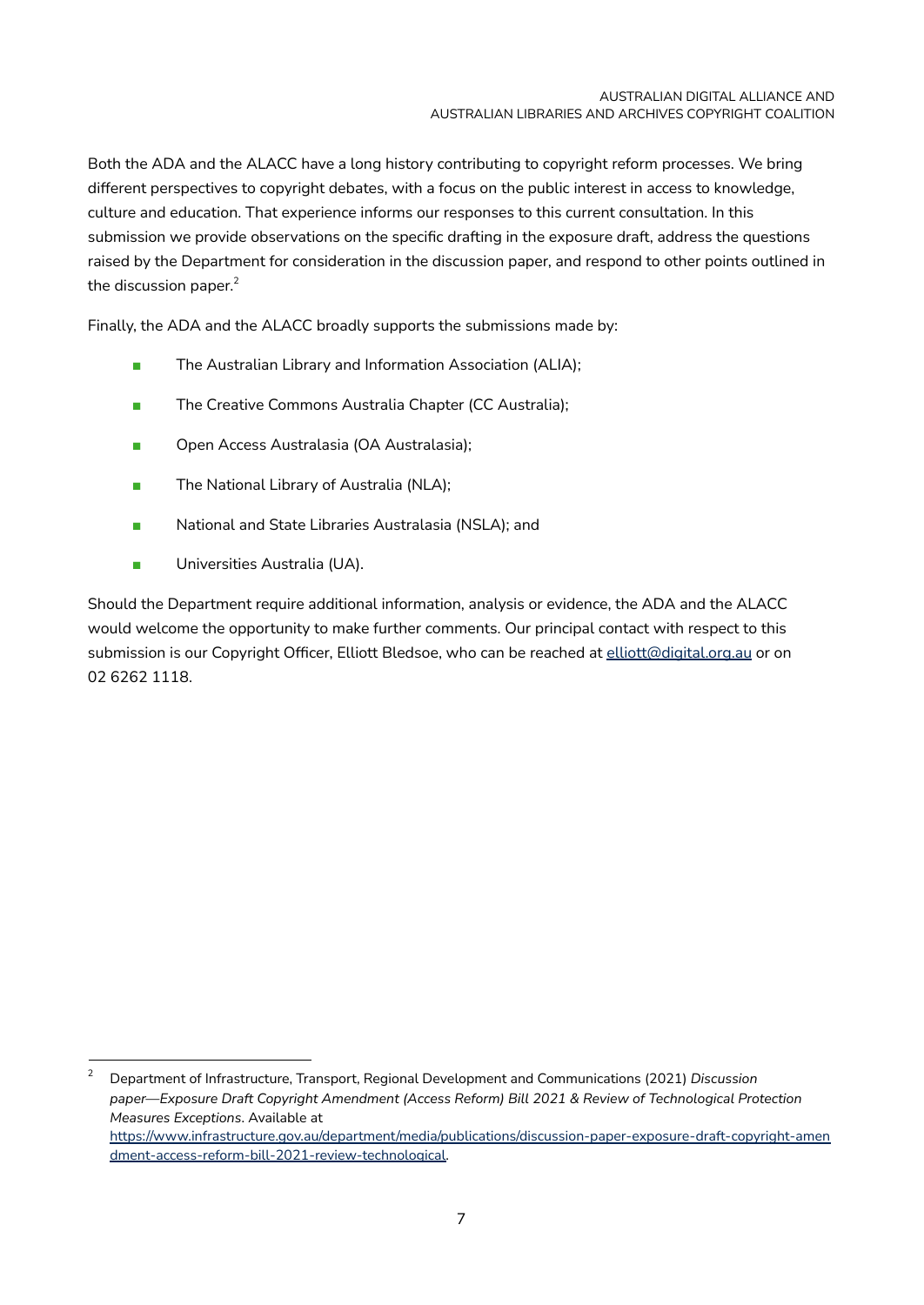Both the ADA and the ALACC have a long history contributing to copyright reform processes. We bring different perspectives to copyright debates, with a focus on the public interest in access to knowledge, culture and education. That experience informs our responses to this current consultation. In this submission we provide observations on the specific drafting in the exposure draft, address the questions raised by the Department for consideration in the discussion paper, and respond to other points outlined in the discussion paper.[2]

Finally, the ADA and the ALACC broadly supports the submissions made by:

- The Australian Library and Information Association (ALIA);
- The Creative Commons Australia Chapter (CC Australia);
- Open Access Australasia (OA Australasia);
- The National Library of Australia (NLA);
- National and State Libraries Australasia (NSLA); and
- Universities Australia (UA).

Should the Department require additional information, analysis or evidence, the ADA and the ALACC would welcome the opportunity to make further comments. Our principal contact with respect to this submission is our Copyright Officer, Elliott Bledsoe, who can be reached at elliott@digital.org.au or on 02 6262 1118.

---

[2] Department of Infrastructure, Transport, Regional Development and Communications (2021) *Discussion paper—Exposure Draft Copyright Amendment (Access Reform) Bill 2021 & Review of Technological Protection Measures Exceptions*. Available at https://www.infrastructure.gov.au/department/media/publications/discussion-paper-exposure-draft-copyright-amendment-access-reform-bill-2021-review-technological.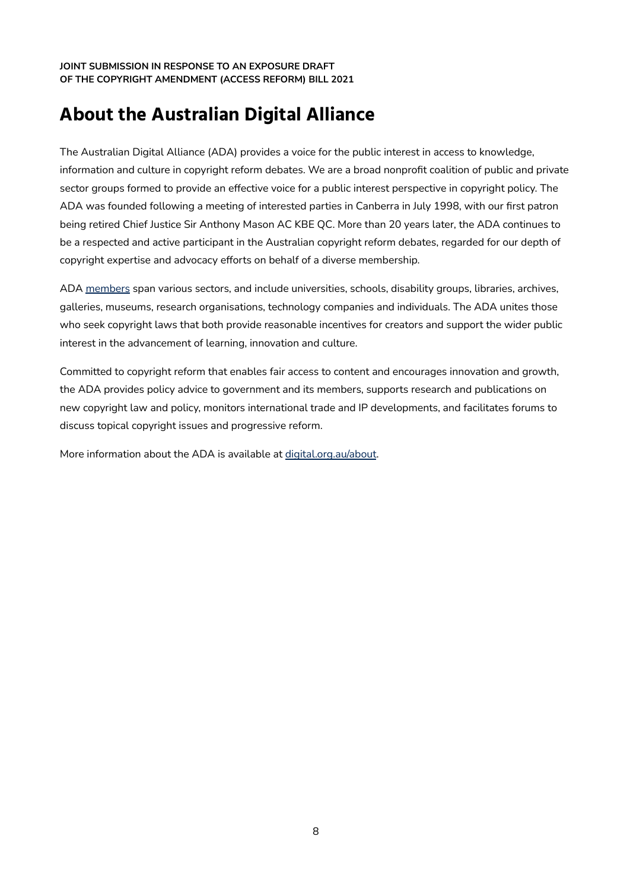# About the Australian Digital Alliance

The Australian Digital Alliance (ADA) provides a voice for the public interest in access to knowledge, information and culture in copyright reform debates. We are a broad nonprofit coalition of public and private sector groups formed to provide an effective voice for a public interest perspective in copyright policy. The ADA was founded following a meeting of interested parties in Canberra in July 1998, with our first patron being retired Chief Justice Sir Anthony Mason AC KBE QC. More than 20 years later, the ADA continues to be a respected and active participant in the Australian copyright reform debates, regarded for our depth of copyright expertise and advocacy efforts on behalf of a diverse membership.

ADA members span various sectors, and include universities, schools, disability groups, libraries, archives, galleries, museums, research organisations, technology companies and individuals. The ADA unites those who seek copyright laws that both provide reasonable incentives for creators and support the wider public interest in the advancement of learning, innovation and culture.

Committed to copyright reform that enables fair access to content and encourages innovation and growth, the ADA provides policy advice to government and its members, supports research and publications on new copyright law and policy, monitors international trade and IP developments, and facilitates forums to discuss topical copyright issues and progressive reform.

More information about the ADA is available at digital.org.au/about.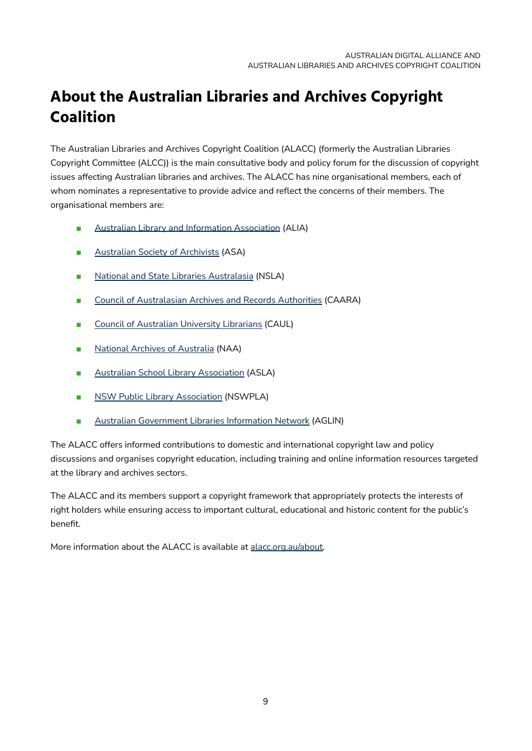# About the Australian Libraries and Archives Copyright Coalition

The Australian Libraries and Archives Copyright Coalition (ALACC) (formerly the Australian Libraries Copyright Committee (ALCC)) is the main consultative body and policy forum for the discussion of copyright issues affecting Australian libraries and archives. The ALACC has nine organisational members, each of whom nominates a representative to provide advice and reflect the concerns of their members. The organisational members are:

- Australian Library and Information Association (ALIA)
- Australian Society of Archivists (ASA)
- National and State Libraries Australasia (NSLA)
- Council of Australasian Archives and Records Authorities (CAARA)
- Council of Australian University Librarians (CAUL)
- National Archives of Australia (NAA)
- Australian School Library Association (ASLA)
- NSW Public Library Association (NSWPLA)
- Australian Government Libraries Information Network (AGLIN)

The ALACC offers informed contributions to domestic and international copyright law and policy discussions and organises copyright education, including training and online information resources targeted at the library and archives sectors.

The ALACC and its members support a copyright framework that appropriately protects the interests of right holders while ensuring access to important cultural, educational and historic content for the public's benefit.

More information about the ALACC is available at alacc.org.au/about.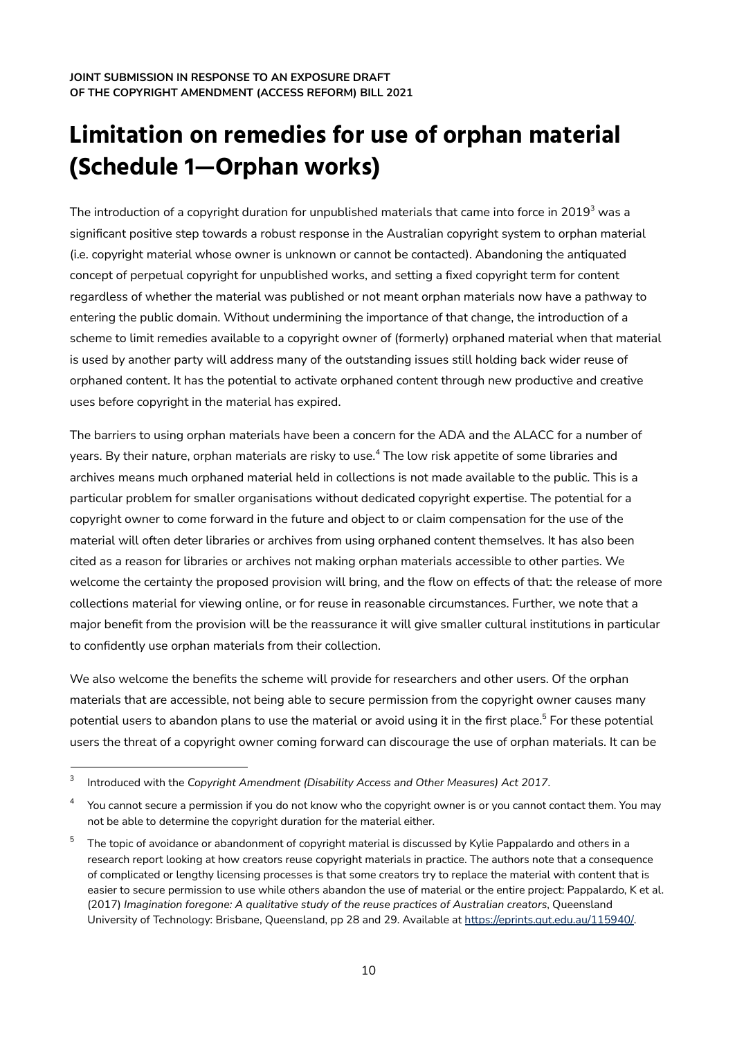# Limitation on remedies for use of orphan material (Schedule 1—Orphan works)

The introduction of a copyright duration for unpublished materials that came into force in 2019[3] was a significant positive step towards a robust response in the Australian copyright system to orphan material (i.e. copyright material whose owner is unknown or cannot be contacted). Abandoning the antiquated concept of perpetual copyright for unpublished works, and setting a fixed copyright term for content regardless of whether the material was published or not meant orphan materials now have a pathway to entering the public domain. Without undermining the importance of that change, the introduction of a scheme to limit remedies available to a copyright owner of (formerly) orphaned material when that material is used by another party will address many of the outstanding issues still holding back wider reuse of orphaned content. It has the potential to activate orphaned content through new productive and creative uses before copyright in the material has expired.

The barriers to using orphan materials have been a concern for the ADA and the ALACC for a number of years. By their nature, orphan materials are risky to use.[4] The low risk appetite of some libraries and archives means much orphaned material held in collections is not made available to the public. This is a particular problem for smaller organisations without dedicated copyright expertise. The potential for a copyright owner to come forward in the future and object to or claim compensation for the use of the material will often deter libraries or archives from using orphaned content themselves. It has also been cited as a reason for libraries or archives not making orphan materials accessible to other parties. We welcome the certainty the proposed provision will bring, and the flow on effects of that: the release of more collections material for viewing online, or for reuse in reasonable circumstances. Further, we note that a major benefit from the provision will be the reassurance it will give smaller cultural institutions in particular to confidently use orphan materials from their collection.

We also welcome the benefits the scheme will provide for researchers and other users. Of the orphan materials that are accessible, not being able to secure permission from the copyright owner causes many potential users to abandon plans to use the material or avoid using it in the first place.[5] For these potential users the threat of a copyright owner coming forward can discourage the use of orphan materials. It can be

---

[3] Introduced with the *Copyright Amendment (Disability Access and Other Measures) Act 2017*.

[4] You cannot secure a permission if you do not know who the copyright owner is or you cannot contact them. You may not be able to determine the copyright duration for the material either.

[5] The topic of avoidance or abandonment of copyright material is discussed by Kylie Pappalardo and others in a research report looking at how creators reuse copyright materials in practice. The authors note that a consequence of complicated or lengthy licensing processes is that some creators try to replace the material with content that is easier to secure permission to use while others abandon the use of material or the entire project: Pappalardo, K et al. (2017) *Imagination foregone: A qualitative study of the reuse practices of Australian creators*, Queensland University of Technology: Brisbane, Queensland, pp 28 and 29. Available at https://eprints.qut.edu.au/115940/.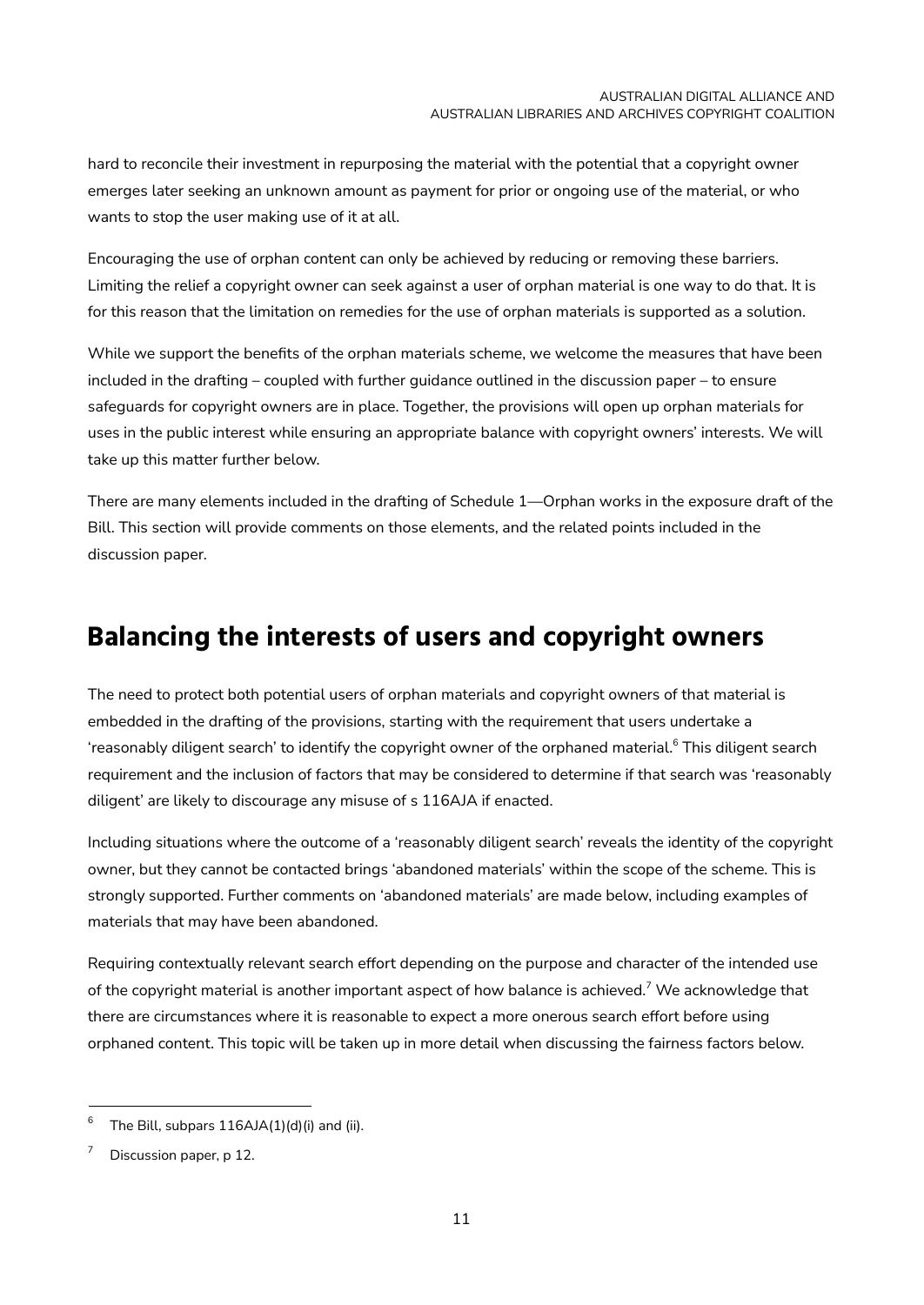hard to reconcile their investment in repurposing the material with the potential that a copyright owner emerges later seeking an unknown amount as payment for prior or ongoing use of the material, or who wants to stop the user making use of it at all.

Encouraging the use of orphan content can only be achieved by reducing or removing these barriers. Limiting the relief a copyright owner can seek against a user of orphan material is one way to do that. It is for this reason that the limitation on remedies for the use of orphan materials is supported as a solution.

While we support the benefits of the orphan materials scheme, we welcome the measures that have been included in the drafting – coupled with further guidance outlined in the discussion paper – to ensure safeguards for copyright owners are in place. Together, the provisions will open up orphan materials for uses in the public interest while ensuring an appropriate balance with copyright owners' interests. We will take up this matter further below.

There are many elements included in the drafting of Schedule 1—Orphan works in the exposure draft of the Bill. This section will provide comments on those elements, and the related points included in the discussion paper.

## Balancing the interests of users and copyright owners

The need to protect both potential users of orphan materials and copyright owners of that material is embedded in the drafting of the provisions, starting with the requirement that users undertake a 'reasonably diligent search' to identify the copyright owner of the orphaned material.[6] This diligent search requirement and the inclusion of factors that may be considered to determine if that search was 'reasonably diligent' are likely to discourage any misuse of s 116AJA if enacted.

Including situations where the outcome of a 'reasonably diligent search' reveals the identity of the copyright owner, but they cannot be contacted brings 'abandoned materials' within the scope of the scheme. This is strongly supported. Further comments on 'abandoned materials' are made below, including examples of materials that may have been abandoned.

Requiring contextually relevant search effort depending on the purpose and character of the intended use of the copyright material is another important aspect of how balance is achieved.[7] We acknowledge that there are circumstances where it is reasonable to expect a more onerous search effort before using orphaned content. This topic will be taken up in more detail when discussing the fairness factors below.

---

[6] The Bill, subpars 116AJA(1)(d)(i) and (ii).

[7] Discussion paper, p 12.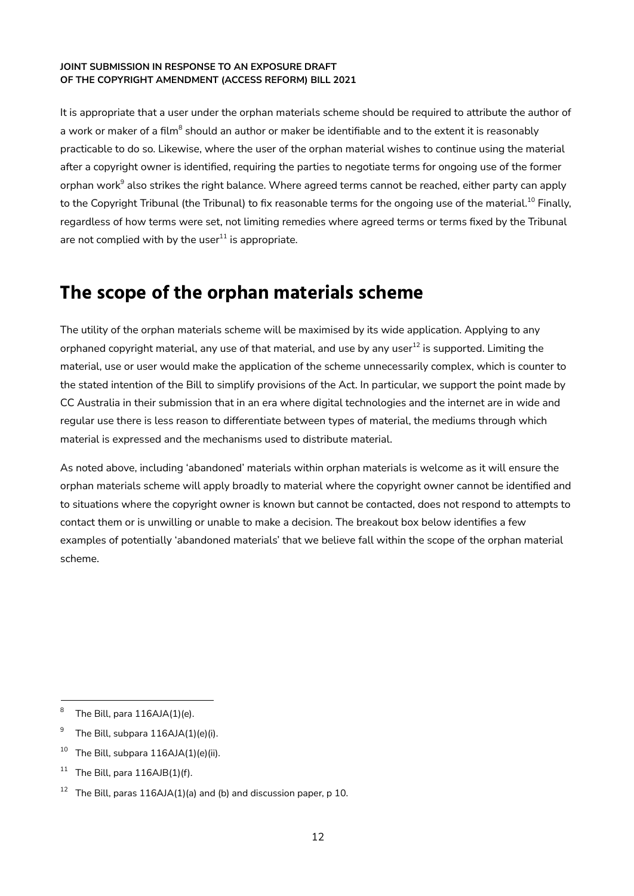It is appropriate that a user under the orphan materials scheme should be required to attribute the author of a work or maker of a film[8] should an author or maker be identifiable and to the extent it is reasonably practicable to do so. Likewise, where the user of the orphan material wishes to continue using the material after a copyright owner is identified, requiring the parties to negotiate terms for ongoing use of the former orphan work[9] also strikes the right balance. Where agreed terms cannot be reached, either party can apply to the Copyright Tribunal (the Tribunal) to fix reasonable terms for the ongoing use of the material.[10] Finally, regardless of how terms were set, not limiting remedies where agreed terms or terms fixed by the Tribunal are not complied with by the user[11] is appropriate.

## The scope of the orphan materials scheme

The utility of the orphan materials scheme will be maximised by its wide application. Applying to any orphaned copyright material, any use of that material, and use by any user[12] is supported. Limiting the material, use or user would make the application of the scheme unnecessarily complex, which is counter to the stated intention of the Bill to simplify provisions of the Act. In particular, we support the point made by CC Australia in their submission that in an era where digital technologies and the internet are in wide and regular use there is less reason to differentiate between types of material, the mediums through which material is expressed and the mechanisms used to distribute material.

As noted above, including 'abandoned' materials within orphan materials is welcome as it will ensure the orphan materials scheme will apply broadly to material where the copyright owner cannot be identified and to situations where the copyright owner is known but cannot be contacted, does not respond to attempts to contact them or is unwilling or unable to make a decision. The breakout box below identifies a few examples of potentially 'abandoned materials' that we believe fall within the scope of the orphan material scheme.

---

[8] The Bill, para 116AJA(1)(e).

[9] The Bill, subpara 116AJA(1)(e)(i).

[10] The Bill, subpara 116AJA(1)(e)(ii).

[11] The Bill, para 116AJB(1)(f).

[12] The Bill, paras 116AJA(1)(a) and (b) and discussion paper, p 10.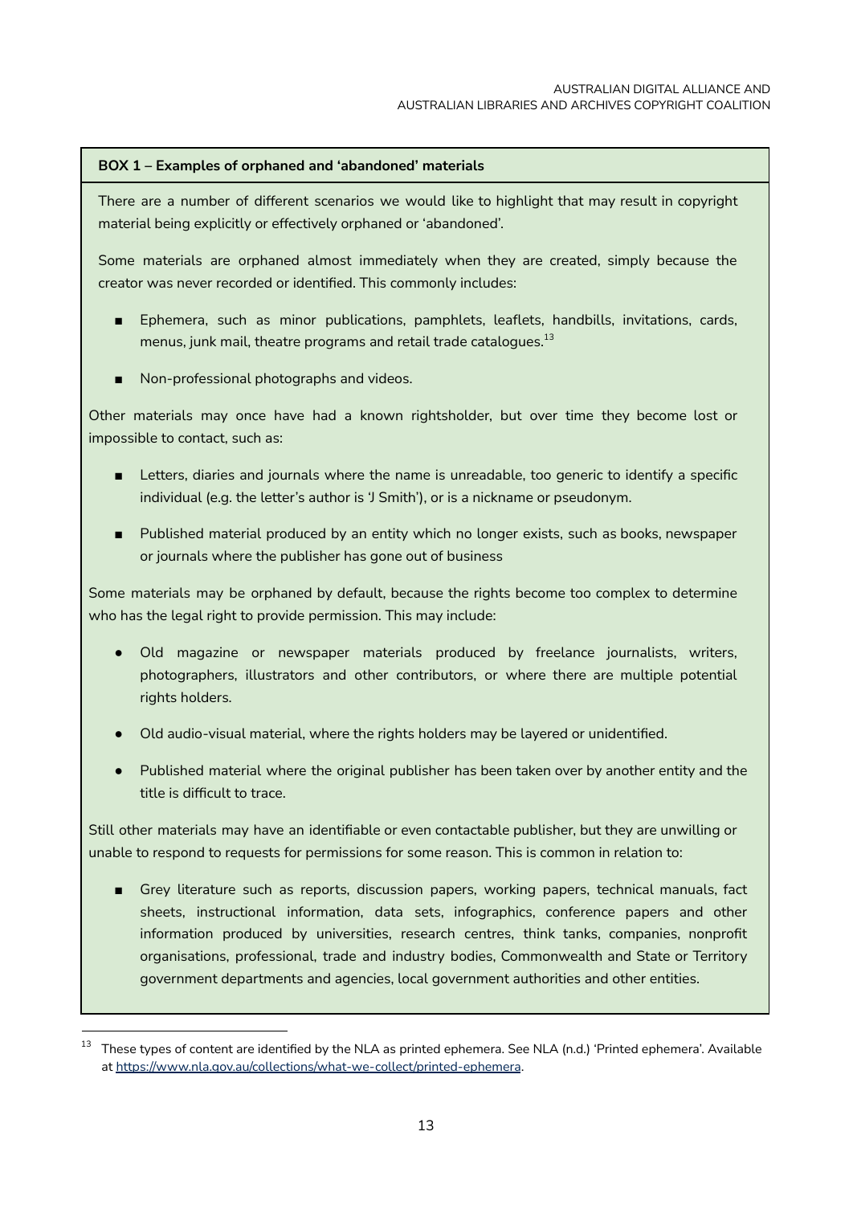**BOX 1 – Examples of orphaned and 'abandoned' materials**

There are a number of different scenarios we would like to highlight that may result in copyright material being explicitly or effectively orphaned or 'abandoned'.

Some materials are orphaned almost immediately when they are created, simply because the creator was never recorded or identified. This commonly includes:

- Ephemera, such as minor publications, pamphlets, leaflets, handbills, invitations, cards, menus, junk mail, theatre programs and retail trade catalogues.[13]
- Non-professional photographs and videos.

Other materials may once have had a known rightsholder, but over time they become lost or impossible to contact, such as:

- Letters, diaries and journals where the name is unreadable, too generic to identify a specific individual (e.g. the letter's author is 'J Smith'), or is a nickname or pseudonym.
- Published material produced by an entity which no longer exists, such as books, newspaper or journals where the publisher has gone out of business

Some materials may be orphaned by default, because the rights become too complex to determine who has the legal right to provide permission. This may include:

- Old magazine or newspaper materials produced by freelance journalists, writers, photographers, illustrators and other contributors, or where there are multiple potential rights holders.
- Old audio-visual material, where the rights holders may be layered or unidentified.
- Published material where the original publisher has been taken over by another entity and the title is difficult to trace.

Still other materials may have an identifiable or even contactable publisher, but they are unwilling or unable to respond to requests for permissions for some reason. This is common in relation to:

- Grey literature such as reports, discussion papers, working papers, technical manuals, fact sheets, instructional information, data sets, infographics, conference papers and other information produced by universities, research centres, think tanks, companies, nonprofit organisations, professional, trade and industry bodies, Commonwealth and State or Territory government departments and agencies, local government authorities and other entities.

---

[13] These types of content are identified by the NLA as printed ephemera. See NLA (n.d.) 'Printed ephemera'. Available at https://www.nla.gov.au/collections/what-we-collect/printed-ephemera.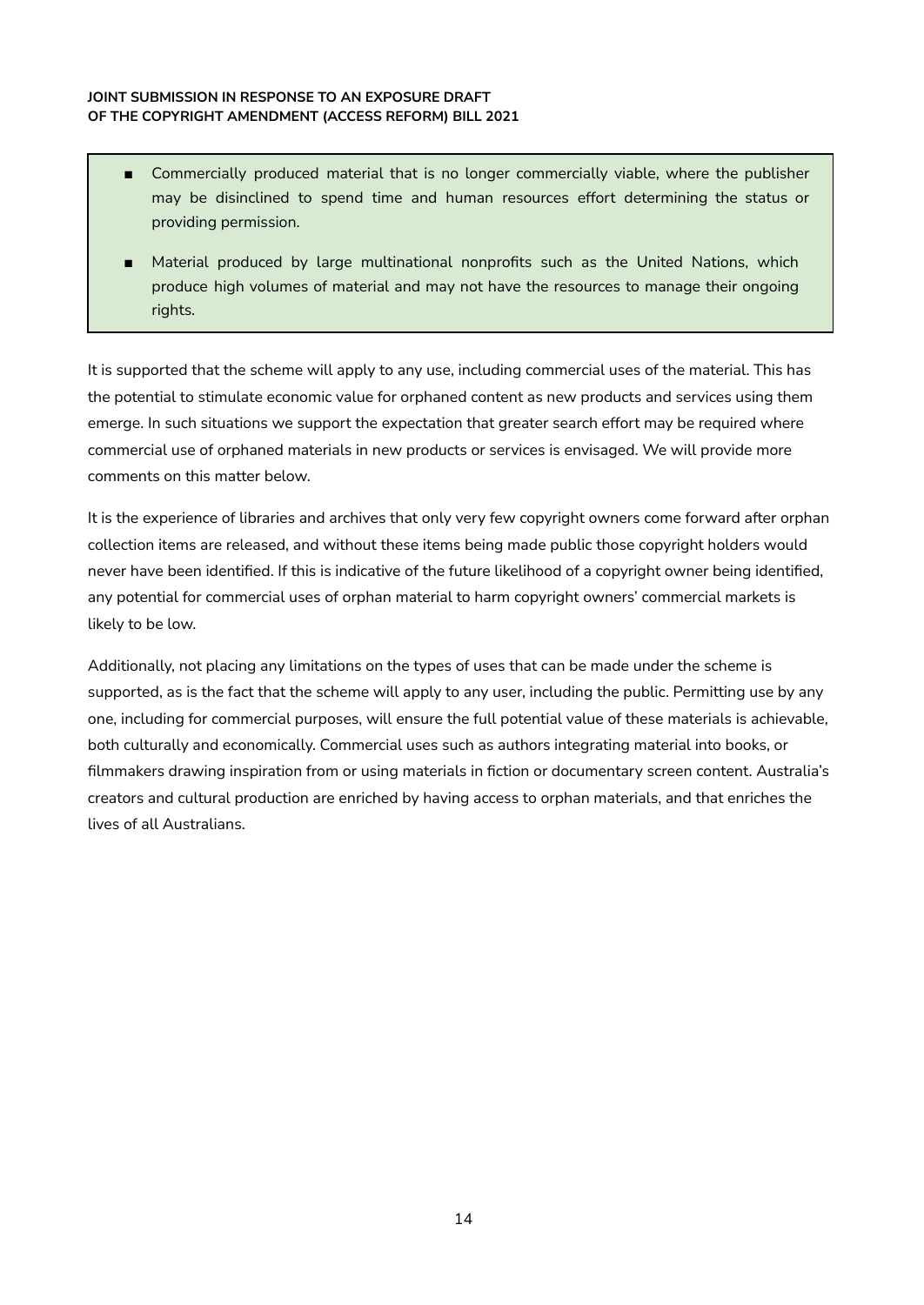- Commercially produced material that is no longer commercially viable, where the publisher may be disinclined to spend time and human resources effort determining the status or providing permission.
- Material produced by large multinational nonprofits such as the United Nations, which produce high volumes of material and may not have the resources to manage their ongoing rights.

It is supported that the scheme will apply to any use, including commercial uses of the material. This has the potential to stimulate economic value for orphaned content as new products and services using them emerge. In such situations we support the expectation that greater search effort may be required where commercial use of orphaned materials in new products or services is envisaged. We will provide more comments on this matter below.

It is the experience of libraries and archives that only very few copyright owners come forward after orphan collection items are released, and without these items being made public those copyright holders would never have been identified. If this is indicative of the future likelihood of a copyright owner being identified, any potential for commercial uses of orphan material to harm copyright owners' commercial markets is likely to be low.

Additionally, not placing any limitations on the types of uses that can be made under the scheme is supported, as is the fact that the scheme will apply to any user, including the public. Permitting use by any one, including for commercial purposes, will ensure the full potential value of these materials is achievable, both culturally and economically. Commercial uses such as authors integrating material into books, or filmmakers drawing inspiration from or using materials in fiction or documentary screen content. Australia's creators and cultural production are enriched by having access to orphan materials, and that enriches the lives of all Australians.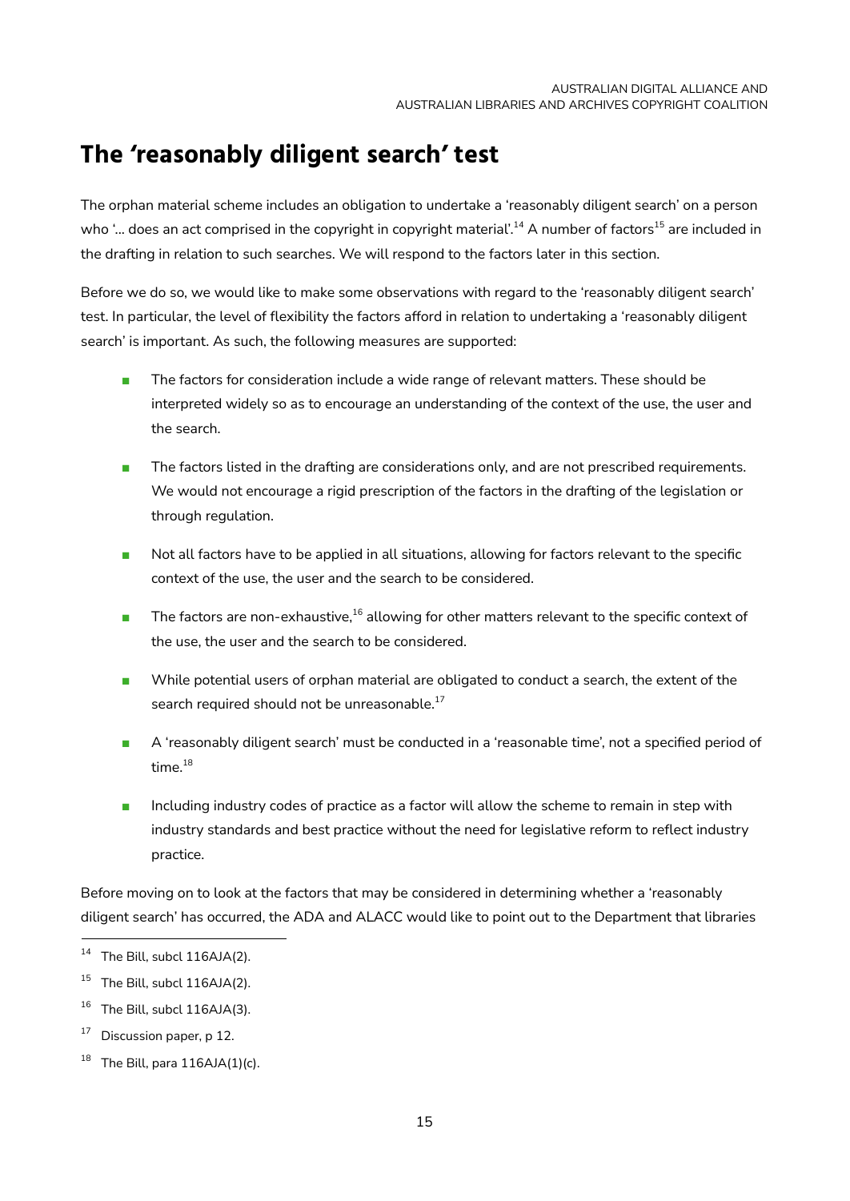# The 'reasonably diligent search' test

The orphan material scheme includes an obligation to undertake a 'reasonably diligent search' on a person who '... does an act comprised in the copyright in copyright material'.[14] A number of factors[15] are included in the drafting in relation to such searches. We will respond to the factors later in this section.

Before we do so, we would like to make some observations with regard to the 'reasonably diligent search' test. In particular, the level of flexibility the factors afford in relation to undertaking a 'reasonably diligent search' is important. As such, the following measures are supported:

- The factors for consideration include a wide range of relevant matters. These should be interpreted widely so as to encourage an understanding of the context of the use, the user and the search.
- The factors listed in the drafting are considerations only, and are not prescribed requirements. We would not encourage a rigid prescription of the factors in the drafting of the legislation or through regulation.
- Not all factors have to be applied in all situations, allowing for factors relevant to the specific context of the use, the user and the search to be considered.
- The factors are non-exhaustive,[16] allowing for other matters relevant to the specific context of the use, the user and the search to be considered.
- While potential users of orphan material are obligated to conduct a search, the extent of the search required should not be unreasonable.[17]
- A 'reasonably diligent search' must be conducted in a 'reasonable time', not a specified period of time.[18]
- Including industry codes of practice as a factor will allow the scheme to remain in step with industry standards and best practice without the need for legislative reform to reflect industry practice.

Before moving on to look at the factors that may be considered in determining whether a 'reasonably diligent search' has occurred, the ADA and ALACC would like to point out to the Department that libraries

[14] The Bill, subcl 116AJA(2).

[15] The Bill, subcl 116AJA(2).

[16] The Bill, subcl 116AJA(3).

[17] Discussion paper, p 12.

[18] The Bill, para 116AJA(1)(c).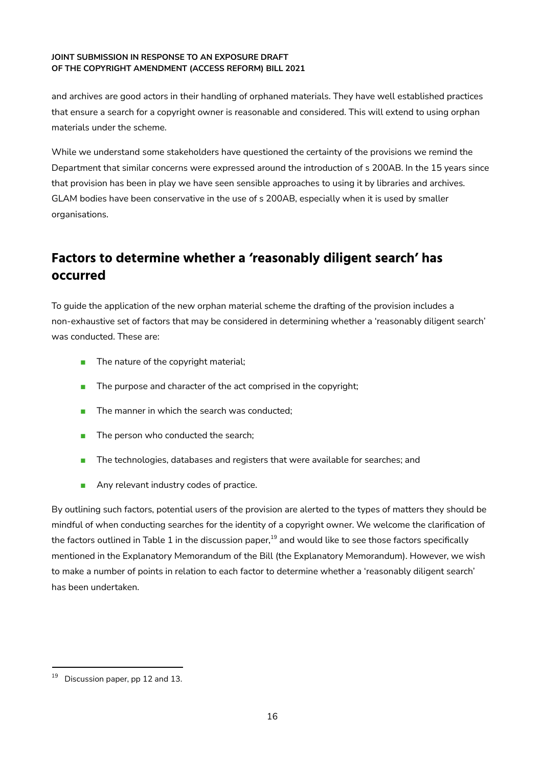and archives are good actors in their handling of orphaned materials. They have well established practices that ensure a search for a copyright owner is reasonable and considered. This will extend to using orphan materials under the scheme.

While we understand some stakeholders have questioned the certainty of the provisions we remind the Department that similar concerns were expressed around the introduction of s 200AB. In the 15 years since that provision has been in play we have seen sensible approaches to using it by libraries and archives. GLAM bodies have been conservative in the use of s 200AB, especially when it is used by smaller organisations.

## Factors to determine whether a 'reasonably diligent search' has occurred

To guide the application of the new orphan material scheme the drafting of the provision includes a non-exhaustive set of factors that may be considered in determining whether a 'reasonably diligent search' was conducted. These are:

- The nature of the copyright material;
- The purpose and character of the act comprised in the copyright;
- The manner in which the search was conducted;
- The person who conducted the search;
- The technologies, databases and registers that were available for searches; and
- Any relevant industry codes of practice.

By outlining such factors, potential users of the provision are alerted to the types of matters they should be mindful of when conducting searches for the identity of a copyright owner. We welcome the clarification of the factors outlined in Table 1 in the discussion paper,[19] and would like to see those factors specifically mentioned in the Explanatory Memorandum of the Bill (the Explanatory Memorandum). However, we wish to make a number of points in relation to each factor to determine whether a 'reasonably diligent search' has been undertaken.

[19] Discussion paper, pp 12 and 13.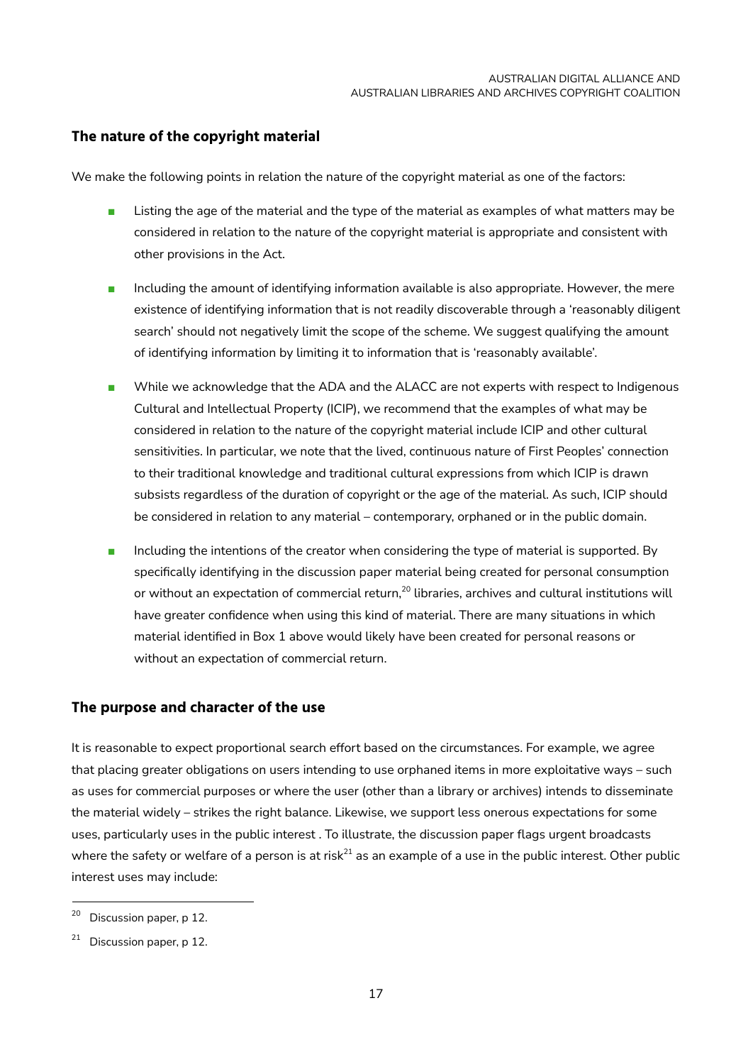## The nature of the copyright material

We make the following points in relation the nature of the copyright material as one of the factors:

- Listing the age of the material and the type of the material as examples of what matters may be considered in relation to the nature of the copyright material is appropriate and consistent with other provisions in the Act.
- Including the amount of identifying information available is also appropriate. However, the mere existence of identifying information that is not readily discoverable through a 'reasonably diligent search' should not negatively limit the scope of the scheme. We suggest qualifying the amount of identifying information by limiting it to information that is 'reasonably available'.
- While we acknowledge that the ADA and the ALACC are not experts with respect to Indigenous Cultural and Intellectual Property (ICIP), we recommend that the examples of what may be considered in relation to the nature of the copyright material include ICIP and other cultural sensitivities. In particular, we note that the lived, continuous nature of First Peoples' connection to their traditional knowledge and traditional cultural expressions from which ICIP is drawn subsists regardless of the duration of copyright or the age of the material. As such, ICIP should be considered in relation to any material – contemporary, orphaned or in the public domain.
- Including the intentions of the creator when considering the type of material is supported. By specifically identifying in the discussion paper material being created for personal consumption or without an expectation of commercial return,[20] libraries, archives and cultural institutions will have greater confidence when using this kind of material. There are many situations in which material identified in Box 1 above would likely have been created for personal reasons or without an expectation of commercial return.

## The purpose and character of the use

It is reasonable to expect proportional search effort based on the circumstances. For example, we agree that placing greater obligations on users intending to use orphaned items in more exploitative ways – such as uses for commercial purposes or where the user (other than a library or archives) intends to disseminate the material widely – strikes the right balance. Likewise, we support less onerous expectations for some uses, particularly uses in the public interest . To illustrate, the discussion paper flags urgent broadcasts where the safety or welfare of a person is at risk[21] as an example of a use in the public interest. Other public interest uses may include:

[20] Discussion paper, p 12.

[21] Discussion paper, p 12.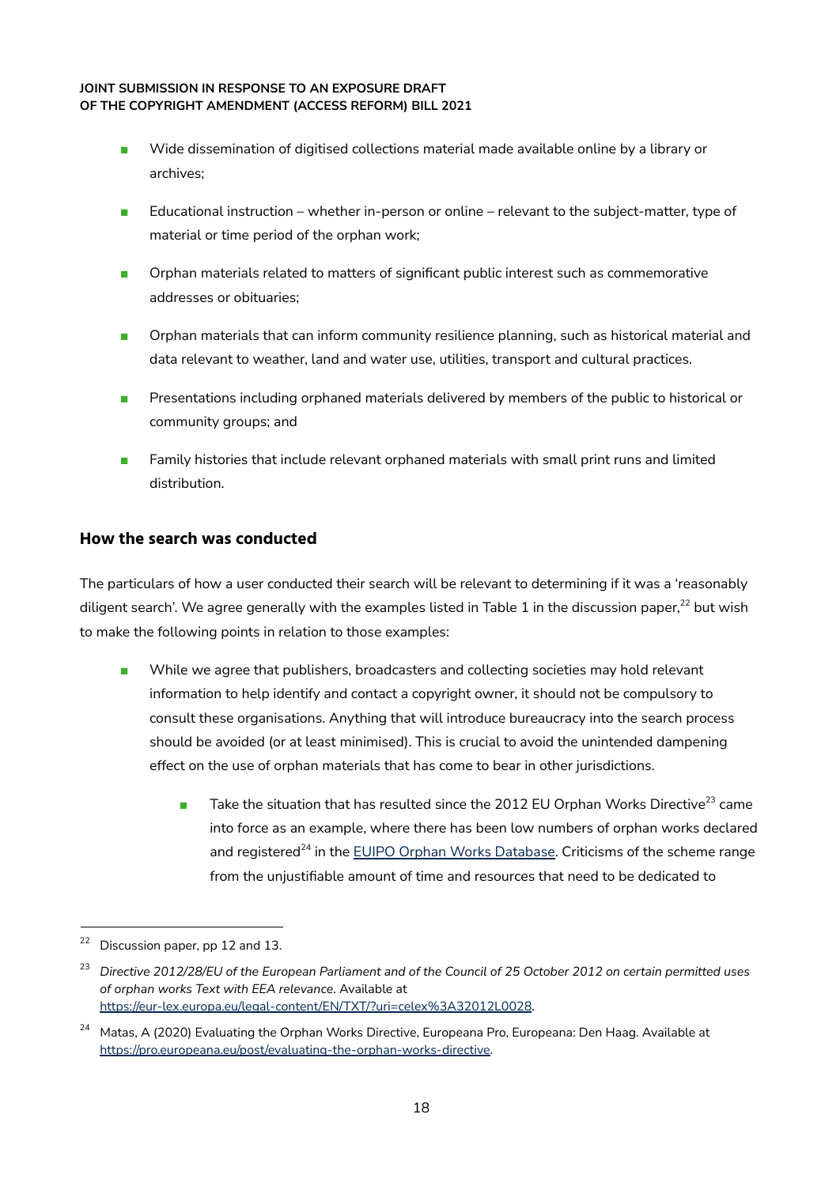- Wide dissemination of digitised collections material made available online by a library or archives;
- Educational instruction – whether in-person or online – relevant to the subject-matter, type of material or time period of the orphan work;
- Orphan materials related to matters of significant public interest such as commemorative addresses or obituaries;
- Orphan materials that can inform community resilience planning, such as historical material and data relevant to weather, land and water use, utilities, transport and cultural practices.
- Presentations including orphaned materials delivered by members of the public to historical or community groups; and
- Family histories that include relevant orphaned materials with small print runs and limited distribution.

## How the search was conducted

The particulars of how a user conducted their search will be relevant to determining if it was a 'reasonably diligent search'. We agree generally with the examples listed in Table 1 in the discussion paper,[22] but wish to make the following points in relation to those examples:

- While we agree that publishers, broadcasters and collecting societies may hold relevant information to help identify and contact a copyright owner, it should not be compulsory to consult these organisations. Anything that will introduce bureaucracy into the search process should be avoided (or at least minimised). This is crucial to avoid the unintended dampening effect on the use of orphan materials that has come to bear in other jurisdictions.
    - Take the situation that has resulted since the 2012 EU Orphan Works Directive[23] came into force as an example, where there has been low numbers of orphan works declared and registered[24] in the [EUIPO Orphan Works Database](). Criticisms of the scheme range from the unjustifiable amount of time and resources that need to be dedicated to

---

[22] Discussion paper, pp 12 and 13.

[23] *Directive 2012/28/EU of the European Parliament and of the Council of 25 October 2012 on certain permitted uses of orphan works Text with EEA relevance*. Available at https://eur-lex.europa.eu/legal-content/EN/TXT/?uri=celex%3A32012L0028.

[24] Matas, A (2020) Evaluating the Orphan Works Directive, Europeana Pro, Europeana: Den Haag. Available at https://pro.europeana.eu/post/evaluating-the-orphan-works-directive.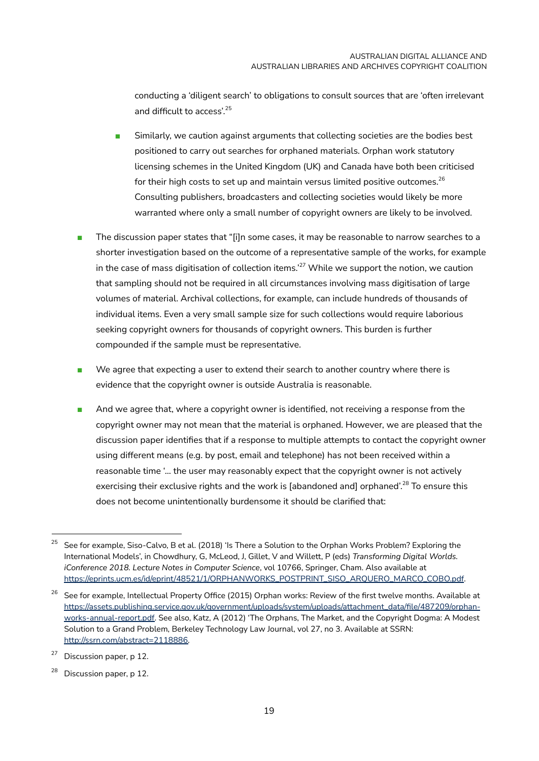conducting a 'diligent search' to obligations to consult sources that are 'often irrelevant and difficult to access'.[25]

  - Similarly, we caution against arguments that collecting societies are the bodies best positioned to carry out searches for orphaned materials. Orphan work statutory licensing schemes in the United Kingdom (UK) and Canada have both been criticised for their high costs to set up and maintain versus limited positive outcomes.[26] Consulting publishers, broadcasters and collecting societies would likely be more warranted where only a small number of copyright owners are likely to be involved.

- The discussion paper states that "[i]n some cases, it may be reasonable to narrow searches to a shorter investigation based on the outcome of a representative sample of the works, for example in the case of mass digitisation of collection items.'[27] While we support the notion, we caution that sampling should not be required in all circumstances involving mass digitisation of large volumes of material. Archival collections, for example, can include hundreds of thousands of individual items. Even a very small sample size for such collections would require laborious seeking copyright owners for thousands of copyright owners. This burden is further compounded if the sample must be representative.

- We agree that expecting a user to extend their search to another country where there is evidence that the copyright owner is outside Australia is reasonable.

- And we agree that, where a copyright owner is identified, not receiving a response from the copyright owner may not mean that the material is orphaned. However, we are pleased that the discussion paper identifies that if a response to multiple attempts to contact the copyright owner using different means (e.g. by post, email and telephone) has not been received within a reasonable time '... the user may reasonably expect that the copyright owner is not actively exercising their exclusive rights and the work is [abandoned and] orphaned'.[28] To ensure this does not become unintentionally burdensome it should be clarified that:

---

[25] See for example, Siso-Calvo, B et al. (2018) 'Is There a Solution to the Orphan Works Problem? Exploring the International Models', in Chowdhury, G, McLeod, J, Gillet, V and Willett, P (eds) *Transforming Digital Worlds. iConference 2018. Lecture Notes in Computer Science*, vol 10766, Springer, Cham. Also available at https://eprints.ucm.es/id/eprint/48521/1/ORPHANWORKS_POSTPRINT_SISO_ARQUERO_MARCO_COBO.pdf.

[26] See for example, Intellectual Property Office (2015) Orphan works: Review of the first twelve months. Available at https://assets.publishing.service.gov.uk/government/uploads/system/uploads/attachment_data/file/487209/orphan-works-annual-report.pdf. See also, Katz, A (2012) 'The Orphans, The Market, and the Copyright Dogma: A Modest Solution to a Grand Problem, Berkeley Technology Law Journal, vol 27, no 3. Available at SSRN: http://ssrn.com/abstract=2118886.

[27] Discussion paper, p 12.

[28] Discussion paper, p 12.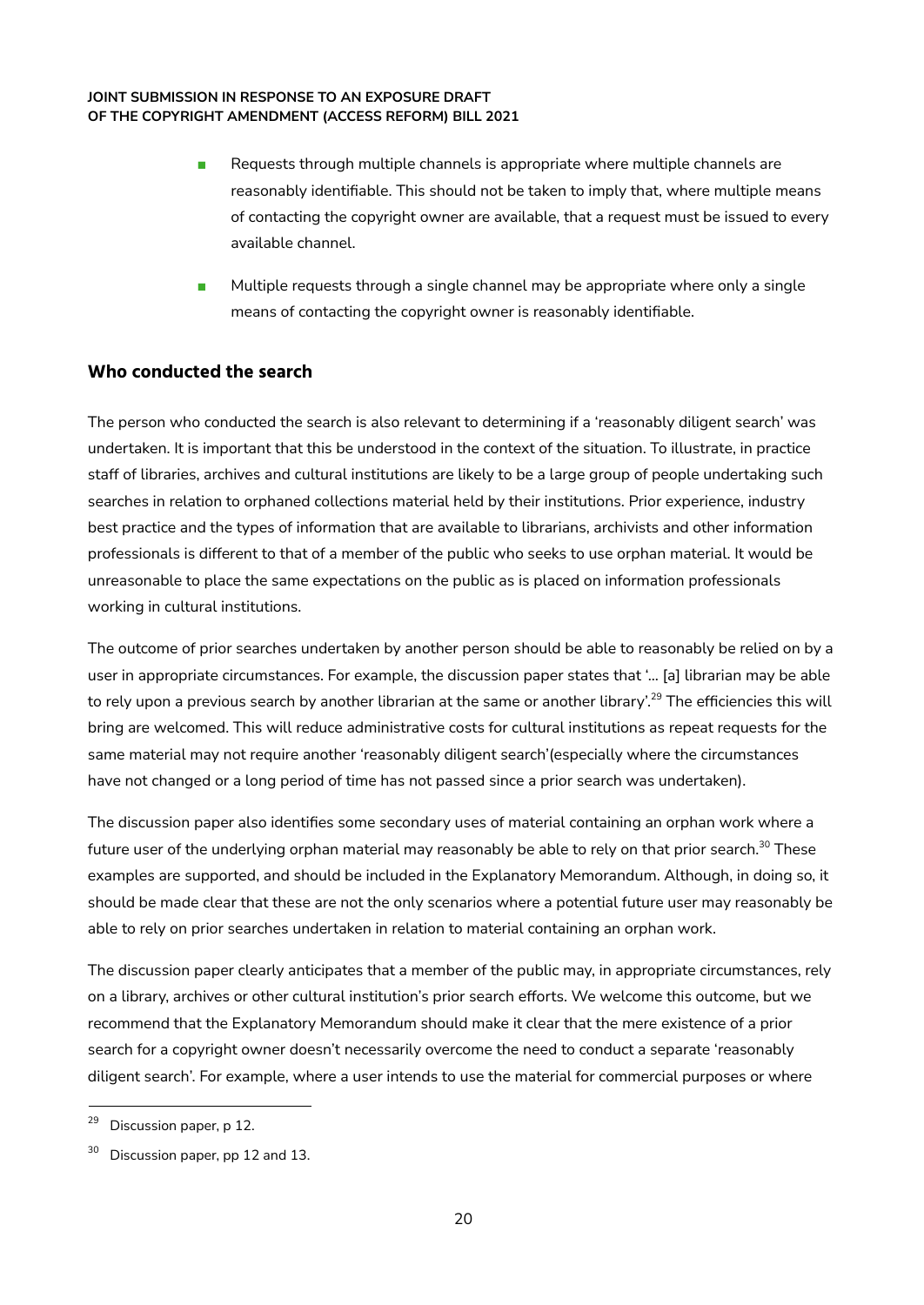- Requests through multiple channels is appropriate where multiple channels are reasonably identifiable. This should not be taken to imply that, where multiple means of contacting the copyright owner are available, that a request must be issued to every available channel.
- Multiple requests through a single channel may be appropriate where only a single means of contacting the copyright owner is reasonably identifiable.

## Who conducted the search

The person who conducted the search is also relevant to determining if a 'reasonably diligent search' was undertaken. It is important that this be understood in the context of the situation. To illustrate, in practice staff of libraries, archives and cultural institutions are likely to be a large group of people undertaking such searches in relation to orphaned collections material held by their institutions. Prior experience, industry best practice and the types of information that are available to librarians, archivists and other information professionals is different to that of a member of the public who seeks to use orphan material. It would be unreasonable to place the same expectations on the public as is placed on information professionals working in cultural institutions.

The outcome of prior searches undertaken by another person should be able to reasonably be relied on by a user in appropriate circumstances. For example, the discussion paper states that '... [a] librarian may be able to rely upon a previous search by another librarian at the same or another library'.[29] The efficiencies this will bring are welcomed. This will reduce administrative costs for cultural institutions as repeat requests for the same material may not require another 'reasonably diligent search'(especially where the circumstances have not changed or a long period of time has not passed since a prior search was undertaken).

The discussion paper also identifies some secondary uses of material containing an orphan work where a future user of the underlying orphan material may reasonably be able to rely on that prior search.[30] These examples are supported, and should be included in the Explanatory Memorandum. Although, in doing so, it should be made clear that these are not the only scenarios where a potential future user may reasonably be able to rely on prior searches undertaken in relation to material containing an orphan work.

The discussion paper clearly anticipates that a member of the public may, in appropriate circumstances, rely on a library, archives or other cultural institution's prior search efforts. We welcome this outcome, but we recommend that the Explanatory Memorandum should make it clear that the mere existence of a prior search for a copyright owner doesn't necessarily overcome the need to conduct a separate 'reasonably diligent search'. For example, where a user intends to use the material for commercial purposes or where

[29] Discussion paper, p 12.

[30] Discussion paper, pp 12 and 13.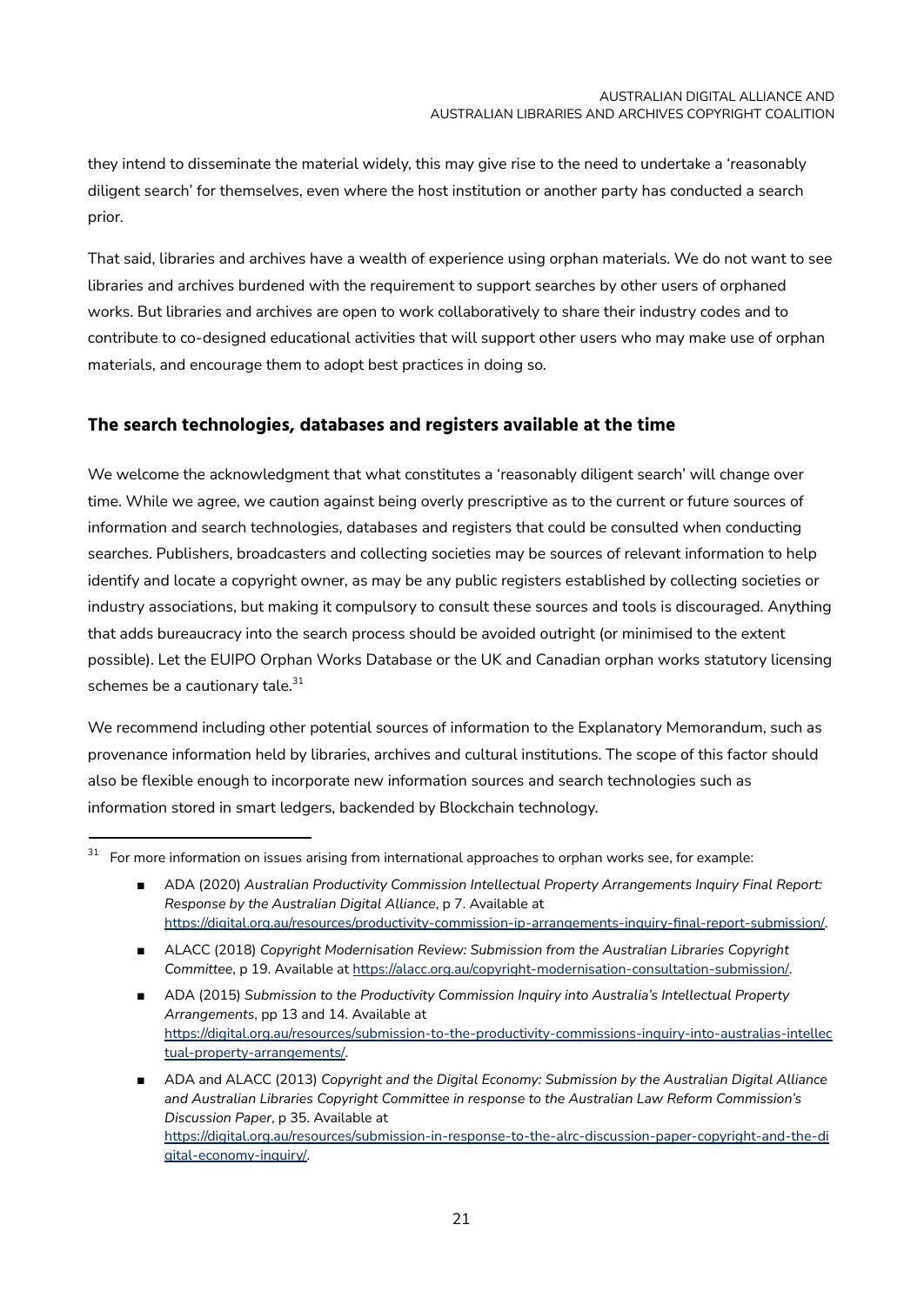they intend to disseminate the material widely, this may give rise to the need to undertake a 'reasonably diligent search' for themselves, even where the host institution or another party has conducted a search prior.

That said, libraries and archives have a wealth of experience using orphan materials. We do not want to see libraries and archives burdened with the requirement to support searches by other users of orphaned works. But libraries and archives are open to work collaboratively to share their industry codes and to contribute to co-designed educational activities that will support other users who may make use of orphan materials, and encourage them to adopt best practices in doing so.

## The search technologies, databases and registers available at the time

We welcome the acknowledgment that what constitutes a 'reasonably diligent search' will change over time. While we agree, we caution against being overly prescriptive as to the current or future sources of information and search technologies, databases and registers that could be consulted when conducting searches. Publishers, broadcasters and collecting societies may be sources of relevant information to help identify and locate a copyright owner, as may be any public registers established by collecting societies or industry associations, but making it compulsory to consult these sources and tools is discouraged. Anything that adds bureaucracy into the search process should be avoided outright (or minimised to the extent possible). Let the EUIPO Orphan Works Database or the UK and Canadian orphan works statutory licensing schemes be a cautionary tale.[31]

We recommend including other potential sources of information to the Explanatory Memorandum, such as provenance information held by libraries, archives and cultural institutions. The scope of this factor should also be flexible enough to incorporate new information sources and search technologies such as information stored in smart ledgers, backended by Blockchain technology.

---

[31] For more information on issues arising from international approaches to orphan works see, for example:

- ADA (2020) *Australian Productivity Commission Intellectual Property Arrangements Inquiry Final Report: Response by the Australian Digital Alliance*, p 7. Available at https://digital.org.au/resources/productivity-commission-ip-arrangements-inquiry-final-report-submission/.
- ALACC (2018) *Copyright Modernisation Review: Submission from the Australian Libraries Copyright Committee*, p 19. Available at https://alacc.org.au/copyright-modernisation-consultation-submission/.
- ADA (2015) *Submission to the Productivity Commission Inquiry into Australia's Intellectual Property Arrangements*, pp 13 and 14. Available at https://digital.org.au/resources/submission-to-the-productivity-commissions-inquiry-into-australias-intellectual-property-arrangements/.
- ADA and ALACC (2013) *Copyright and the Digital Economy: Submission by the Australian Digital Alliance and Australian Libraries Copyright Committee in response to the Australian Law Reform Commission's Discussion Paper*, p 35. Available at https://digital.org.au/resources/submission-in-response-to-the-alrc-discussion-paper-copyright-and-the-digital-economy-inquiry/.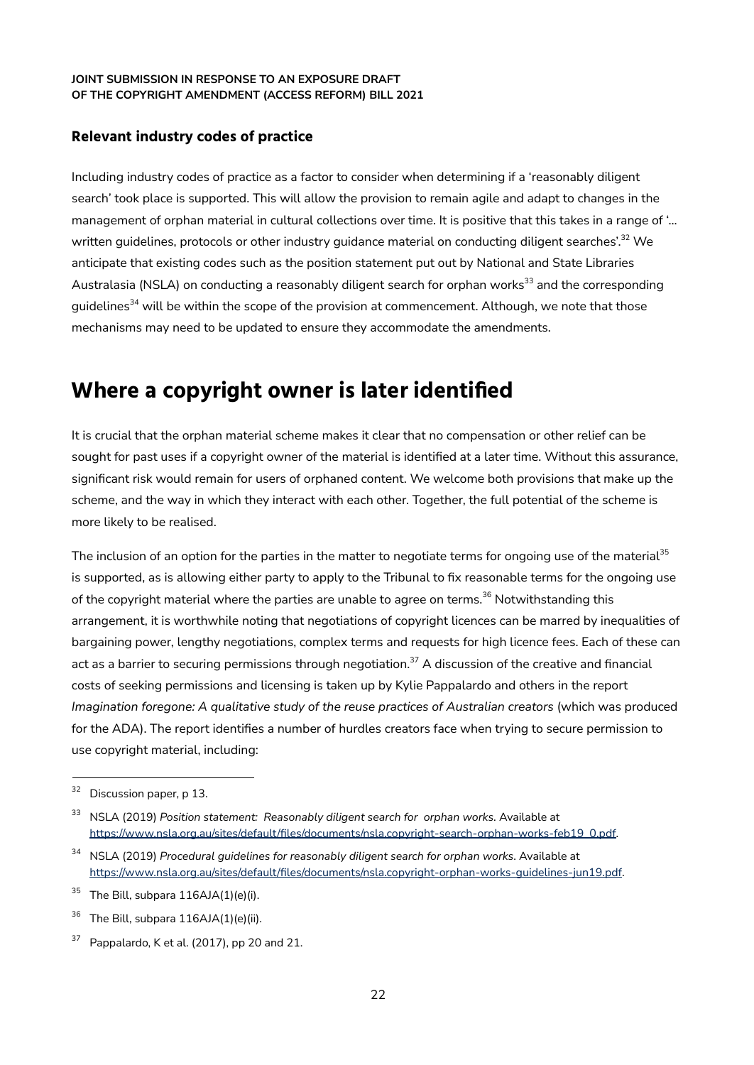### Relevant industry codes of practice

Including industry codes of practice as a factor to consider when determining if a 'reasonably diligent search' took place is supported. This will allow the provision to remain agile and adapt to changes in the management of orphan material in cultural collections over time. It is positive that this takes in a range of '... written guidelines, protocols or other industry guidance material on conducting diligent searches'.[32] We anticipate that existing codes such as the position statement put out by National and State Libraries Australasia (NSLA) on conducting a reasonably diligent search for orphan works[33] and the corresponding guidelines[34] will be within the scope of the provision at commencement. Although, we note that those mechanisms may need to be updated to ensure they accommodate the amendments.

## Where a copyright owner is later identified

It is crucial that the orphan material scheme makes it clear that no compensation or other relief can be sought for past uses if a copyright owner of the material is identified at a later time. Without this assurance, significant risk would remain for users of orphaned content. We welcome both provisions that make up the scheme, and the way in which they interact with each other. Together, the full potential of the scheme is more likely to be realised.

The inclusion of an option for the parties in the matter to negotiate terms for ongoing use of the material[35] is supported, as is allowing either party to apply to the Tribunal to fix reasonable terms for the ongoing use of the copyright material where the parties are unable to agree on terms.[36] Notwithstanding this arrangement, it is worthwhile noting that negotiations of copyright licences can be marred by inequalities of bargaining power, lengthy negotiations, complex terms and requests for high licence fees. Each of these can act as a barrier to securing permissions through negotiation.[37] A discussion of the creative and financial costs of seeking permissions and licensing is taken up by Kylie Pappalardo and others in the report *Imagination foregone: A qualitative study of the reuse practices of Australian creators* (which was produced for the ADA). The report identifies a number of hurdles creators face when trying to secure permission to use copyright material, including:

---

32 Discussion paper, p 13.

33 NSLA (2019) *Position statement: Reasonably diligent search for orphan works*. Available at https://www.nsla.org.au/sites/default/files/documents/nsla.copyright-search-orphan-works-feb19_0.pdf.

34 NSLA (2019) *Procedural guidelines for reasonably diligent search for orphan works*. Available at https://www.nsla.org.au/sites/default/files/documents/nsla.copyright-orphan-works-guidelines-jun19.pdf.

35 The Bill, subpara 116AJA(1)(e)(i).

36 The Bill, subpara 116AJA(1)(e)(ii).

37 Pappalardo, K et al. (2017), pp 20 and 21.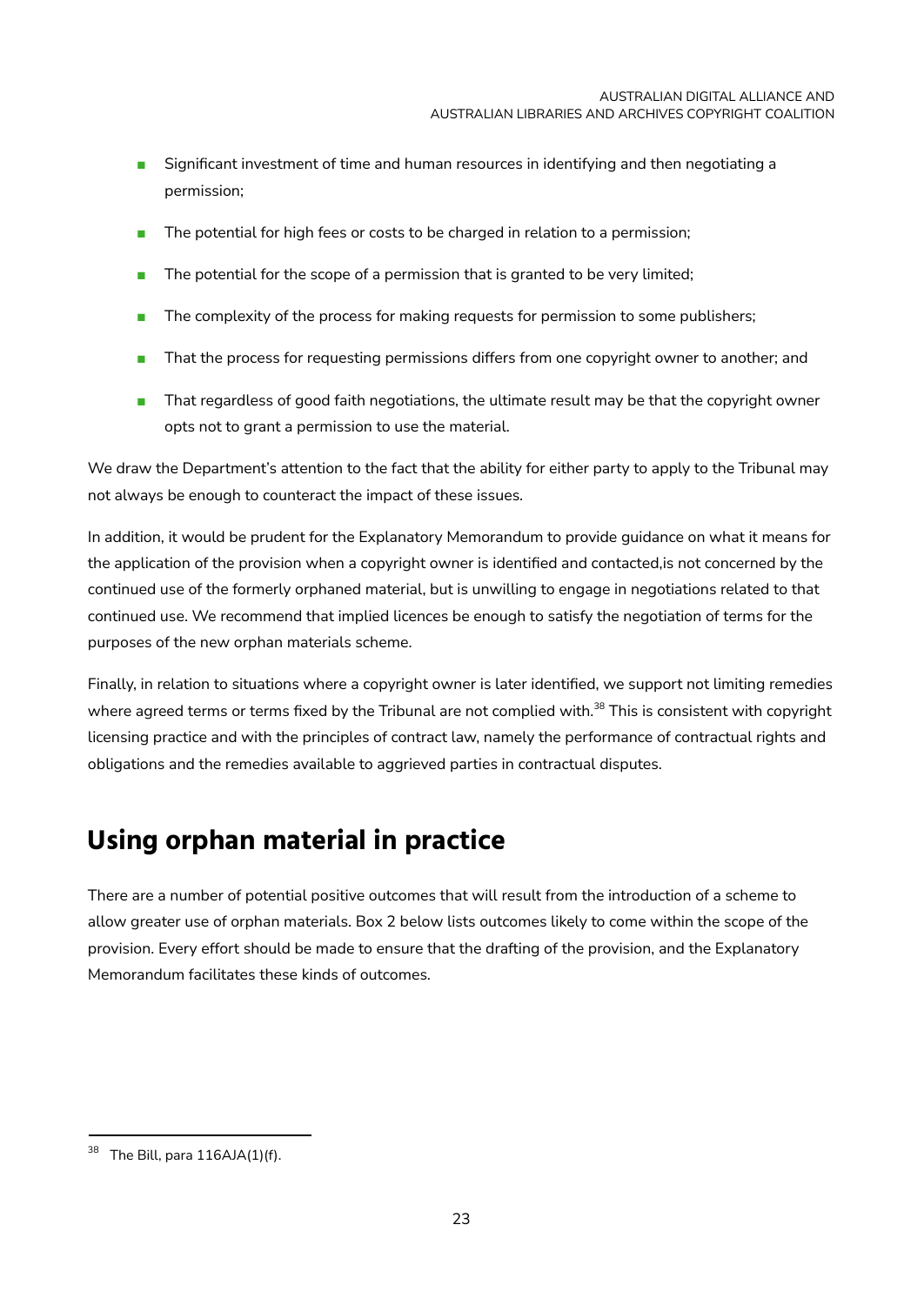- Significant investment of time and human resources in identifying and then negotiating a permission;
- The potential for high fees or costs to be charged in relation to a permission;
- The potential for the scope of a permission that is granted to be very limited;
- The complexity of the process for making requests for permission to some publishers;
- That the process for requesting permissions differs from one copyright owner to another; and
- That regardless of good faith negotiations, the ultimate result may be that the copyright owner opts not to grant a permission to use the material.

We draw the Department's attention to the fact that the ability for either party to apply to the Tribunal may not always be enough to counteract the impact of these issues.

In addition, it would be prudent for the Explanatory Memorandum to provide guidance on what it means for the application of the provision when a copyright owner is identified and contacted,is not concerned by the continued use of the formerly orphaned material, but is unwilling to engage in negotiations related to that continued use. We recommend that implied licences be enough to satisfy the negotiation of terms for the purposes of the new orphan materials scheme.

Finally, in relation to situations where a copyright owner is later identified, we support not limiting remedies where agreed terms or terms fixed by the Tribunal are not complied with.[38] This is consistent with copyright licensing practice and with the principles of contract law, namely the performance of contractual rights and obligations and the remedies available to aggrieved parties in contractual disputes.

## Using orphan material in practice

There are a number of potential positive outcomes that will result from the introduction of a scheme to allow greater use of orphan materials. Box 2 below lists outcomes likely to come within the scope of the provision. Every effort should be made to ensure that the drafting of the provision, and the Explanatory Memorandum facilitates these kinds of outcomes.

---

[38] The Bill, para 116AJA(1)(f).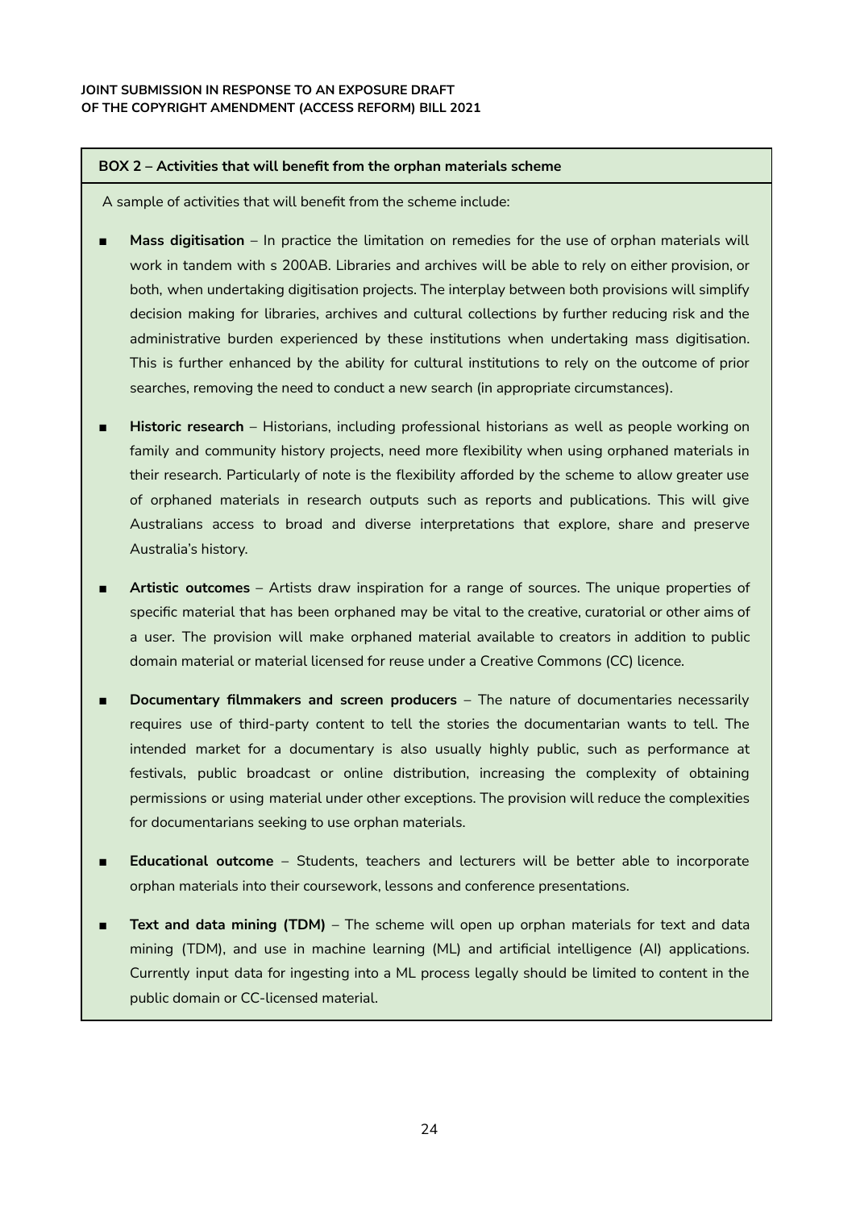**BOX 2 – Activities that will benefit from the orphan materials scheme**

A sample of activities that will benefit from the scheme include:

- **Mass digitisation** – In practice the limitation on remedies for the use of orphan materials will work in tandem with s 200AB. Libraries and archives will be able to rely on either provision, or both, when undertaking digitisation projects. The interplay between both provisions will simplify decision making for libraries, archives and cultural collections by further reducing risk and the administrative burden experienced by these institutions when undertaking mass digitisation. This is further enhanced by the ability for cultural institutions to rely on the outcome of prior searches, removing the need to conduct a new search (in appropriate circumstances).

- **Historic research** – Historians, including professional historians as well as people working on family and community history projects, need more flexibility when using orphaned materials in their research. Particularly of note is the flexibility afforded by the scheme to allow greater use of orphaned materials in research outputs such as reports and publications. This will give Australians access to broad and diverse interpretations that explore, share and preserve Australia's history.

- **Artistic outcomes** – Artists draw inspiration for a range of sources. The unique properties of specific material that has been orphaned may be vital to the creative, curatorial or other aims of a user. The provision will make orphaned material available to creators in addition to public domain material or material licensed for reuse under a Creative Commons (CC) licence.

- **Documentary filmmakers and screen producers** – The nature of documentaries necessarily requires use of third-party content to tell the stories the documentarian wants to tell. The intended market for a documentary is also usually highly public, such as performance at festivals, public broadcast or online distribution, increasing the complexity of obtaining permissions or using material under other exceptions. The provision will reduce the complexities for documentarians seeking to use orphan materials.

- **Educational outcome** – Students, teachers and lecturers will be better able to incorporate orphan materials into their coursework, lessons and conference presentations.

- **Text and data mining (TDM)** – The scheme will open up orphan materials for text and data mining (TDM), and use in machine learning (ML) and artificial intelligence (AI) applications. Currently input data for ingesting into a ML process legally should be limited to content in the public domain or CC-licensed material.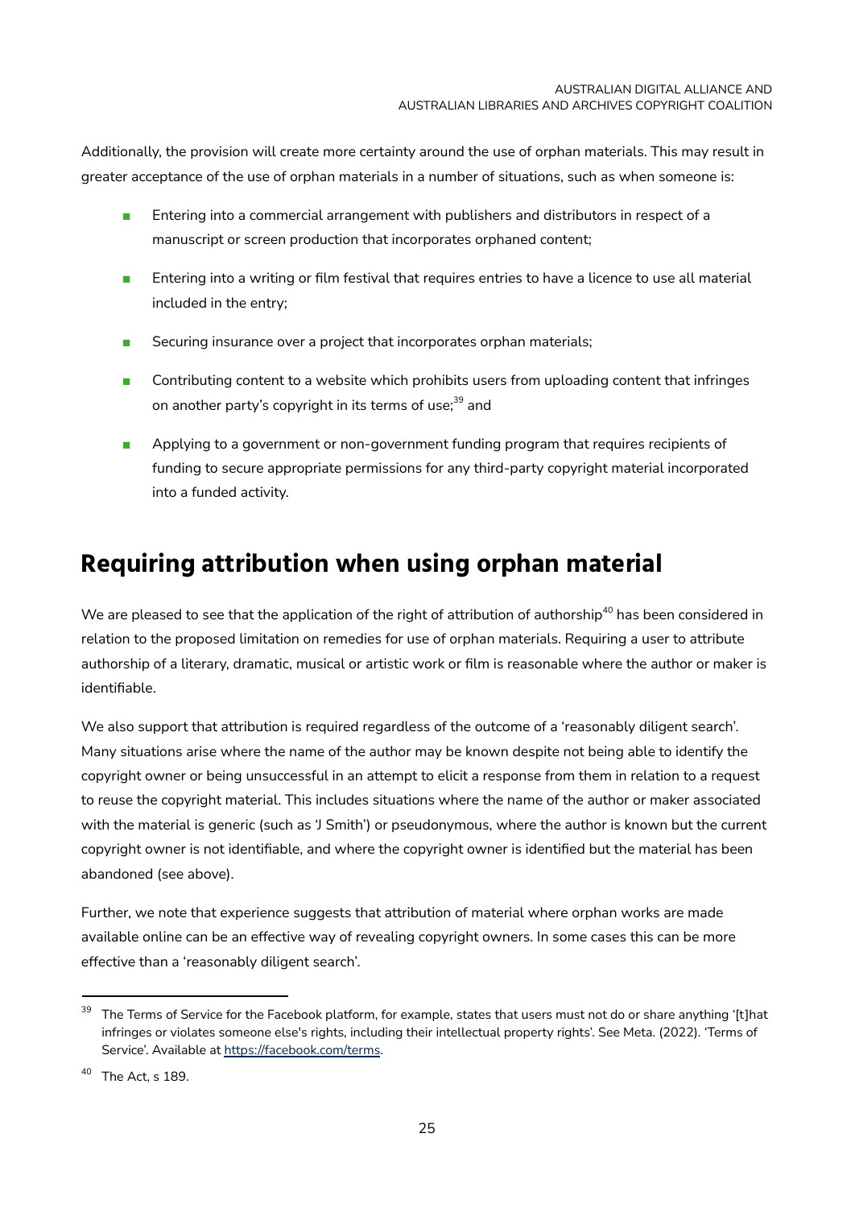Additionally, the provision will create more certainty around the use of orphan materials. This may result in greater acceptance of the use of orphan materials in a number of situations, such as when someone is:

- Entering into a commercial arrangement with publishers and distributors in respect of a manuscript or screen production that incorporates orphaned content;
- Entering into a writing or film festival that requires entries to have a licence to use all material included in the entry;
- Securing insurance over a project that incorporates orphan materials;
- Contributing content to a website which prohibits users from uploading content that infringes on another party's copyright in its terms of use;[39] and
- Applying to a government or non-government funding program that requires recipients of funding to secure appropriate permissions for any third-party copyright material incorporated into a funded activity.

## Requiring attribution when using orphan material

We are pleased to see that the application of the right of attribution of authorship[40] has been considered in relation to the proposed limitation on remedies for use of orphan materials. Requiring a user to attribute authorship of a literary, dramatic, musical or artistic work or film is reasonable where the author or maker is identifiable.

We also support that attribution is required regardless of the outcome of a 'reasonably diligent search'. Many situations arise where the name of the author may be known despite not being able to identify the copyright owner or being unsuccessful in an attempt to elicit a response from them in relation to a request to reuse the copyright material. This includes situations where the name of the author or maker associated with the material is generic (such as 'J Smith') or pseudonymous, where the author is known but the current copyright owner is not identifiable, and where the copyright owner is identified but the material has been abandoned (see above).

Further, we note that experience suggests that attribution of material where orphan works are made available online can be an effective way of revealing copyright owners. In some cases this can be more effective than a 'reasonably diligent search'.

---

[39] The Terms of Service for the Facebook platform, for example, states that users must not do or share anything '[t]hat infringes or violates someone else's rights, including their intellectual property rights'. See Meta. (2022). 'Terms of Service'. Available at https://facebook.com/terms.

[40] The Act, s 189.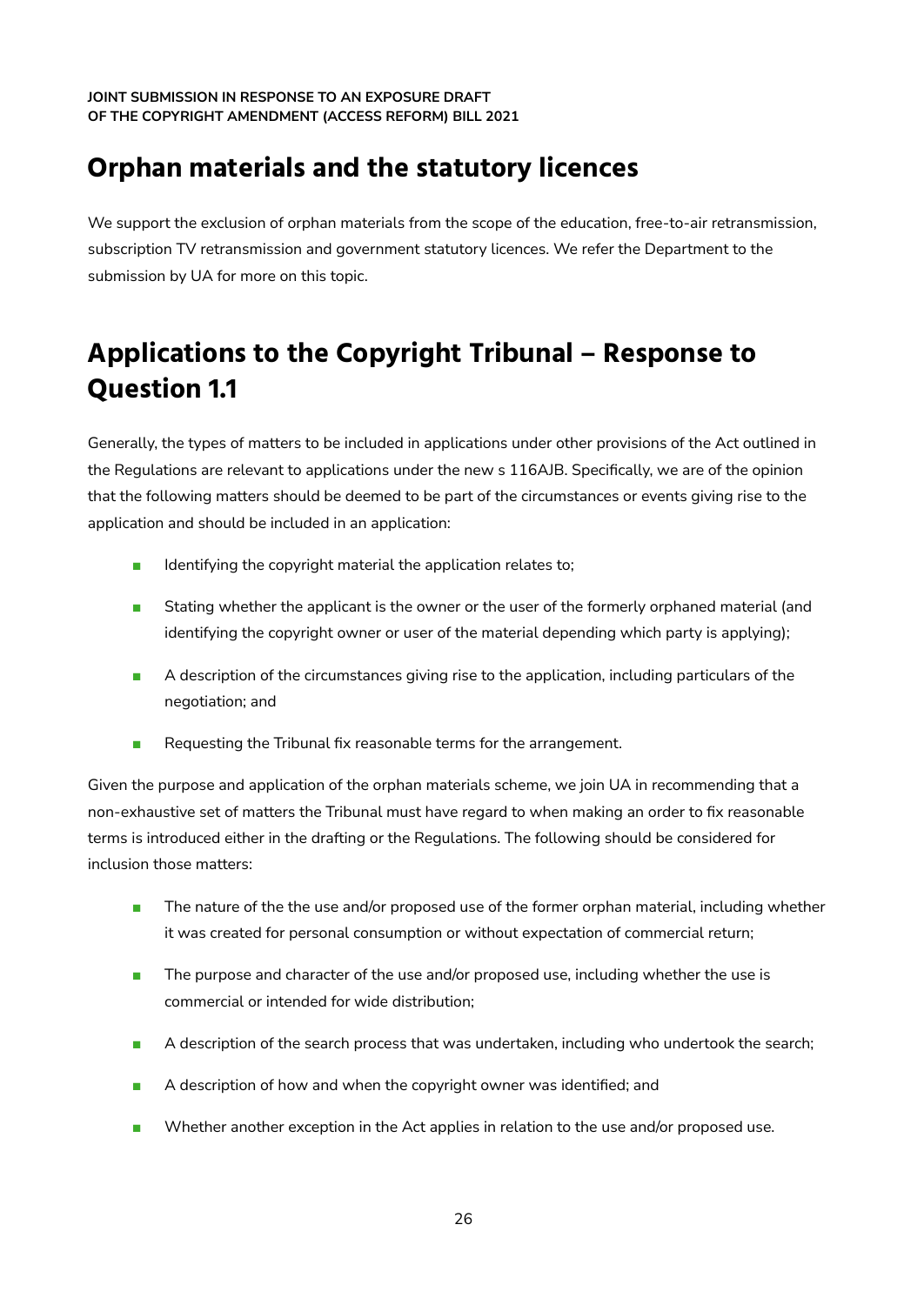## Orphan materials and the statutory licences

We support the exclusion of orphan materials from the scope of the education, free-to-air retransmission, subscription TV retransmission and government statutory licences. We refer the Department to the submission by UA for more on this topic.

## Applications to the Copyright Tribunal – Response to Question 1.1

Generally, the types of matters to be included in applications under other provisions of the Act outlined in the Regulations are relevant to applications under the new s 116AJB. Specifically, we are of the opinion that the following matters should be deemed to be part of the circumstances or events giving rise to the application and should be included in an application:

- Identifying the copyright material the application relates to;
- Stating whether the applicant is the owner or the user of the formerly orphaned material (and identifying the copyright owner or user of the material depending which party is applying);
- A description of the circumstances giving rise to the application, including particulars of the negotiation; and
- Requesting the Tribunal fix reasonable terms for the arrangement.

Given the purpose and application of the orphan materials scheme, we join UA in recommending that a non-exhaustive set of matters the Tribunal must have regard to when making an order to fix reasonable terms is introduced either in the drafting or the Regulations. The following should be considered for inclusion those matters:

- The nature of the the use and/or proposed use of the former orphan material, including whether it was created for personal consumption or without expectation of commercial return;
- The purpose and character of the use and/or proposed use, including whether the use is commercial or intended for wide distribution;
- A description of the search process that was undertaken, including who undertook the search;
- A description of how and when the copyright owner was identified; and
- Whether another exception in the Act applies in relation to the use and/or proposed use.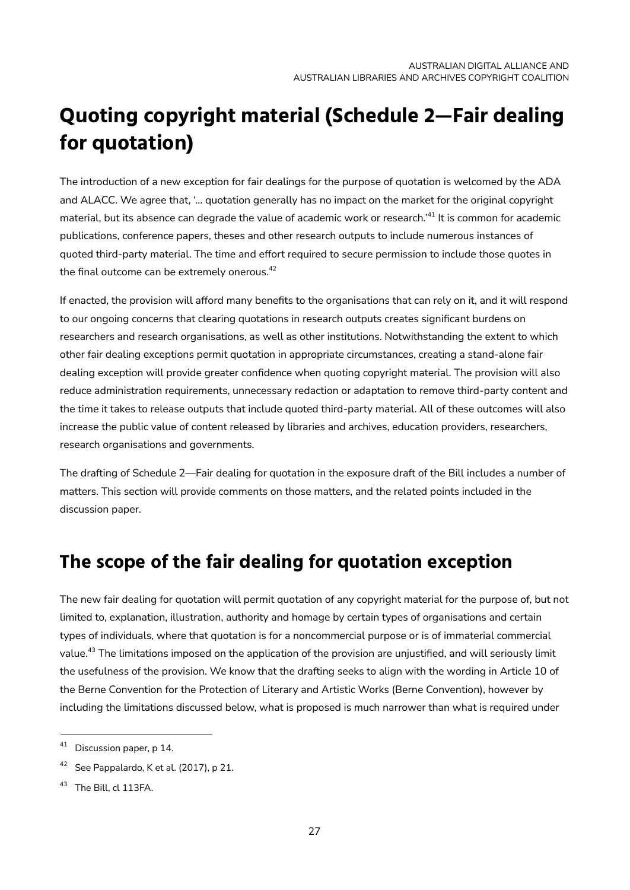# Quoting copyright material (Schedule 2—Fair dealing for quotation)

The introduction of a new exception for fair dealings for the purpose of quotation is welcomed by the ADA and ALACC. We agree that, '… quotation generally has no impact on the market for the original copyright material, but its absence can degrade the value of academic work or research.'[41] It is common for academic publications, conference papers, theses and other research outputs to include numerous instances of quoted third-party material. The time and effort required to secure permission to include those quotes in the final outcome can be extremely onerous.[42]

If enacted, the provision will afford many benefits to the organisations that can rely on it, and it will respond to our ongoing concerns that clearing quotations in research outputs creates significant burdens on researchers and research organisations, as well as other institutions. Notwithstanding the extent to which other fair dealing exceptions permit quotation in appropriate circumstances, creating a stand-alone fair dealing exception will provide greater confidence when quoting copyright material. The provision will also reduce administration requirements, unnecessary redaction or adaptation to remove third-party content and the time it takes to release outputs that include quoted third-party material. All of these outcomes will also increase the public value of content released by libraries and archives, education providers, researchers, research organisations and governments.

The drafting of Schedule 2—Fair dealing for quotation in the exposure draft of the Bill includes a number of matters. This section will provide comments on those matters, and the related points included in the discussion paper.

## The scope of the fair dealing for quotation exception

The new fair dealing for quotation will permit quotation of any copyright material for the purpose of, but not limited to, explanation, illustration, authority and homage by certain types of organisations and certain types of individuals, where that quotation is for a noncommercial purpose or is of immaterial commercial value.[43] The limitations imposed on the application of the provision are unjustified, and will seriously limit the usefulness of the provision. We know that the drafting seeks to align with the wording in Article 10 of the Berne Convention for the Protection of Literary and Artistic Works (Berne Convention), however by including the limitations discussed below, what is proposed is much narrower than what is required under

---

[41] Discussion paper, p 14.

[42] See Pappalardo, K et al. (2017), p 21.

[43] The Bill, cl 113FA.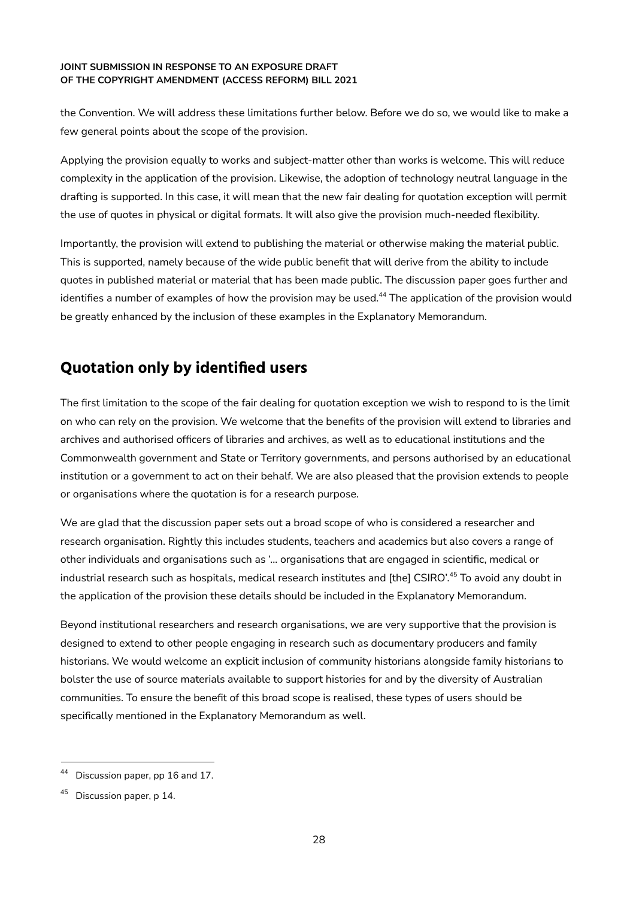the Convention. We will address these limitations further below. Before we do so, we would like to make a few general points about the scope of the provision.

Applying the provision equally to works and subject-matter other than works is welcome. This will reduce complexity in the application of the provision. Likewise, the adoption of technology neutral language in the drafting is supported. In this case, it will mean that the new fair dealing for quotation exception will permit the use of quotes in physical or digital formats. It will also give the provision much-needed flexibility.

Importantly, the provision will extend to publishing the material or otherwise making the material public. This is supported, namely because of the wide public benefit that will derive from the ability to include quotes in published material or material that has been made public. The discussion paper goes further and identifies a number of examples of how the provision may be used.[44] The application of the provision would be greatly enhanced by the inclusion of these examples in the Explanatory Memorandum.

## Quotation only by identified users

The first limitation to the scope of the fair dealing for quotation exception we wish to respond to is the limit on who can rely on the provision. We welcome that the benefits of the provision will extend to libraries and archives and authorised officers of libraries and archives, as well as to educational institutions and the Commonwealth government and State or Territory governments, and persons authorised by an educational institution or a government to act on their behalf. We are also pleased that the provision extends to people or organisations where the quotation is for a research purpose.

We are glad that the discussion paper sets out a broad scope of who is considered a researcher and research organisation. Rightly this includes students, teachers and academics but also covers a range of other individuals and organisations such as '… organisations that are engaged in scientific, medical or industrial research such as hospitals, medical research institutes and [the] CSIRO'.[45] To avoid any doubt in the application of the provision these details should be included in the Explanatory Memorandum.

Beyond institutional researchers and research organisations, we are very supportive that the provision is designed to extend to other people engaging in research such as documentary producers and family historians. We would welcome an explicit inclusion of community historians alongside family historians to bolster the use of source materials available to support histories for and by the diversity of Australian communities. To ensure the benefit of this broad scope is realised, these types of users should be specifically mentioned in the Explanatory Memorandum as well.

---

[44] Discussion paper, pp 16 and 17.

[45] Discussion paper, p 14.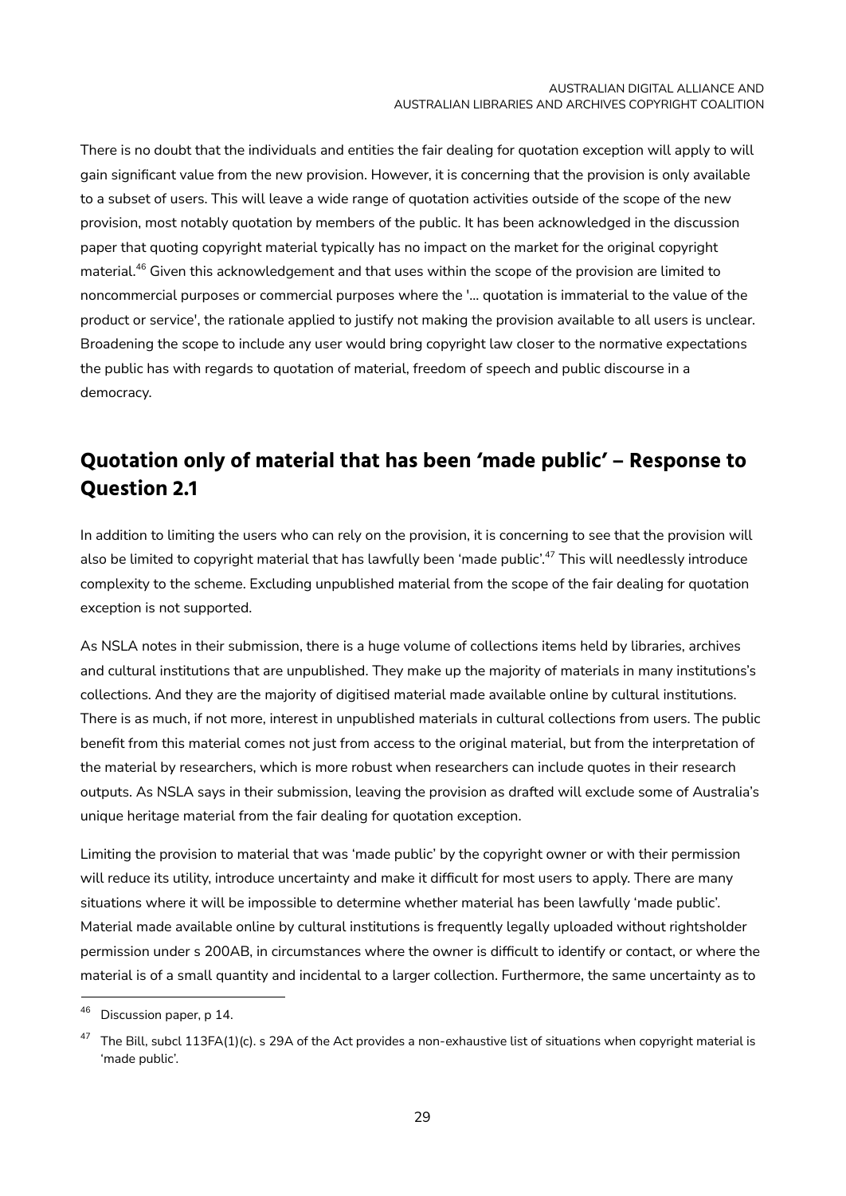There is no doubt that the individuals and entities the fair dealing for quotation exception will apply to will gain significant value from the new provision. However, it is concerning that the provision is only available to a subset of users. This will leave a wide range of quotation activities outside of the scope of the new provision, most notably quotation by members of the public. It has been acknowledged in the discussion paper that quoting copyright material typically has no impact on the market for the original copyright material.[46] Given this acknowledgement and that uses within the scope of the provision are limited to noncommercial purposes or commercial purposes where the '... quotation is immaterial to the value of the product or service', the rationale applied to justify not making the provision available to all users is unclear. Broadening the scope to include any user would bring copyright law closer to the normative expectations the public has with regards to quotation of material, freedom of speech and public discourse in a democracy.

## Quotation only of material that has been 'made public' – Response to Question 2.1

In addition to limiting the users who can rely on the provision, it is concerning to see that the provision will also be limited to copyright material that has lawfully been 'made public'.[47] This will needlessly introduce complexity to the scheme. Excluding unpublished material from the scope of the fair dealing for quotation exception is not supported.

As NSLA notes in their submission, there is a huge volume of collections items held by libraries, archives and cultural institutions that are unpublished. They make up the majority of materials in many institutions's collections. And they are the majority of digitised material made available online by cultural institutions. There is as much, if not more, interest in unpublished materials in cultural collections from users. The public benefit from this material comes not just from access to the original material, but from the interpretation of the material by researchers, which is more robust when researchers can include quotes in their research outputs. As NSLA says in their submission, leaving the provision as drafted will exclude some of Australia's unique heritage material from the fair dealing for quotation exception.

Limiting the provision to material that was 'made public' by the copyright owner or with their permission will reduce its utility, introduce uncertainty and make it difficult for most users to apply. There are many situations where it will be impossible to determine whether material has been lawfully 'made public'. Material made available online by cultural institutions is frequently legally uploaded without rightsholder permission under s 200AB, in circumstances where the owner is difficult to identify or contact, or where the material is of a small quantity and incidental to a larger collection. Furthermore, the same uncertainty as to

---

[46] Discussion paper, p 14.

[47] The Bill, subcl 113FA(1)(c). s 29A of the Act provides a non-exhaustive list of situations when copyright material is 'made public'.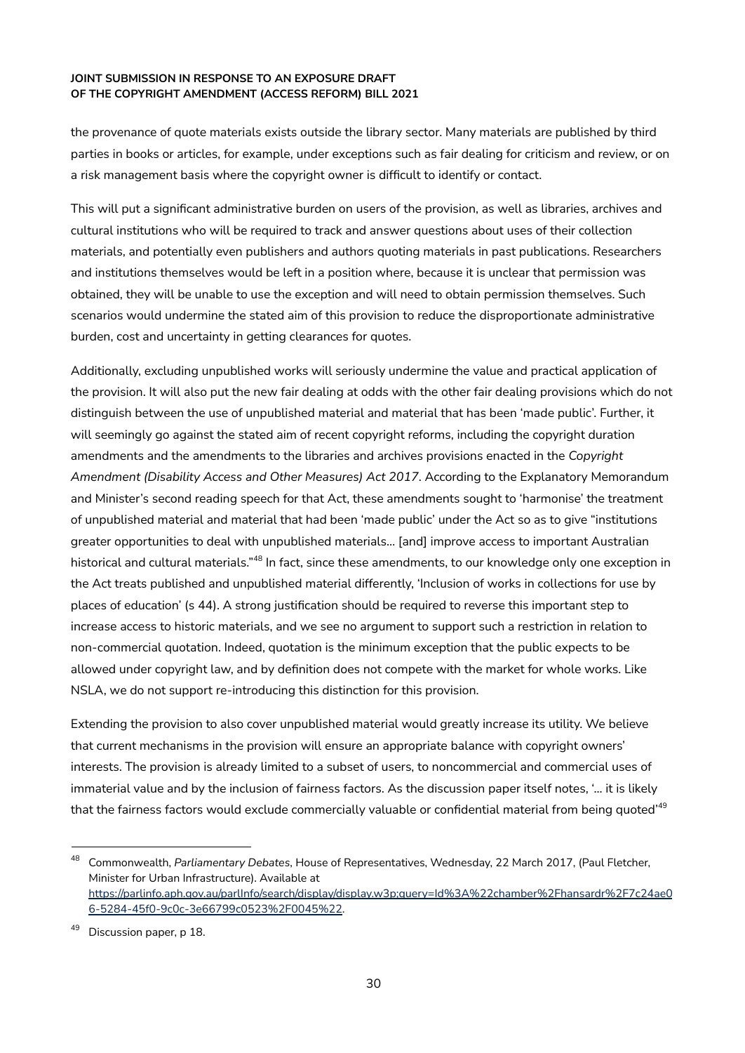the provenance of quote materials exists outside the library sector. Many materials are published by third parties in books or articles, for example, under exceptions such as fair dealing for criticism and review, or on a risk management basis where the copyright owner is difficult to identify or contact.

This will put a significant administrative burden on users of the provision, as well as libraries, archives and cultural institutions who will be required to track and answer questions about uses of their collection materials, and potentially even publishers and authors quoting materials in past publications. Researchers and institutions themselves would be left in a position where, because it is unclear that permission was obtained, they will be unable to use the exception and will need to obtain permission themselves. Such scenarios would undermine the stated aim of this provision to reduce the disproportionate administrative burden, cost and uncertainty in getting clearances for quotes.

Additionally, excluding unpublished works will seriously undermine the value and practical application of the provision. It will also put the new fair dealing at odds with the other fair dealing provisions which do not distinguish between the use of unpublished material and material that has been 'made public'. Further, it will seemingly go against the stated aim of recent copyright reforms, including the copyright duration amendments and the amendments to the libraries and archives provisions enacted in the *Copyright Amendment (Disability Access and Other Measures) Act 2017*. According to the Explanatory Memorandum and Minister's second reading speech for that Act, these amendments sought to 'harmonise' the treatment of unpublished material and material that had been 'made public' under the Act so as to give "institutions greater opportunities to deal with unpublished materials… [and] improve access to important Australian historical and cultural materials."[48] In fact, since these amendments, to our knowledge only one exception in the Act treats published and unpublished material differently, 'Inclusion of works in collections for use by places of education' (s 44). A strong justification should be required to reverse this important step to increase access to historic materials, and we see no argument to support such a restriction in relation to non-commercial quotation. Indeed, quotation is the minimum exception that the public expects to be allowed under copyright law, and by definition does not compete with the market for whole works. Like NSLA, we do not support re-introducing this distinction for this provision.

Extending the provision to also cover unpublished material would greatly increase its utility. We believe that current mechanisms in the provision will ensure an appropriate balance with copyright owners' interests. The provision is already limited to a subset of users, to noncommercial and commercial uses of immaterial value and by the inclusion of fairness factors. As the discussion paper itself notes, '… it is likely that the fairness factors would exclude commercially valuable or confidential material from being quoted'[49]

---

[48] Commonwealth, *Parliamentary Debates*, House of Representatives, Wednesday, 22 March 2017, (Paul Fletcher, Minister for Urban Infrastructure). Available at https://parlinfo.aph.gov.au/parlInfo/search/display/display.w3p;query=Id%3A%22chamber%2Fhansardr%2F7c24ae06-5284-45f0-9c0c-3e66799c0523%2F0045%22.

[49] Discussion paper, p 18.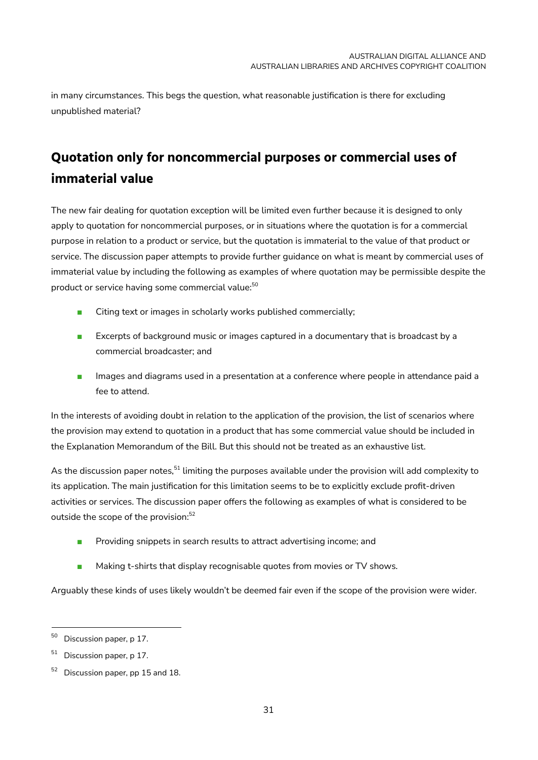in many circumstances. This begs the question, what reasonable justification is there for excluding unpublished material?

## Quotation only for noncommercial purposes or commercial uses of immaterial value

The new fair dealing for quotation exception will be limited even further because it is designed to only apply to quotation for noncommercial purposes, or in situations where the quotation is for a commercial purpose in relation to a product or service, but the quotation is immaterial to the value of that product or service. The discussion paper attempts to provide further guidance on what is meant by commercial uses of immaterial value by including the following as examples of where quotation may be permissible despite the product or service having some commercial value:[50]

- Citing text or images in scholarly works published commercially;
- Excerpts of background music or images captured in a documentary that is broadcast by a commercial broadcaster; and
- Images and diagrams used in a presentation at a conference where people in attendance paid a fee to attend.

In the interests of avoiding doubt in relation to the application of the provision, the list of scenarios where the provision may extend to quotation in a product that has some commercial value should be included in the Explanation Memorandum of the Bill. But this should not be treated as an exhaustive list.

As the discussion paper notes,[51] limiting the purposes available under the provision will add complexity to its application. The main justification for this limitation seems to be to explicitly exclude profit-driven activities or services. The discussion paper offers the following as examples of what is considered to be outside the scope of the provision:[52]

- Providing snippets in search results to attract advertising income; and
- Making t-shirts that display recognisable quotes from movies or TV shows.

Arguably these kinds of uses likely wouldn't be deemed fair even if the scope of the provision were wider.

---

[50] Discussion paper, p 17.

[51] Discussion paper, p 17.

[52] Discussion paper, pp 15 and 18.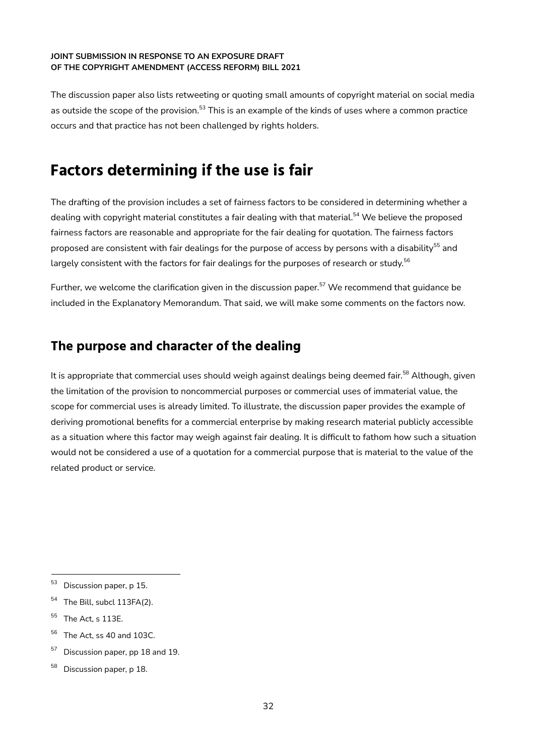The discussion paper also lists retweeting or quoting small amounts of copyright material on social media as outside the scope of the provision.[53] This is an example of the kinds of uses where a common practice occurs and that practice has not been challenged by rights holders.

# Factors determining if the use is fair

The drafting of the provision includes a set of fairness factors to be considered in determining whether a dealing with copyright material constitutes a fair dealing with that material.[54] We believe the proposed fairness factors are reasonable and appropriate for the fair dealing for quotation. The fairness factors proposed are consistent with fair dealings for the purpose of access by persons with a disability[55] and largely consistent with the factors for fair dealings for the purposes of research or study.[56]

Further, we welcome the clarification given in the discussion paper.[57] We recommend that guidance be included in the Explanatory Memorandum. That said, we will make some comments on the factors now.

## The purpose and character of the dealing

It is appropriate that commercial uses should weigh against dealings being deemed fair.[58] Although, given the limitation of the provision to noncommercial purposes or commercial uses of immaterial value, the scope for commercial uses is already limited. To illustrate, the discussion paper provides the example of deriving promotional benefits for a commercial enterprise by making research material publicly accessible as a situation where this factor may weigh against fair dealing. It is difficult to fathom how such a situation would not be considered a use of a quotation for a commercial purpose that is material to the value of the related product or service.

---

[53] Discussion paper, p 15.

[54] The Bill, subcl 113FA(2).

[55] The Act, s 113E.

[56] The Act, ss 40 and 103C.

[57] Discussion paper, pp 18 and 19.

[58] Discussion paper, p 18.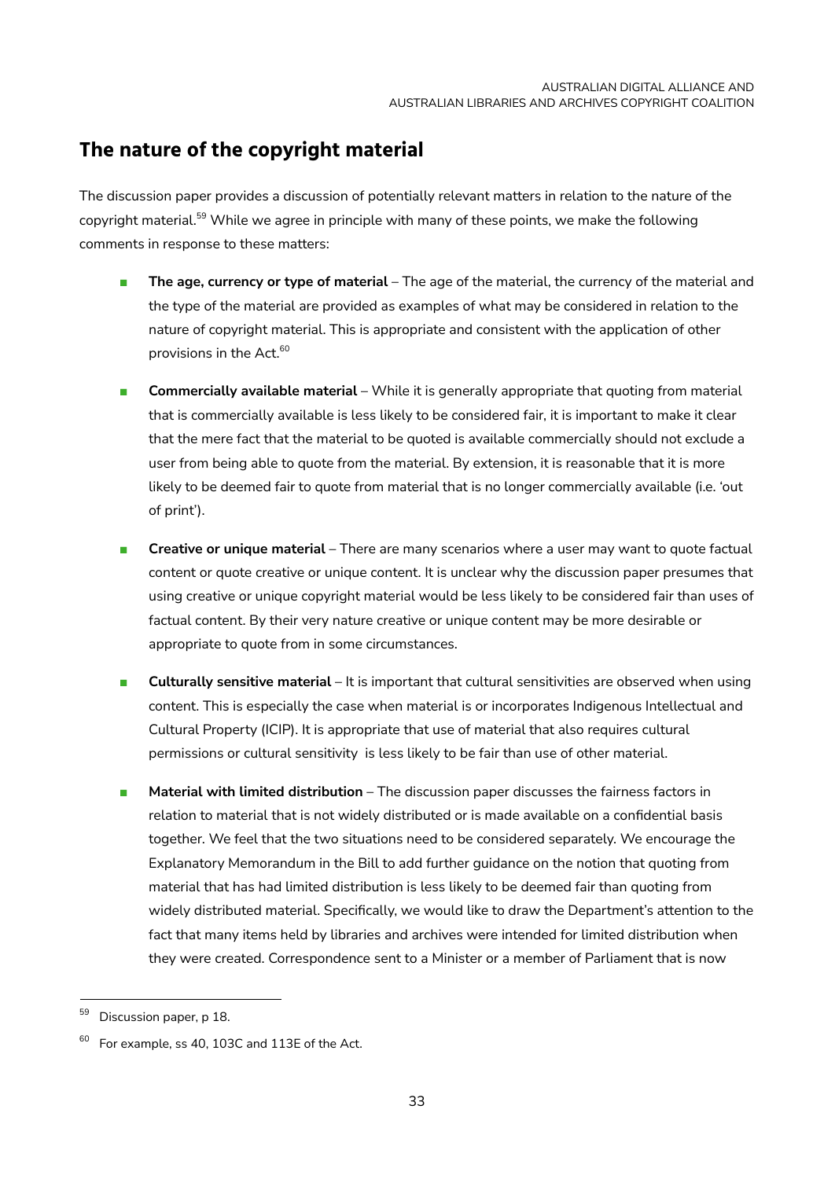## The nature of the copyright material

The discussion paper provides a discussion of potentially relevant matters in relation to the nature of the copyright material.[59] While we agree in principle with many of these points, we make the following comments in response to these matters:

- **The age, currency or type of material** – The age of the material, the currency of the material and the type of the material are provided as examples of what may be considered in relation to the nature of copyright material. This is appropriate and consistent with the application of other provisions in the Act.[60]
- **Commercially available material** – While it is generally appropriate that quoting from material that is commercially available is less likely to be considered fair, it is important to make it clear that the mere fact that the material to be quoted is available commercially should not exclude a user from being able to quote from the material. By extension, it is reasonable that it is more likely to be deemed fair to quote from material that is no longer commercially available (i.e. 'out of print').
- **Creative or unique material** – There are many scenarios where a user may want to quote factual content or quote creative or unique content. It is unclear why the discussion paper presumes that using creative or unique copyright material would be less likely to be considered fair than uses of factual content. By their very nature creative or unique content may be more desirable or appropriate to quote from in some circumstances.
- **Culturally sensitive material** – It is important that cultural sensitivities are observed when using content. This is especially the case when material is or incorporates Indigenous Intellectual and Cultural Property (ICIP). It is appropriate that use of material that also requires cultural permissions or cultural sensitivity is less likely to be fair than use of other material.
- **Material with limited distribution** – The discussion paper discusses the fairness factors in relation to material that is not widely distributed or is made available on a confidential basis together. We feel that the two situations need to be considered separately. We encourage the Explanatory Memorandum in the Bill to add further guidance on the notion that quoting from material that has had limited distribution is less likely to be deemed fair than quoting from widely distributed material. Specifically, we would like to draw the Department's attention to the fact that many items held by libraries and archives were intended for limited distribution when they were created. Correspondence sent to a Minister or a member of Parliament that is now

---

[59] Discussion paper, p 18.

[60] For example, ss 40, 103C and 113E of the Act.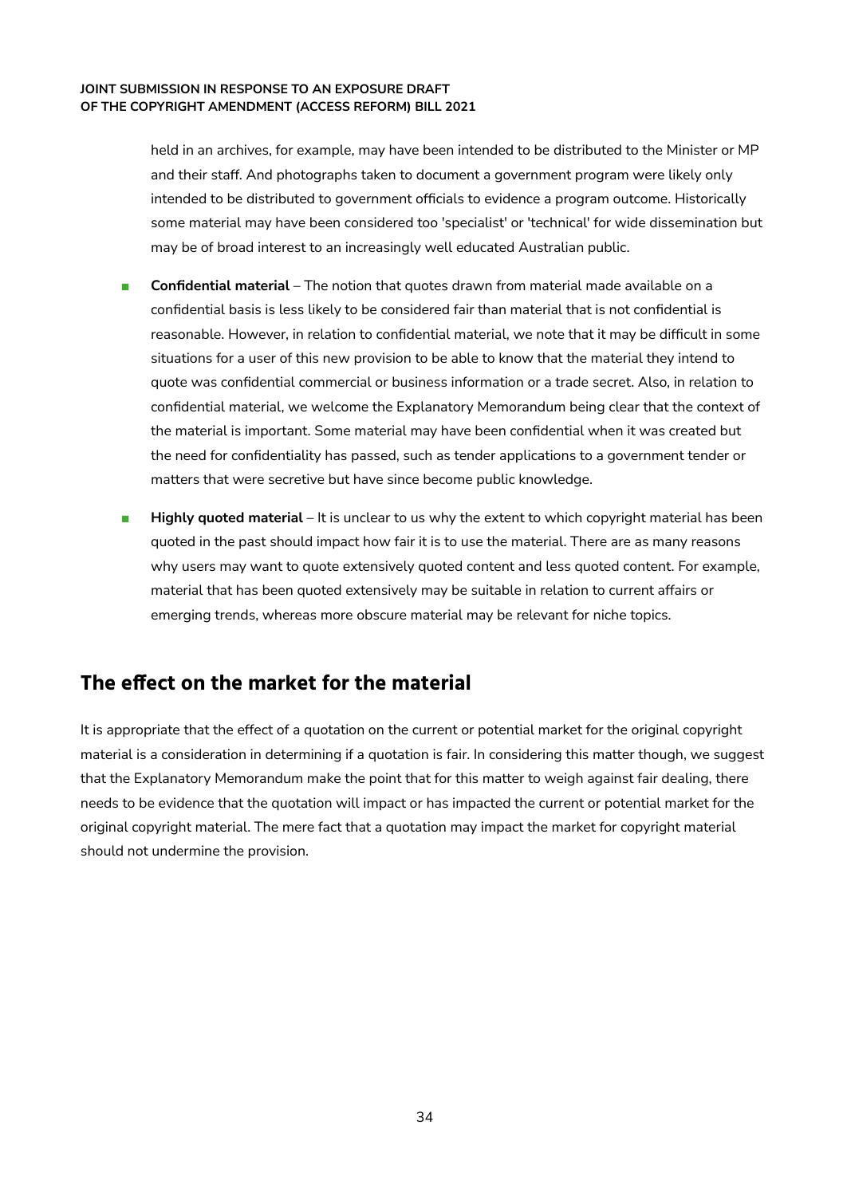held in an archives, for example, may have been intended to be distributed to the Minister or MP and their staff. And photographs taken to document a government program were likely only intended to be distributed to government officials to evidence a program outcome. Historically some material may have been considered too 'specialist' or 'technical' for wide dissemination but may be of broad interest to an increasingly well educated Australian public.

- **Confidential material** – The notion that quotes drawn from material made available on a confidential basis is less likely to be considered fair than material that is not confidential is reasonable. However, in relation to confidential material, we note that it may be difficult in some situations for a user of this new provision to be able to know that the material they intend to quote was confidential commercial or business information or a trade secret. Also, in relation to confidential material, we welcome the Explanatory Memorandum being clear that the context of the material is important. Some material may have been confidential when it was created but the need for confidentiality has passed, such as tender applications to a government tender or matters that were secretive but have since become public knowledge.
- **Highly quoted material** – It is unclear to us why the extent to which copyright material has been quoted in the past should impact how fair it is to use the material. There are as many reasons why users may want to quote extensively quoted content and less quoted content. For example, material that has been quoted extensively may be suitable in relation to current affairs or emerging trends, whereas more obscure material may be relevant for niche topics.

## The effect on the market for the material

It is appropriate that the effect of a quotation on the current or potential market for the original copyright material is a consideration in determining if a quotation is fair. In considering this matter though, we suggest that the Explanatory Memorandum make the point that for this matter to weigh against fair dealing, there needs to be evidence that the quotation will impact or has impacted the current or potential market for the original copyright material. The mere fact that a quotation may impact the market for copyright material should not undermine the provision.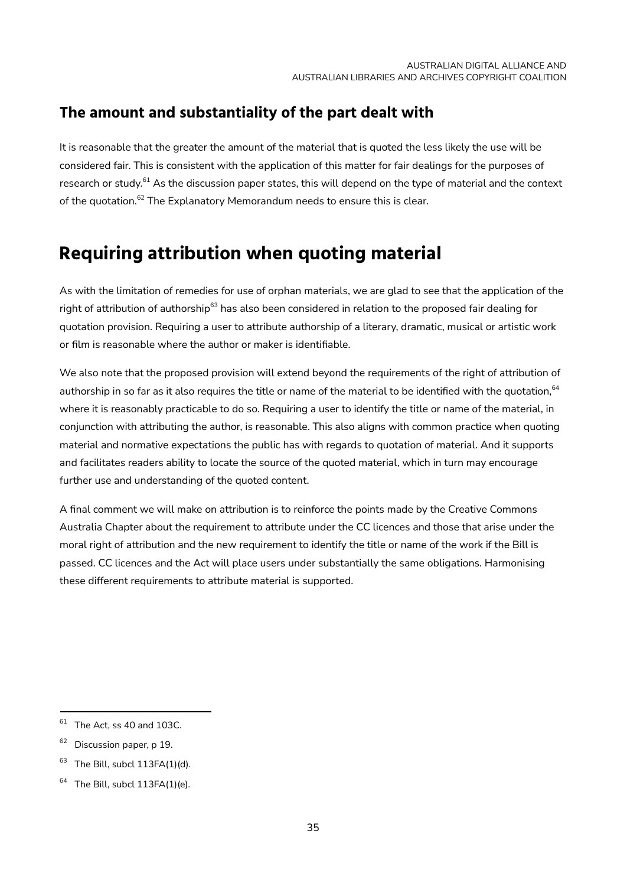### The amount and substantiality of the part dealt with

It is reasonable that the greater the amount of the material that is quoted the less likely the use will be considered fair. This is consistent with the application of this matter for fair dealings for the purposes of research or study.[61] As the discussion paper states, this will depend on the type of material and the context of the quotation.[62] The Explanatory Memorandum needs to ensure this is clear.

## Requiring attribution when quoting material

As with the limitation of remedies for use of orphan materials, we are glad to see that the application of the right of attribution of authorship[63] has also been considered in relation to the proposed fair dealing for quotation provision. Requiring a user to attribute authorship of a literary, dramatic, musical or artistic work or film is reasonable where the author or maker is identifiable.

We also note that the proposed provision will extend beyond the requirements of the right of attribution of authorship in so far as it also requires the title or name of the material to be identified with the quotation,[64] where it is reasonably practicable to do so. Requiring a user to identify the title or name of the material, in conjunction with attributing the author, is reasonable. This also aligns with common practice when quoting material and normative expectations the public has with regards to quotation of material. And it supports and facilitates readers ability to locate the source of the quoted material, which in turn may encourage further use and understanding of the quoted content.

A final comment we will make on attribution is to reinforce the points made by the Creative Commons Australia Chapter about the requirement to attribute under the CC licences and those that arise under the moral right of attribution and the new requirement to identify the title or name of the work if the Bill is passed. CC licences and the Act will place users under substantially the same obligations. Harmonising these different requirements to attribute material is supported.

---

[61] The Act, ss 40 and 103C.

[62] Discussion paper, p 19.

[63] The Bill, subcl 113FA(1)(d).

[64] The Bill, subcl 113FA(1)(e).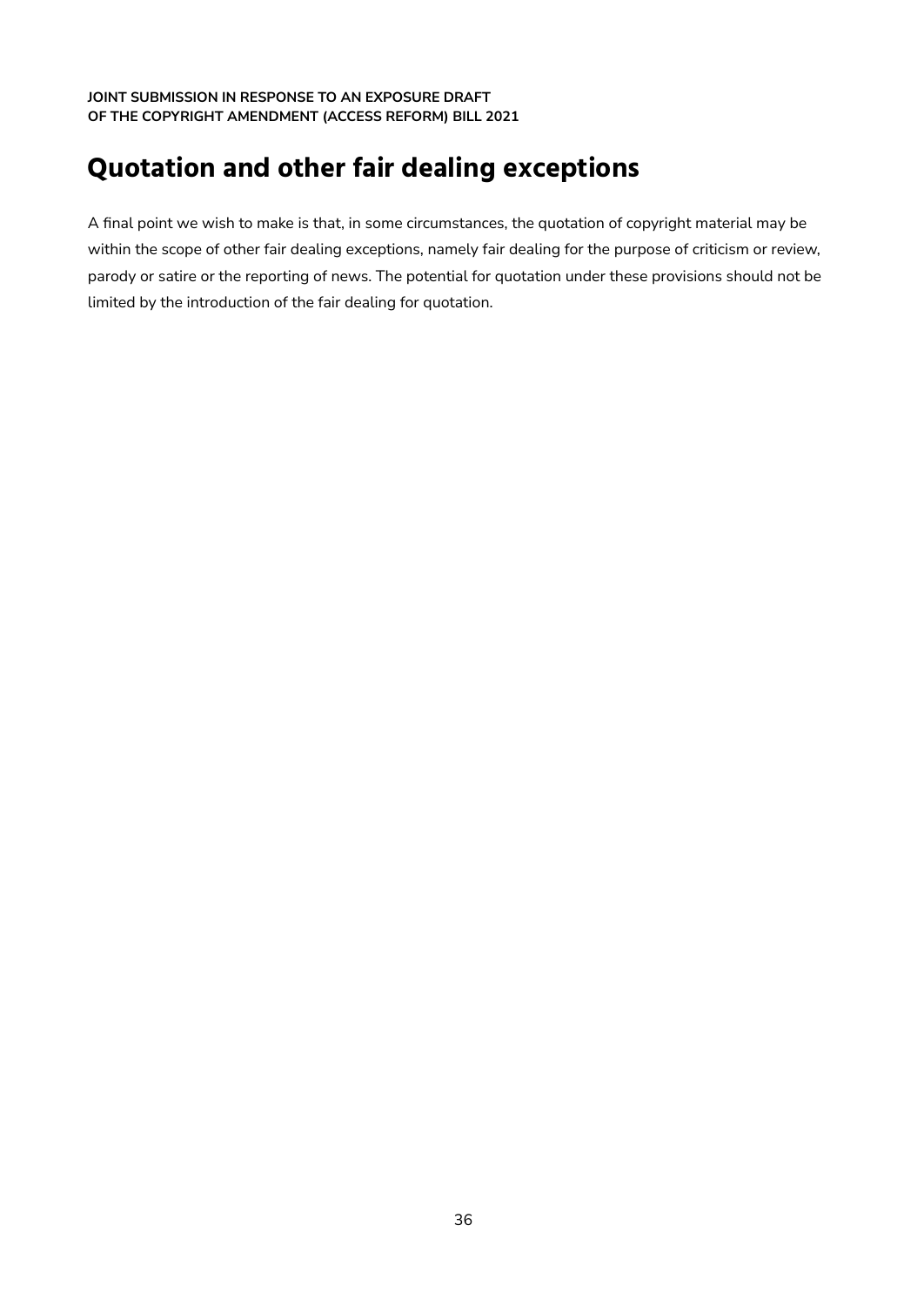## Quotation and other fair dealing exceptions

A final point we wish to make is that, in some circumstances, the quotation of copyright material may be within the scope of other fair dealing exceptions, namely fair dealing for the purpose of criticism or review, parody or satire or the reporting of news. The potential for quotation under these provisions should not be limited by the introduction of the fair dealing for quotation.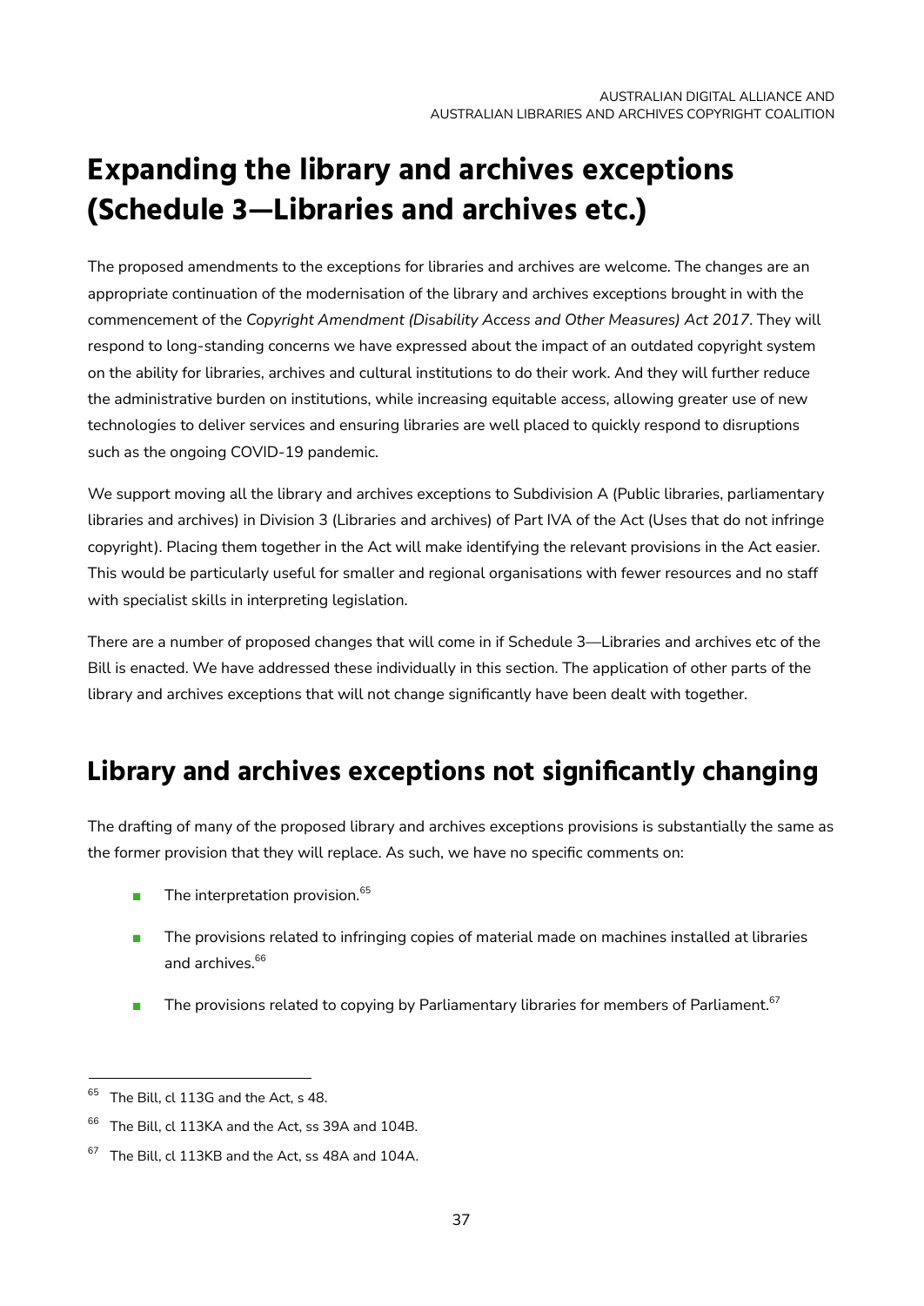# Expanding the library and archives exceptions (Schedule 3—Libraries and archives etc.)

The proposed amendments to the exceptions for libraries and archives are welcome. The changes are an appropriate continuation of the modernisation of the library and archives exceptions brought in with the commencement of the *Copyright Amendment (Disability Access and Other Measures) Act 2017*. They will respond to long-standing concerns we have expressed about the impact of an outdated copyright system on the ability for libraries, archives and cultural institutions to do their work. And they will further reduce the administrative burden on institutions, while increasing equitable access, allowing greater use of new technologies to deliver services and ensuring libraries are well placed to quickly respond to disruptions such as the ongoing COVID-19 pandemic.

We support moving all the library and archives exceptions to Subdivision A (Public libraries, parliamentary libraries and archives) in Division 3 (Libraries and archives) of Part IVA of the Act (Uses that do not infringe copyright). Placing them together in the Act will make identifying the relevant provisions in the Act easier. This would be particularly useful for smaller and regional organisations with fewer resources and no staff with specialist skills in interpreting legislation.

There are a number of proposed changes that will come in if Schedule 3—Libraries and archives etc of the Bill is enacted. We have addressed these individually in this section. The application of other parts of the library and archives exceptions that will not change significantly have been dealt with together.

## Library and archives exceptions not significantly changing

The drafting of many of the proposed library and archives exceptions provisions is substantially the same as the former provision that they will replace. As such, we have no specific comments on:

- The interpretation provision.[65]
- The provisions related to infringing copies of material made on machines installed at libraries and archives.[66]
- The provisions related to copying by Parliamentary libraries for members of Parliament.[67]

---

[65] The Bill, cl 113G and the Act, s 48.

[66] The Bill, cl 113KA and the Act, ss 39A and 104B.

[67] The Bill, cl 113KB and the Act, ss 48A and 104A.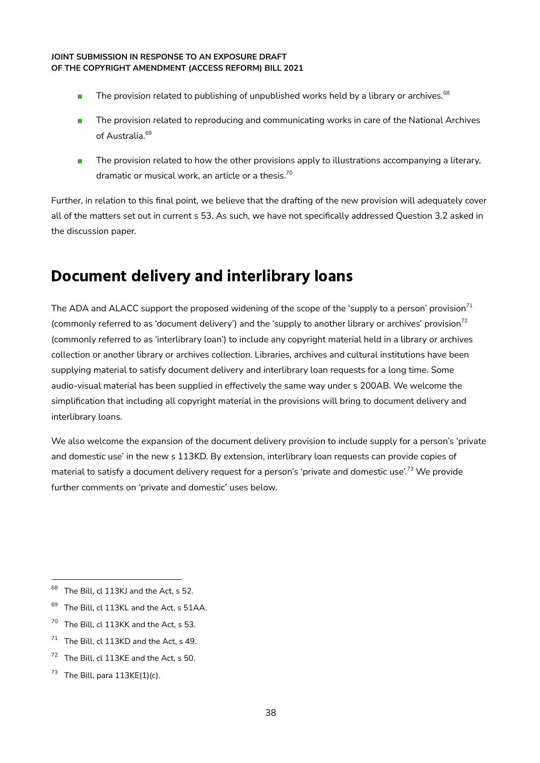- The provision related to publishing of unpublished works held by a library or archives.[68]
- The provision related to reproducing and communicating works in care of the National Archives of Australia.[69]
- The provision related to how the other provisions apply to illustrations accompanying a literary, dramatic or musical work, an article or a thesis.[70]

Further, in relation to this final point, we believe that the drafting of the new provision will adequately cover all of the matters set out in current s 53. As such, we have not specifically addressed Question 3.2 asked in the discussion paper.

# Document delivery and interlibrary loans

The ADA and ALACC support the proposed widening of the scope of the 'supply to a person' provision[71] (commonly referred to as 'document delivery') and the 'supply to another library or archives' provision[72] (commonly referred to as 'interlibrary loan') to include any copyright material held in a library or archives collection or another library or archives collection. Libraries, archives and cultural institutions have been supplying material to satisfy document delivery and interlibrary loan requests for a long time. Some audio-visual material has been supplied in effectively the same way under s 200AB. We welcome the simplification that including all copyright material in the provisions will bring to document delivery and interlibrary loans.

We also welcome the expansion of the document delivery provision to include supply for a person's 'private and domestic use' in the new s 113KD. By extension, interlibrary loan requests can provide copies of material to satisfy a document delivery request for a person's 'private and domestic use'.[73] We provide further comments on 'private and domestic' uses below.

---

[68] The Bill, cl 113KJ and the Act, s 52.

[69] The Bill, cl 113KL and the Act, s 51AA.

[70] The Bill, cl 113KK and the Act, s 53.

[71] The Bill, cl 113KD and the Act, s 49.

[72] The Bill, cl 113KE and the Act, s 50.

[73] The Bill, para 113KE(1)(c).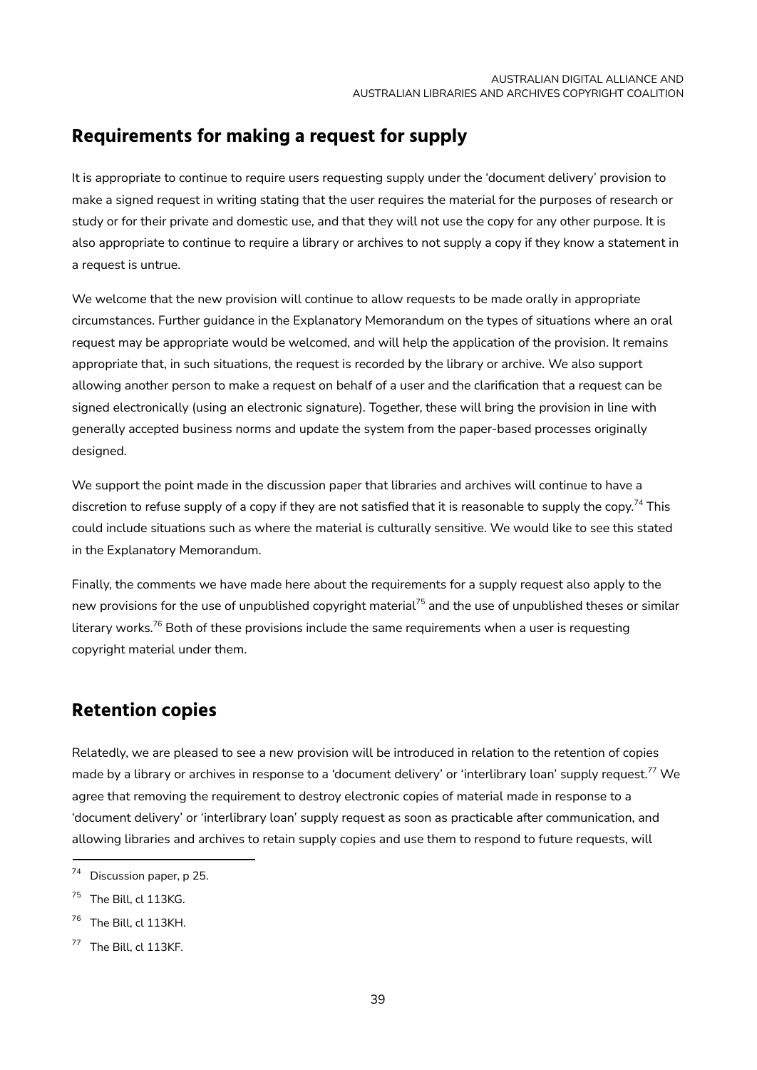## Requirements for making a request for supply

It is appropriate to continue to require users requesting supply under the 'document delivery' provision to make a signed request in writing stating that the user requires the material for the purposes of research or study or for their private and domestic use, and that they will not use the copy for any other purpose. It is also appropriate to continue to require a library or archives to not supply a copy if they know a statement in a request is untrue.

We welcome that the new provision will continue to allow requests to be made orally in appropriate circumstances. Further guidance in the Explanatory Memorandum on the types of situations where an oral request may be appropriate would be welcomed, and will help the application of the provision. It remains appropriate that, in such situations, the request is recorded by the library or archive. We also support allowing another person to make a request on behalf of a user and the clarification that a request can be signed electronically (using an electronic signature). Together, these will bring the provision in line with generally accepted business norms and update the system from the paper-based processes originally designed.

We support the point made in the discussion paper that libraries and archives will continue to have a discretion to refuse supply of a copy if they are not satisfied that it is reasonable to supply the copy.[74] This could include situations such as where the material is culturally sensitive. We would like to see this stated in the Explanatory Memorandum.

Finally, the comments we have made here about the requirements for a supply request also apply to the new provisions for the use of unpublished copyright material[75] and the use of unpublished theses or similar literary works.[76] Both of these provisions include the same requirements when a user is requesting copyright material under them.

## Retention copies

Relatedly, we are pleased to see a new provision will be introduced in relation to the retention of copies made by a library or archives in response to a 'document delivery' or 'interlibrary loan' supply request.[77] We agree that removing the requirement to destroy electronic copies of material made in response to a 'document delivery' or 'interlibrary loan' supply request as soon as practicable after communication, and allowing libraries and archives to retain supply copies and use them to respond to future requests, will

---

[74] Discussion paper, p 25.

[75] The Bill, cl 113KG.

[76] The Bill, cl 113KH.

[77] The Bill, cl 113KF.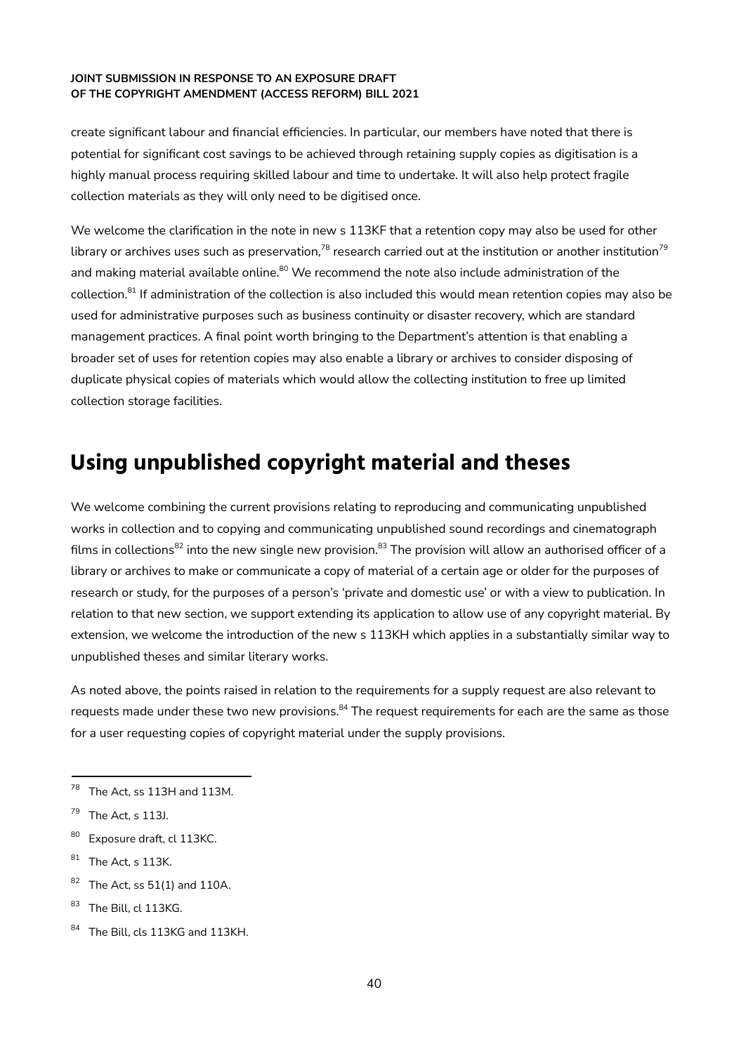create significant labour and financial efficiencies. In particular, our members have noted that there is potential for significant cost savings to be achieved through retaining supply copies as digitisation is a highly manual process requiring skilled labour and time to undertake. It will also help protect fragile collection materials as they will only need to be digitised once.

We welcome the clarification in the note in new s 113KF that a retention copy may also be used for other library or archives uses such as preservation,[78] research carried out at the institution or another institution[79] and making material available online.[80] We recommend the note also include administration of the collection.[81] If administration of the collection is also included this would mean retention copies may also be used for administrative purposes such as business continuity or disaster recovery, which are standard management practices. A final point worth bringing to the Department's attention is that enabling a broader set of uses for retention copies may also enable a library or archives to consider disposing of duplicate physical copies of materials which would allow the collecting institution to free up limited collection storage facilities.

## Using unpublished copyright material and theses

We welcome combining the current provisions relating to reproducing and communicating unpublished works in collection and to copying and communicating unpublished sound recordings and cinematograph films in collections[82] into the new single new provision.[83] The provision will allow an authorised officer of a library or archives to make or communicate a copy of material of a certain age or older for the purposes of research or study, for the purposes of a person's 'private and domestic use' or with a view to publication. In relation to that new section, we support extending its application to allow use of any copyright material. By extension, we welcome the introduction of the new s 113KH which applies in a substantially similar way to unpublished theses and similar literary works.

As noted above, the points raised in relation to the requirements for a supply request are also relevant to requests made under these two new provisions.[84] The request requirements for each are the same as those for a user requesting copies of copyright material under the supply provisions.

---

[78] The Act, ss 113H and 113M.

[79] The Act, s 113J.

[80] Exposure draft, cl 113KC.

[81] The Act, s 113K.

[82] The Act, ss 51(1) and 110A.

[83] The Bill, cl 113KG.

[84] The Bill, cls 113KG and 113KH.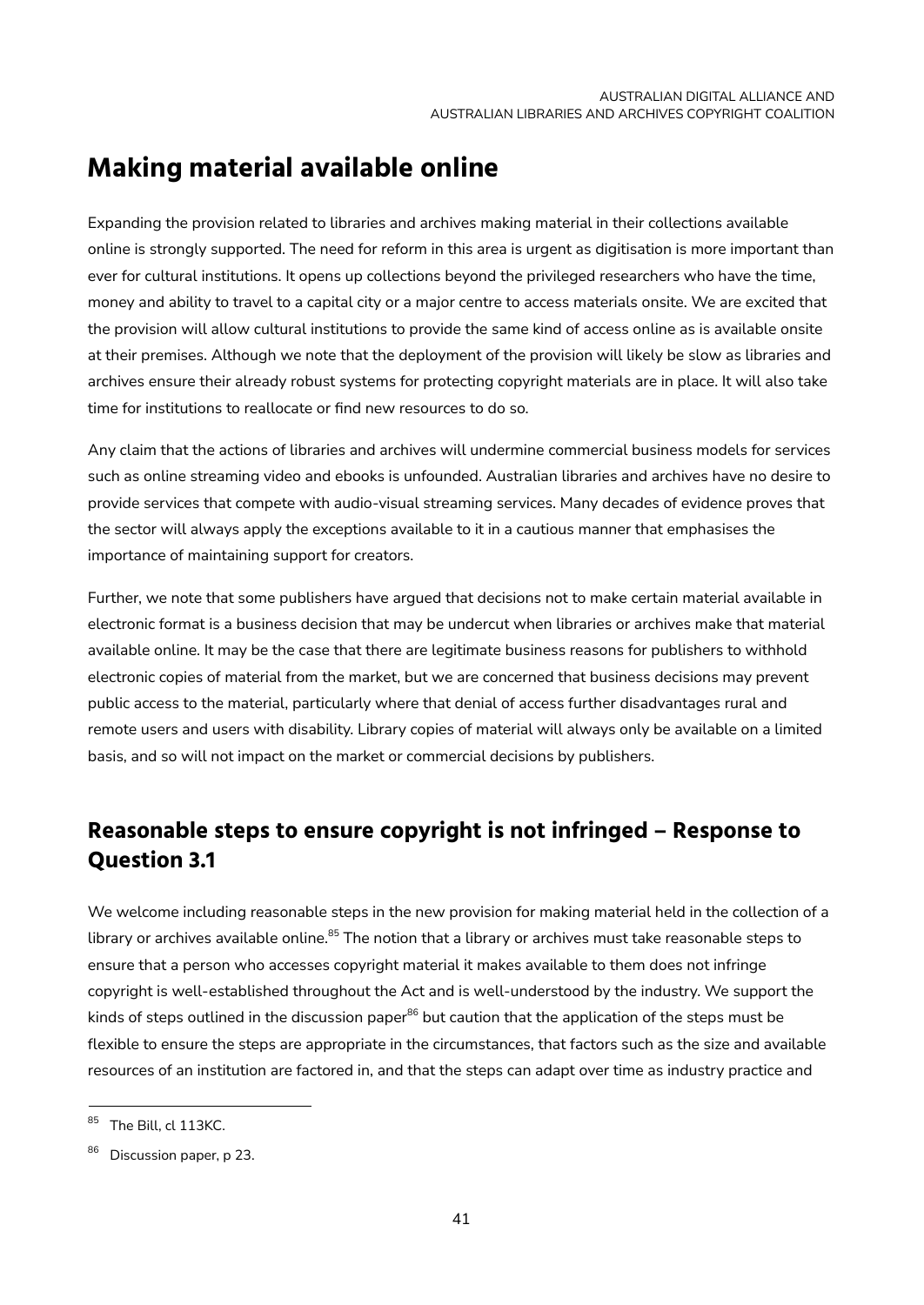# Making material available online

Expanding the provision related to libraries and archives making material in their collections available online is strongly supported. The need for reform in this area is urgent as digitisation is more important than ever for cultural institutions. It opens up collections beyond the privileged researchers who have the time, money and ability to travel to a capital city or a major centre to access materials onsite. We are excited that the provision will allow cultural institutions to provide the same kind of access online as is available onsite at their premises. Although we note that the deployment of the provision will likely be slow as libraries and archives ensure their already robust systems for protecting copyright materials are in place. It will also take time for institutions to reallocate or find new resources to do so.

Any claim that the actions of libraries and archives will undermine commercial business models for services such as online streaming video and ebooks is unfounded. Australian libraries and archives have no desire to provide services that compete with audio-visual streaming services. Many decades of evidence proves that the sector will always apply the exceptions available to it in a cautious manner that emphasises the importance of maintaining support for creators.

Further, we note that some publishers have argued that decisions not to make certain material available in electronic format is a business decision that may be undercut when libraries or archives make that material available online. It may be the case that there are legitimate business reasons for publishers to withhold electronic copies of material from the market, but we are concerned that business decisions may prevent public access to the material, particularly where that denial of access further disadvantages rural and remote users and users with disability. Library copies of material will always only be available on a limited basis, and so will not impact on the market or commercial decisions by publishers.

## Reasonable steps to ensure copyright is not infringed – Response to Question 3.1

We welcome including reasonable steps in the new provision for making material held in the collection of a library or archives available online.[85] The notion that a library or archives must take reasonable steps to ensure that a person who accesses copyright material it makes available to them does not infringe copyright is well-established throughout the Act and is well-understood by the industry. We support the kinds of steps outlined in the discussion paper[86] but caution that the application of the steps must be flexible to ensure the steps are appropriate in the circumstances, that factors such as the size and available resources of an institution are factored in, and that the steps can adapt over time as industry practice and

[85] The Bill, cl 113KC.

[86] Discussion paper, p 23.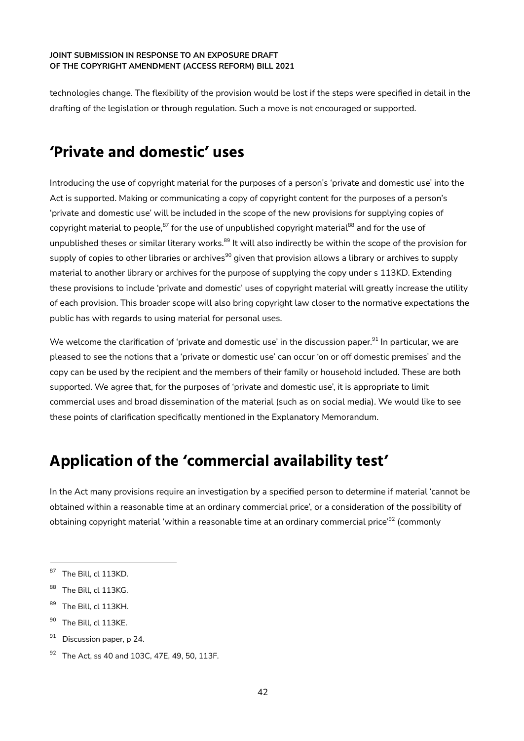technologies change. The flexibility of the provision would be lost if the steps were specified in detail in the drafting of the legislation or through regulation. Such a move is not encouraged or supported.

## 'Private and domestic' uses

Introducing the use of copyright material for the purposes of a person's 'private and domestic use' into the Act is supported. Making or communicating a copy of copyright content for the purposes of a person's 'private and domestic use' will be included in the scope of the new provisions for supplying copies of copyright material to people,[87] for the use of unpublished copyright material[88] and for the use of unpublished theses or similar literary works.[89] It will also indirectly be within the scope of the provision for supply of copies to other libraries or archives[90] given that provision allows a library or archives to supply material to another library or archives for the purpose of supplying the copy under s 113KD. Extending these provisions to include 'private and domestic' uses of copyright material will greatly increase the utility of each provision. This broader scope will also bring copyright law closer to the normative expectations the public has with regards to using material for personal uses.

We welcome the clarification of 'private and domestic use' in the discussion paper.[91] In particular, we are pleased to see the notions that a 'private or domestic use' can occur 'on or off domestic premises' and the copy can be used by the recipient and the members of their family or household included. These are both supported. We agree that, for the purposes of 'private and domestic use', it is appropriate to limit commercial uses and broad dissemination of the material (such as on social media). We would like to see these points of clarification specifically mentioned in the Explanatory Memorandum.

## Application of the 'commercial availability test'

In the Act many provisions require an investigation by a specified person to determine if material 'cannot be obtained within a reasonable time at an ordinary commercial price', or a consideration of the possibility of obtaining copyright material 'within a reasonable time at an ordinary commercial price'[92] (commonly

---

[87] The Bill, cl 113KD.

[88] The Bill, cl 113KG.

[89] The Bill, cl 113KH.

[90] The Bill, cl 113KE.

[91] Discussion paper, p 24.

[92] The Act, ss 40 and 103C, 47E, 49, 50, 113F.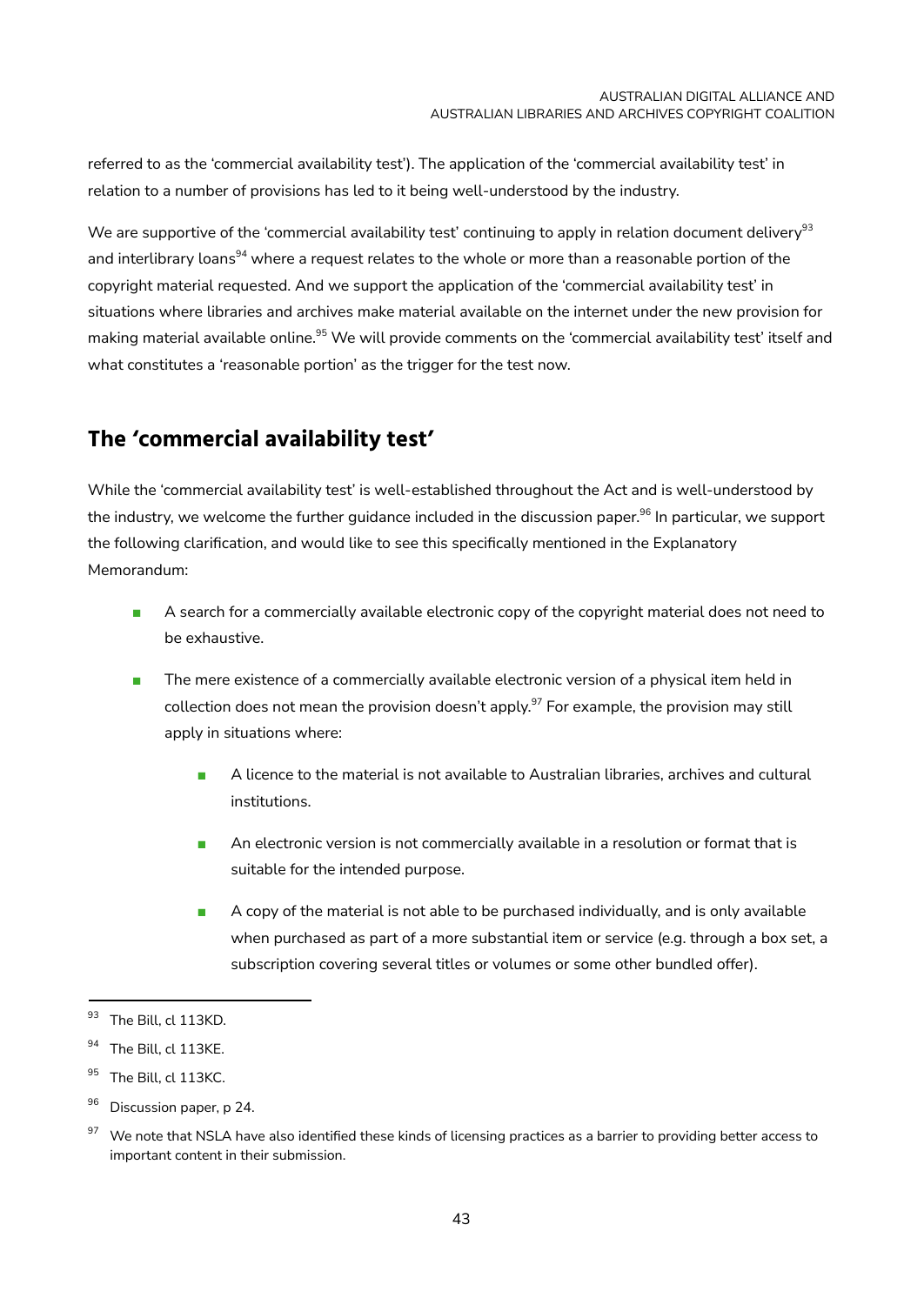referred to as the 'commercial availability test'). The application of the 'commercial availability test' in relation to a number of provisions has led to it being well-understood by the industry.

We are supportive of the 'commercial availability test' continuing to apply in relation document delivery[93] and interlibrary loans[94] where a request relates to the whole or more than a reasonable portion of the copyright material requested. And we support the application of the 'commercial availability test' in situations where libraries and archives make material available on the internet under the new provision for making material available online.[95] We will provide comments on the 'commercial availability test' itself and what constitutes a 'reasonable portion' as the trigger for the test now.

## The 'commercial availability test'

While the 'commercial availability test' is well-established throughout the Act and is well-understood by the industry, we welcome the further guidance included in the discussion paper.[96] In particular, we support the following clarification, and would like to see this specifically mentioned in the Explanatory Memorandum:

- A search for a commercially available electronic copy of the copyright material does not need to be exhaustive.
- The mere existence of a commercially available electronic version of a physical item held in collection does not mean the provision doesn't apply.[97] For example, the provision may still apply in situations where:
    - A licence to the material is not available to Australian libraries, archives and cultural institutions.
    - An electronic version is not commercially available in a resolution or format that is suitable for the intended purpose.
    - A copy of the material is not able to be purchased individually, and is only available when purchased as part of a more substantial item or service (e.g. through a box set, a subscription covering several titles or volumes or some other bundled offer).

---

[93] The Bill, cl 113KD.

[94] The Bill, cl 113KE.

[95] The Bill, cl 113KC.

[96] Discussion paper, p 24.

[97] We note that NSLA have also identified these kinds of licensing practices as a barrier to providing better access to important content in their submission.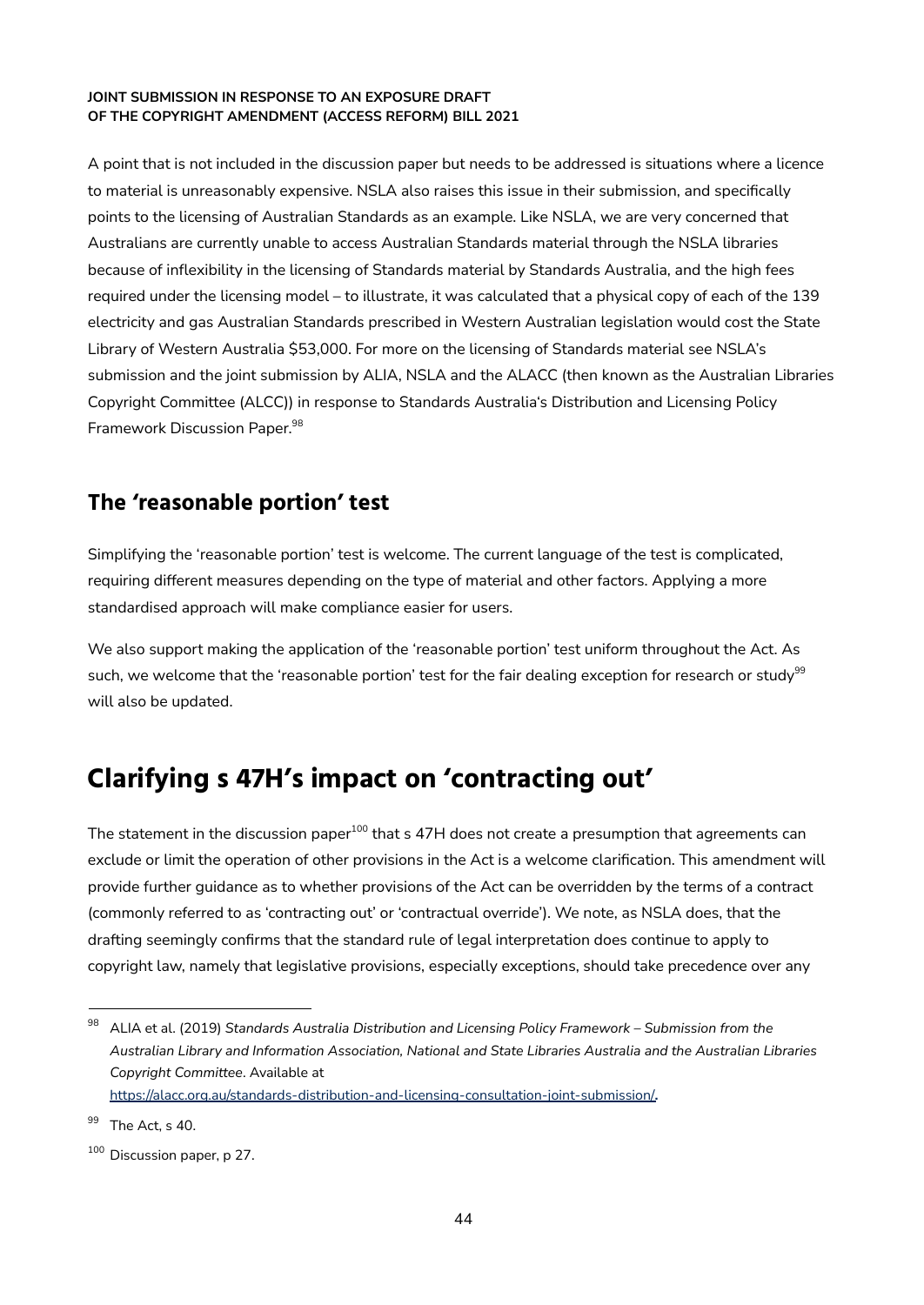A point that is not included in the discussion paper but needs to be addressed is situations where a licence to material is unreasonably expensive. NSLA also raises this issue in their submission, and specifically points to the licensing of Australian Standards as an example. Like NSLA, we are very concerned that Australians are currently unable to access Australian Standards material through the NSLA libraries because of inflexibility in the licensing of Standards material by Standards Australia, and the high fees required under the licensing model – to illustrate, it was calculated that a physical copy of each of the 139 electricity and gas Australian Standards prescribed in Western Australian legislation would cost the State Library of Western Australia $53,000. For more on the licensing of Standards material see NSLA's submission and the joint submission by ALIA, NSLA and the ALACC (then known as the Australian Libraries Copyright Committee (ALCC)) in response to Standards Australia's Distribution and Licensing Policy Framework Discussion Paper.[98]

### The 'reasonable portion' test

Simplifying the 'reasonable portion' test is welcome. The current language of the test is complicated, requiring different measures depending on the type of material and other factors. Applying a more standardised approach will make compliance easier for users.

We also support making the application of the 'reasonable portion' test uniform throughout the Act. As such, we welcome that the 'reasonable portion' test for the fair dealing exception for research or study[99] will also be updated.

## Clarifying s 47H's impact on 'contracting out'

The statement in the discussion paper[100] that s 47H does not create a presumption that agreements can exclude or limit the operation of other provisions in the Act is a welcome clarification. This amendment will provide further guidance as to whether provisions of the Act can be overridden by the terms of a contract (commonly referred to as 'contracting out' or 'contractual override'). We note, as NSLA does, that the drafting seemingly confirms that the standard rule of legal interpretation does continue to apply to copyright law, namely that legislative provisions, especially exceptions, should take precedence over any

---

[98] ALIA et al. (2019) *Standards Australia Distribution and Licensing Policy Framework – Submission from the Australian Library and Information Association, National and State Libraries Australia and the Australian Libraries Copyright Committee*. Available at https://alacc.org.au/standards-distribution-and-licensing-consultation-joint-submission/.

[99] The Act, s 40.

[100] Discussion paper, p 27.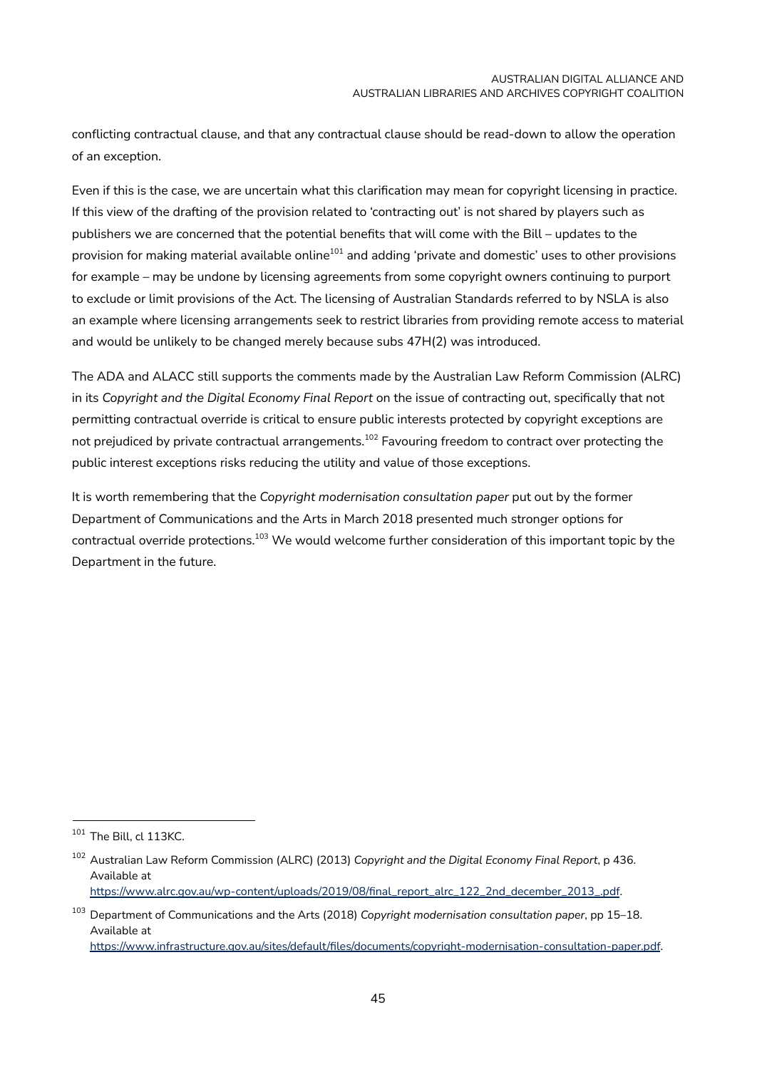conflicting contractual clause, and that any contractual clause should be read-down to allow the operation of an exception.

Even if this is the case, we are uncertain what this clarification may mean for copyright licensing in practice. If this view of the drafting of the provision related to 'contracting out' is not shared by players such as publishers we are concerned that the potential benefits that will come with the Bill – updates to the provision for making material available online[101] and adding 'private and domestic' uses to other provisions for example – may be undone by licensing agreements from some copyright owners continuing to purport to exclude or limit provisions of the Act. The licensing of Australian Standards referred to by NSLA is also an example where licensing arrangements seek to restrict libraries from providing remote access to material and would be unlikely to be changed merely because subs 47H(2) was introduced.

The ADA and ALACC still supports the comments made by the Australian Law Reform Commission (ALRC) in its *Copyright and the Digital Economy Final Report* on the issue of contracting out, specifically that not permitting contractual override is critical to ensure public interests protected by copyright exceptions are not prejudiced by private contractual arrangements.[102] Favouring freedom to contract over protecting the public interest exceptions risks reducing the utility and value of those exceptions.

It is worth remembering that the *Copyright modernisation consultation paper* put out by the former Department of Communications and the Arts in March 2018 presented much stronger options for contractual override protections.[103] We would welcome further consideration of this important topic by the Department in the future.

---

[101] The Bill, cl 113KC.

[102] Australian Law Reform Commission (ALRC) (2013) *Copyright and the Digital Economy Final Report*, p 436. Available at https://www.alrc.gov.au/wp-content/uploads/2019/08/final_report_alrc_122_2nd_december_2013_.pdf.

[103] Department of Communications and the Arts (2018) *Copyright modernisation consultation paper*, pp 15–18. Available at https://www.infrastructure.gov.au/sites/default/files/documents/copyright-modernisation-consultation-paper.pdf.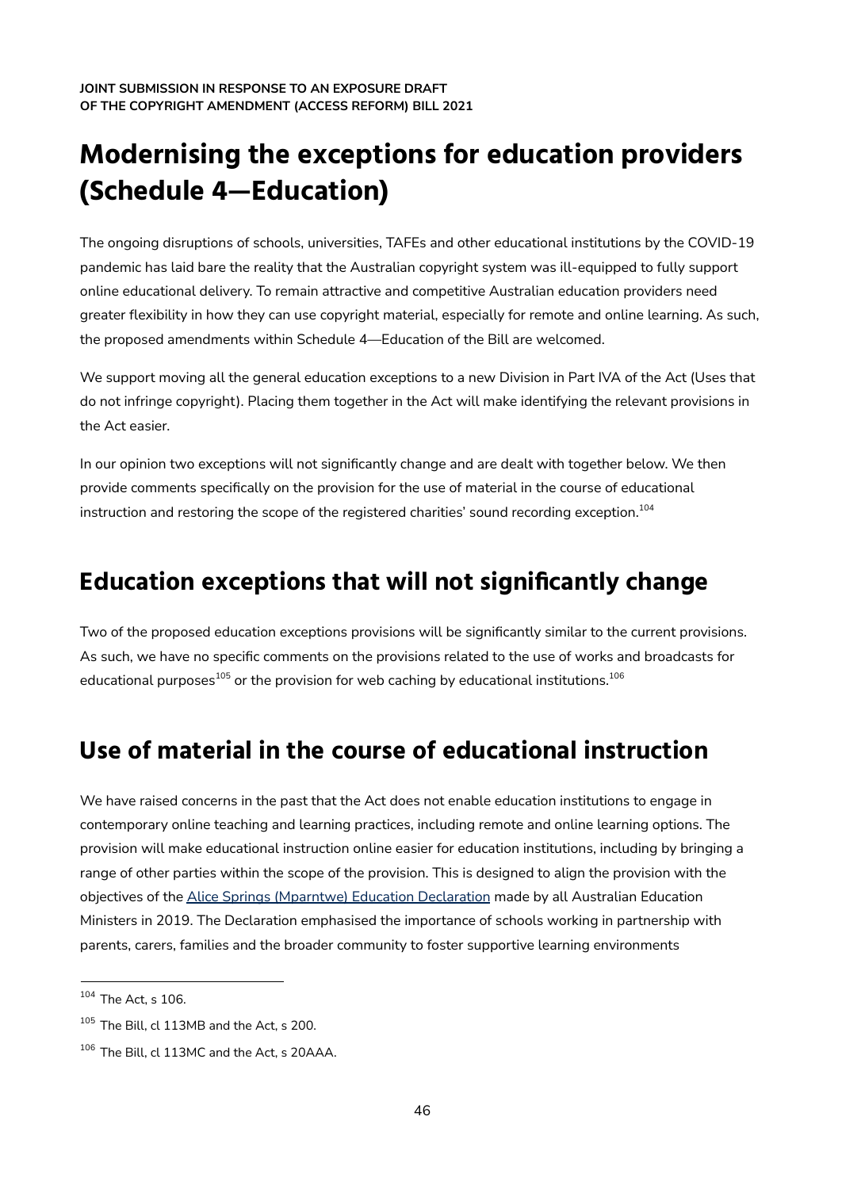# Modernising the exceptions for education providers (Schedule 4—Education)

The ongoing disruptions of schools, universities, TAFEs and other educational institutions by the COVID-19 pandemic has laid bare the reality that the Australian copyright system was ill-equipped to fully support online educational delivery. To remain attractive and competitive Australian education providers need greater flexibility in how they can use copyright material, especially for remote and online learning. As such, the proposed amendments within Schedule 4—Education of the Bill are welcomed.

We support moving all the general education exceptions to a new Division in Part IVA of the Act (Uses that do not infringe copyright). Placing them together in the Act will make identifying the relevant provisions in the Act easier.

In our opinion two exceptions will not significantly change and are dealt with together below. We then provide comments specifically on the provision for the use of material in the course of educational instruction and restoring the scope of the registered charities' sound recording exception.[104]

## Education exceptions that will not significantly change

Two of the proposed education exceptions provisions will be significantly similar to the current provisions. As such, we have no specific comments on the provisions related to the use of works and broadcasts for educational purposes[105] or the provision for web caching by educational institutions.[106]

## Use of material in the course of educational instruction

We have raised concerns in the past that the Act does not enable education institutions to engage in contemporary online teaching and learning practices, including remote and online learning options. The provision will make educational instruction online easier for education institutions, including by bringing a range of other parties within the scope of the provision. This is designed to align the provision with the objectives of the Alice Springs (Mparntwe) Education Declaration made by all Australian Education Ministers in 2019. The Declaration emphasised the importance of schools working in partnership with parents, carers, families and the broader community to foster supportive learning environments

---

[104] The Act, s 106.

[105] The Bill, cl 113MB and the Act, s 200.

[106] The Bill, cl 113MC and the Act, s 20AAA.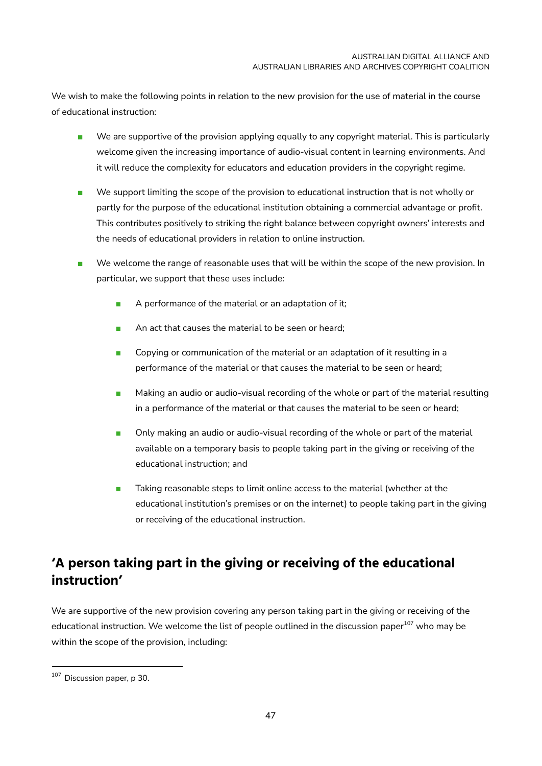We wish to make the following points in relation to the new provision for the use of material in the course of educational instruction:

- We are supportive of the provision applying equally to any copyright material. This is particularly welcome given the increasing importance of audio-visual content in learning environments. And it will reduce the complexity for educators and education providers in the copyright regime.
- We support limiting the scope of the provision to educational instruction that is not wholly or partly for the purpose of the educational institution obtaining a commercial advantage or profit. This contributes positively to striking the right balance between copyright owners' interests and the needs of educational providers in relation to online instruction.
- We welcome the range of reasonable uses that will be within the scope of the new provision. In particular, we support that these uses include:
    - A performance of the material or an adaptation of it;
    - An act that causes the material to be seen or heard;
    - Copying or communication of the material or an adaptation of it resulting in a performance of the material or that causes the material to be seen or heard;
    - Making an audio or audio-visual recording of the whole or part of the material resulting in a performance of the material or that causes the material to be seen or heard;
    - Only making an audio or audio-visual recording of the whole or part of the material available on a temporary basis to people taking part in the giving or receiving of the educational instruction; and
    - Taking reasonable steps to limit online access to the material (whether at the educational institution's premises or on the internet) to people taking part in the giving or receiving of the educational instruction.

## 'A person taking part in the giving or receiving of the educational instruction'

We are supportive of the new provision covering any person taking part in the giving or receiving of the educational instruction. We welcome the list of people outlined in the discussion paper[107] who may be within the scope of the provision, including:

[107] Discussion paper, p 30.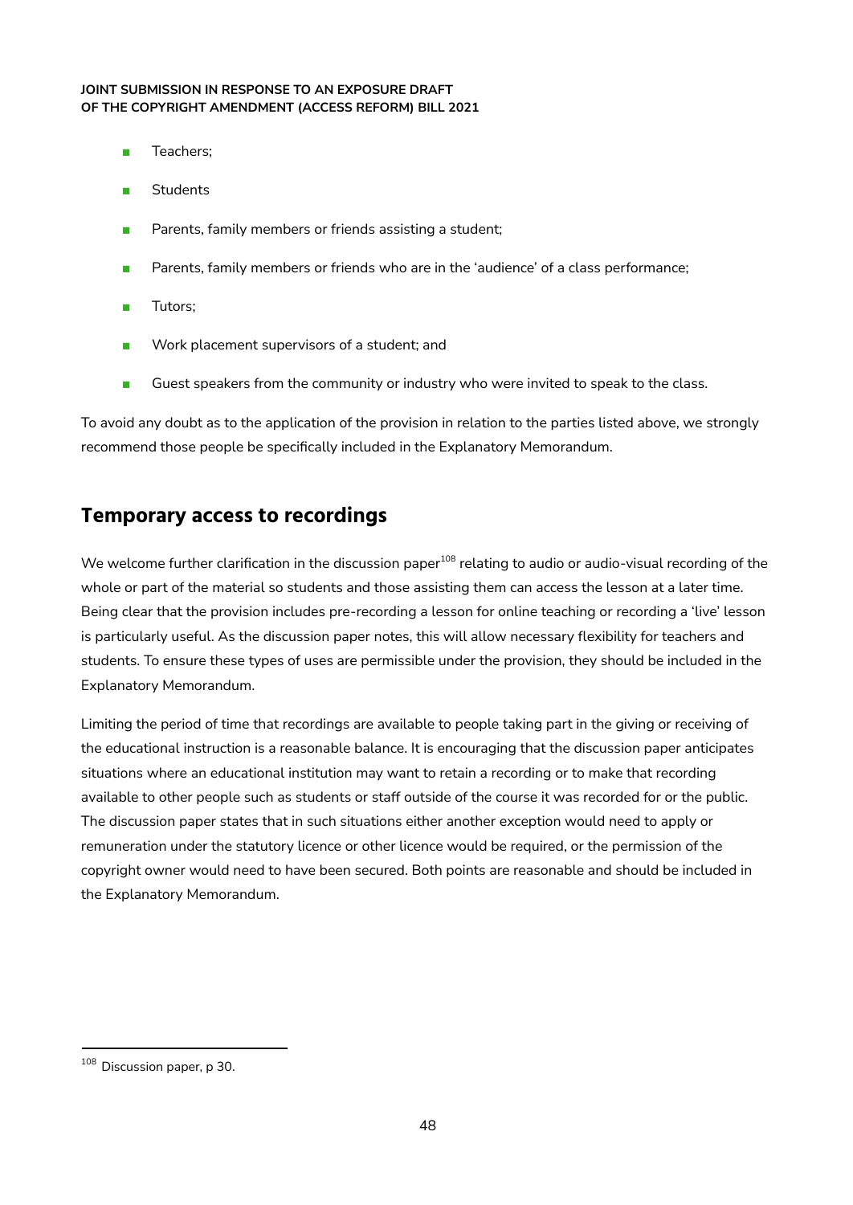- Teachers;
- Students
- Parents, family members or friends assisting a student;
- Parents, family members or friends who are in the 'audience' of a class performance;
- Tutors;
- Work placement supervisors of a student; and
- Guest speakers from the community or industry who were invited to speak to the class.

To avoid any doubt as to the application of the provision in relation to the parties listed above, we strongly recommend those people be specifically included in the Explanatory Memorandum.

## Temporary access to recordings

We welcome further clarification in the discussion paper[108] relating to audio or audio-visual recording of the whole or part of the material so students and those assisting them can access the lesson at a later time. Being clear that the provision includes pre-recording a lesson for online teaching or recording a 'live' lesson is particularly useful. As the discussion paper notes, this will allow necessary flexibility for teachers and students. To ensure these types of uses are permissible under the provision, they should be included in the Explanatory Memorandum.

Limiting the period of time that recordings are available to people taking part in the giving or receiving of the educational instruction is a reasonable balance. It is encouraging that the discussion paper anticipates situations where an educational institution may want to retain a recording or to make that recording available to other people such as students or staff outside of the course it was recorded for or the public. The discussion paper states that in such situations either another exception would need to apply or remuneration under the statutory licence or other licence would be required, or the permission of the copyright owner would need to have been secured. Both points are reasonable and should be included in the Explanatory Memorandum.

[108] Discussion paper, p 30.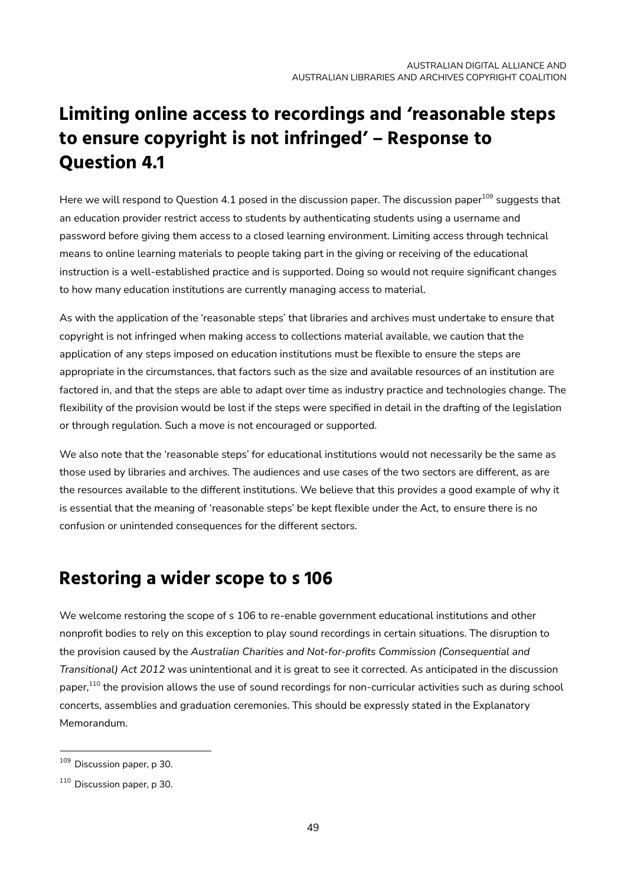## Limiting online access to recordings and 'reasonable steps to ensure copyright is not infringed' – Response to Question 4.1

Here we will respond to Question 4.1 posed in the discussion paper. The discussion paper[109] suggests that an education provider restrict access to students by authenticating students using a username and password before giving them access to a closed learning environment. Limiting access through technical means to online learning materials to people taking part in the giving or receiving of the educational instruction is a well-established practice and is supported. Doing so would not require significant changes to how many education institutions are currently managing access to material.

As with the application of the 'reasonable steps' that libraries and archives must undertake to ensure that copyright is not infringed when making access to collections material available, we caution that the application of any steps imposed on education institutions must be flexible to ensure the steps are appropriate in the circumstances, that factors such as the size and available resources of an institution are factored in, and that the steps are able to adapt over time as industry practice and technologies change. The flexibility of the provision would be lost if the steps were specified in detail in the drafting of the legislation or through regulation. Such a move is not encouraged or supported.

We also note that the 'reasonable steps' for educational institutions would not necessarily be the same as those used by libraries and archives. The audiences and use cases of the two sectors are different, as are the resources available to the different institutions. We believe that this provides a good example of why it is essential that the meaning of 'reasonable steps' be kept flexible under the Act, to ensure there is no confusion or unintended consequences for the different sectors.

## Restoring a wider scope to s 106

We welcome restoring the scope of s 106 to re-enable government educational institutions and other nonprofit bodies to rely on this exception to play sound recordings in certain situations. The disruption to the provision caused by the *Australian Charities and Not-for-profits Commission (Consequential and Transitional) Act 2012* was unintentional and it is great to see it corrected. As anticipated in the discussion paper,[110] the provision allows the use of sound recordings for non-curricular activities such as during school concerts, assemblies and graduation ceremonies. This should be expressly stated in the Explanatory Memorandum.

[109] Discussion paper, p 30.

[110] Discussion paper, p 30.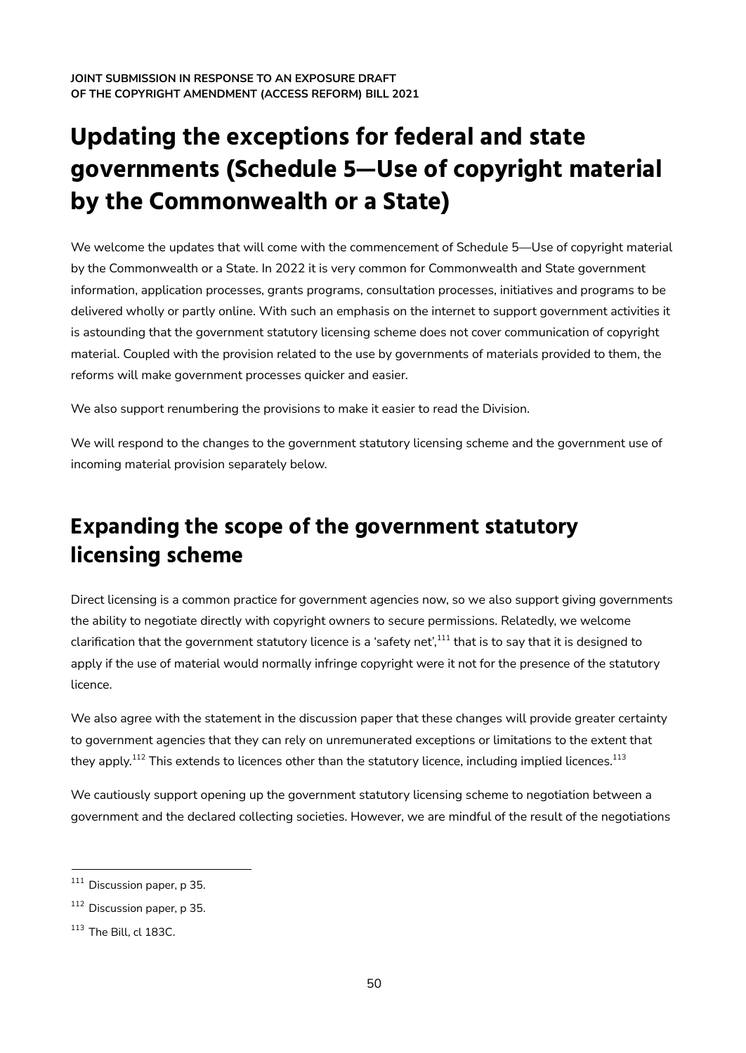# Updating the exceptions for federal and state governments (Schedule 5—Use of copyright material by the Commonwealth or a State)

We welcome the updates that will come with the commencement of Schedule 5—Use of copyright material by the Commonwealth or a State. In 2022 it is very common for Commonwealth and State government information, application processes, grants programs, consultation processes, initiatives and programs to be delivered wholly or partly online. With such an emphasis on the internet to support government activities it is astounding that the government statutory licensing scheme does not cover communication of copyright material. Coupled with the provision related to the use by governments of materials provided to them, the reforms will make government processes quicker and easier.

We also support renumbering the provisions to make it easier to read the Division.

We will respond to the changes to the government statutory licensing scheme and the government use of incoming material provision separately below.

## Expanding the scope of the government statutory licensing scheme

Direct licensing is a common practice for government agencies now, so we also support giving governments the ability to negotiate directly with copyright owners to secure permissions. Relatedly, we welcome clarification that the government statutory licence is a 'safety net',[111] that is to say that it is designed to apply if the use of material would normally infringe copyright were it not for the presence of the statutory licence.

We also agree with the statement in the discussion paper that these changes will provide greater certainty to government agencies that they can rely on unremunerated exceptions or limitations to the extent that they apply.[112] This extends to licences other than the statutory licence, including implied licences.[113]

We cautiously support opening up the government statutory licensing scheme to negotiation between a government and the declared collecting societies. However, we are mindful of the result of the negotiations

---

[111] Discussion paper, p 35.

[112] Discussion paper, p 35.

[113] The Bill, cl 183C.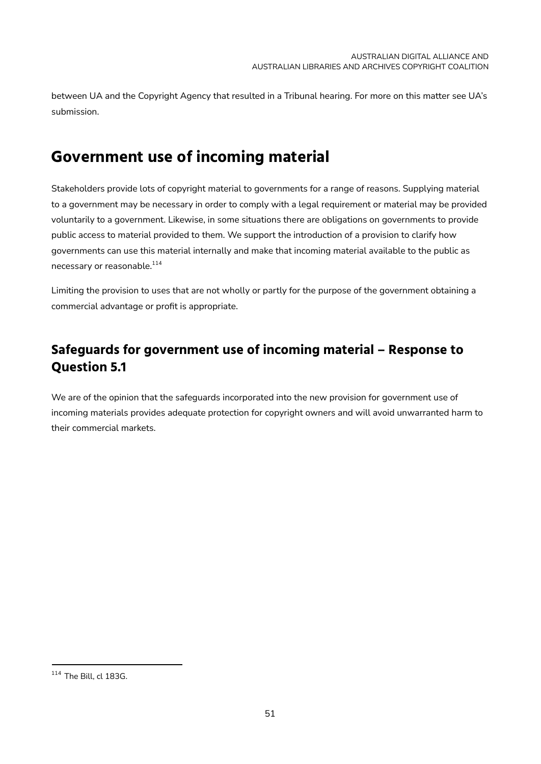between UA and the Copyright Agency that resulted in a Tribunal hearing. For more on this matter see UA's submission.

# Government use of incoming material

Stakeholders provide lots of copyright material to governments for a range of reasons. Supplying material to a government may be necessary in order to comply with a legal requirement or material may be provided voluntarily to a government. Likewise, in some situations there are obligations on governments to provide public access to material provided to them. We support the introduction of a provision to clarify how governments can use this material internally and make that incoming material available to the public as necessary or reasonable.[114]

Limiting the provision to uses that are not wholly or partly for the purpose of the government obtaining a commercial advantage or profit is appropriate.

## Safeguards for government use of incoming material – Response to Question 5.1

We are of the opinion that the safeguards incorporated into the new provision for government use of incoming materials provides adequate protection for copyright owners and will avoid unwarranted harm to their commercial markets.

---

[114] The Bill, cl 183G.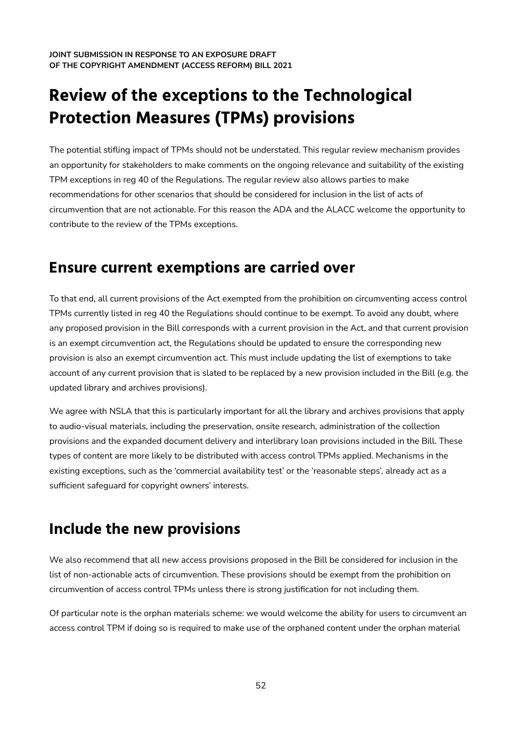# Review of the exceptions to the Technological Protection Measures (TPMs) provisions

The potential stifling impact of TPMs should not be understated. This regular review mechanism provides an opportunity for stakeholders to make comments on the ongoing relevance and suitability of the existing TPM exceptions in reg 40 of the Regulations. The regular review also allows parties to make recommendations for other scenarios that should be considered for inclusion in the list of acts of circumvention that are not actionable. For this reason the ADA and the ALACC welcome the opportunity to contribute to the review of the TPMs exceptions.

## Ensure current exemptions are carried over

To that end, all current provisions of the Act exempted from the prohibition on circumventing access control TPMs currently listed in reg 40 the Regulations should continue to be exempt. To avoid any doubt, where any proposed provision in the Bill corresponds with a current provision in the Act, and that current provision is an exempt circumvention act, the Regulations should be updated to ensure the corresponding new provision is also an exempt circumvention act. This must include updating the list of exemptions to take account of any current provision that is slated to be replaced by a new provision included in the Bill (e.g. the updated library and archives provisions).

We agree with NSLA that this is particularly important for all the library and archives provisions that apply to audio-visual materials, including the preservation, onsite research, administration of the collection provisions and the expanded document delivery and interlibrary loan provisions included in the Bill. These types of content are more likely to be distributed with access control TPMs applied. Mechanisms in the existing exceptions, such as the 'commercial availability test' or the 'reasonable steps', already act as a sufficient safeguard for copyright owners' interests.

## Include the new provisions

We also recommend that all new access provisions proposed in the Bill be considered for inclusion in the list of non-actionable acts of circumvention. These provisions should be exempt from the prohibition on circumvention of access control TPMs unless there is strong justification for not including them.

Of particular note is the orphan materials scheme: we would welcome the ability for users to circumvent an access control TPM if doing so is required to make use of the orphaned content under the orphan material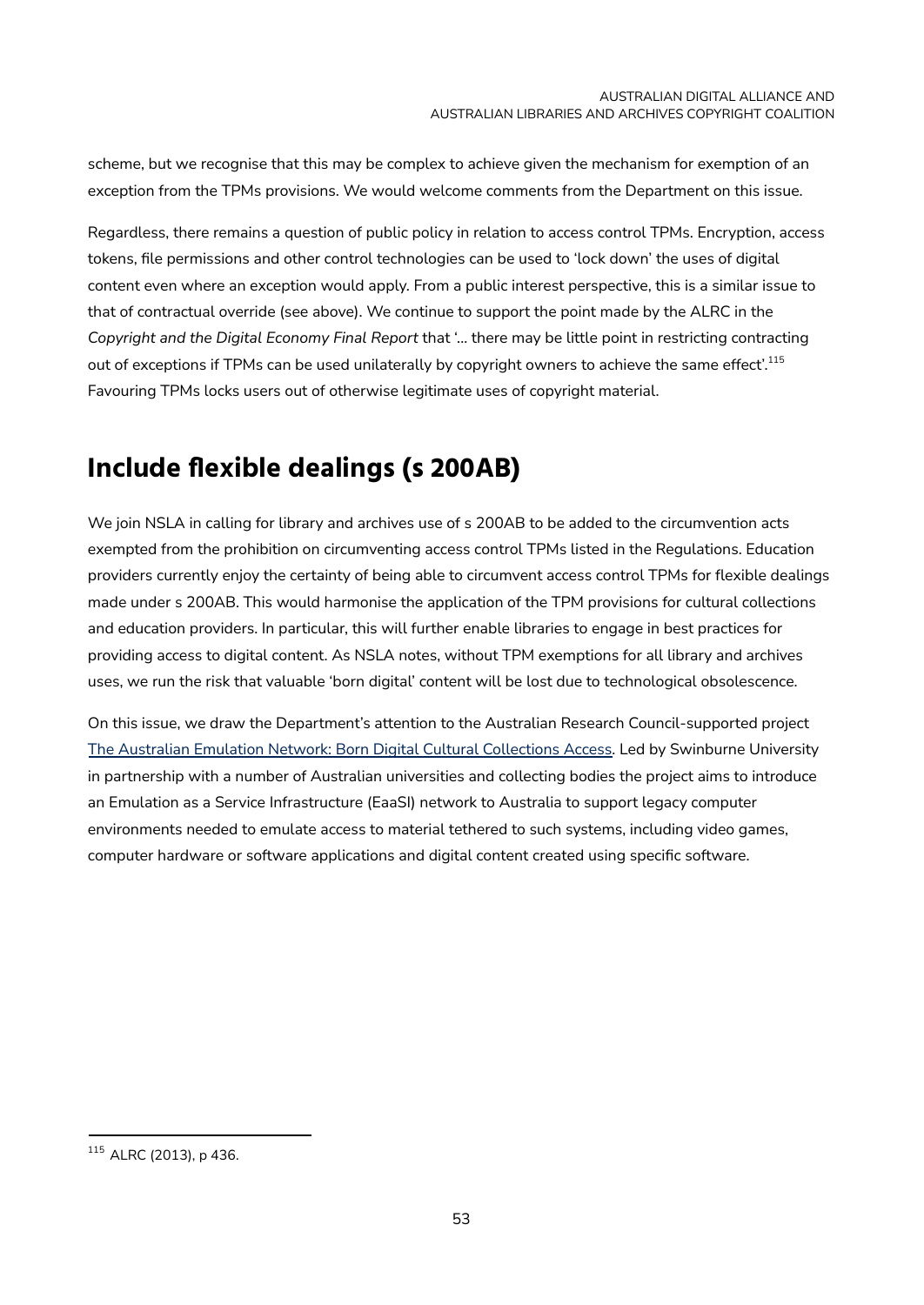scheme, but we recognise that this may be complex to achieve given the mechanism for exemption of an exception from the TPMs provisions. We would welcome comments from the Department on this issue.

Regardless, there remains a question of public policy in relation to access control TPMs. Encryption, access tokens, file permissions and other control technologies can be used to 'lock down' the uses of digital content even where an exception would apply. From a public interest perspective, this is a similar issue to that of contractual override (see above). We continue to support the point made by the ALRC in the *Copyright and the Digital Economy Final Report* that '… there may be little point in restricting contracting out of exceptions if TPMs can be used unilaterally by copyright owners to achieve the same effect'.[115] Favouring TPMs locks users out of otherwise legitimate uses of copyright material.

## Include flexible dealings (s 200AB)

We join NSLA in calling for library and archives use of s 200AB to be added to the circumvention acts exempted from the prohibition on circumventing access control TPMs listed in the Regulations. Education providers currently enjoy the certainty of being able to circumvent access control TPMs for flexible dealings made under s 200AB. This would harmonise the application of the TPM provisions for cultural collections and education providers. In particular, this will further enable libraries to engage in best practices for providing access to digital content. As NSLA notes, without TPM exemptions for all library and archives uses, we run the risk that valuable 'born digital' content will be lost due to technological obsolescence.

On this issue, we draw the Department's attention to the Australian Research Council-supported project The Australian Emulation Network: Born Digital Cultural Collections Access. Led by Swinburne University in partnership with a number of Australian universities and collecting bodies the project aims to introduce an Emulation as a Service Infrastructure (EaaSI) network to Australia to support legacy computer environments needed to emulate access to material tethered to such systems, including video games, computer hardware or software applications and digital content created using specific software.

---

[115] ALRC (2013), p 436.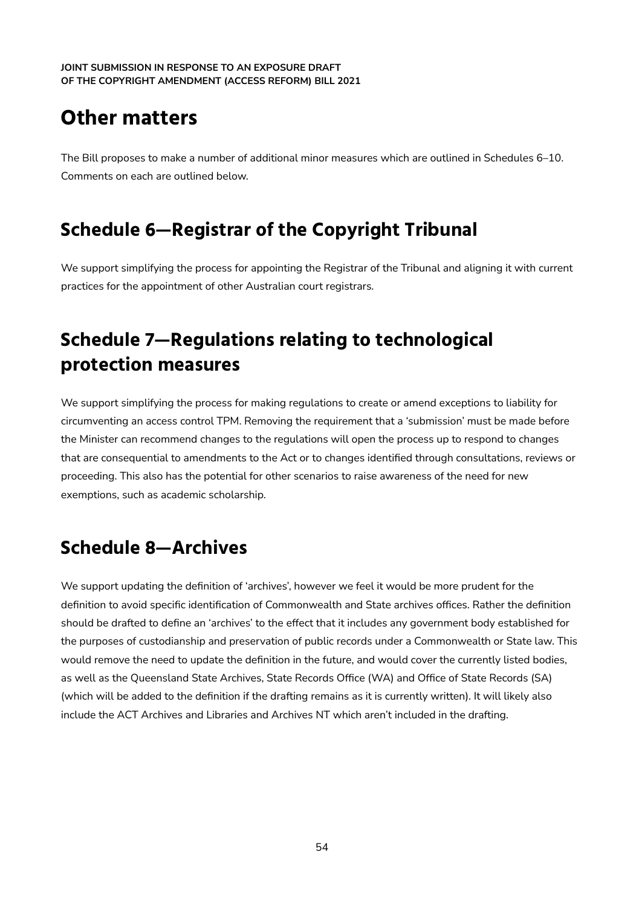# Other matters

The Bill proposes to make a number of additional minor measures which are outlined in Schedules 6–10. Comments on each are outlined below.

## Schedule 6—Registrar of the Copyright Tribunal

We support simplifying the process for appointing the Registrar of the Tribunal and aligning it with current practices for the appointment of other Australian court registrars.

## Schedule 7—Regulations relating to technological protection measures

We support simplifying the process for making regulations to create or amend exceptions to liability for circumventing an access control TPM. Removing the requirement that a 'submission' must be made before the Minister can recommend changes to the regulations will open the process up to respond to changes that are consequential to amendments to the Act or to changes identified through consultations, reviews or proceeding. This also has the potential for other scenarios to raise awareness of the need for new exemptions, such as academic scholarship.

## Schedule 8—Archives

We support updating the definition of 'archives', however we feel it would be more prudent for the definition to avoid specific identification of Commonwealth and State archives offices. Rather the definition should be drafted to define an 'archives' to the effect that it includes any government body established for the purposes of custodianship and preservation of public records under a Commonwealth or State law. This would remove the need to update the definition in the future, and would cover the currently listed bodies, as well as the Queensland State Archives, State Records Office (WA) and Office of State Records (SA) (which will be added to the definition if the drafting remains as it is currently written). It will likely also include the ACT Archives and Libraries and Archives NT which aren't included in the drafting.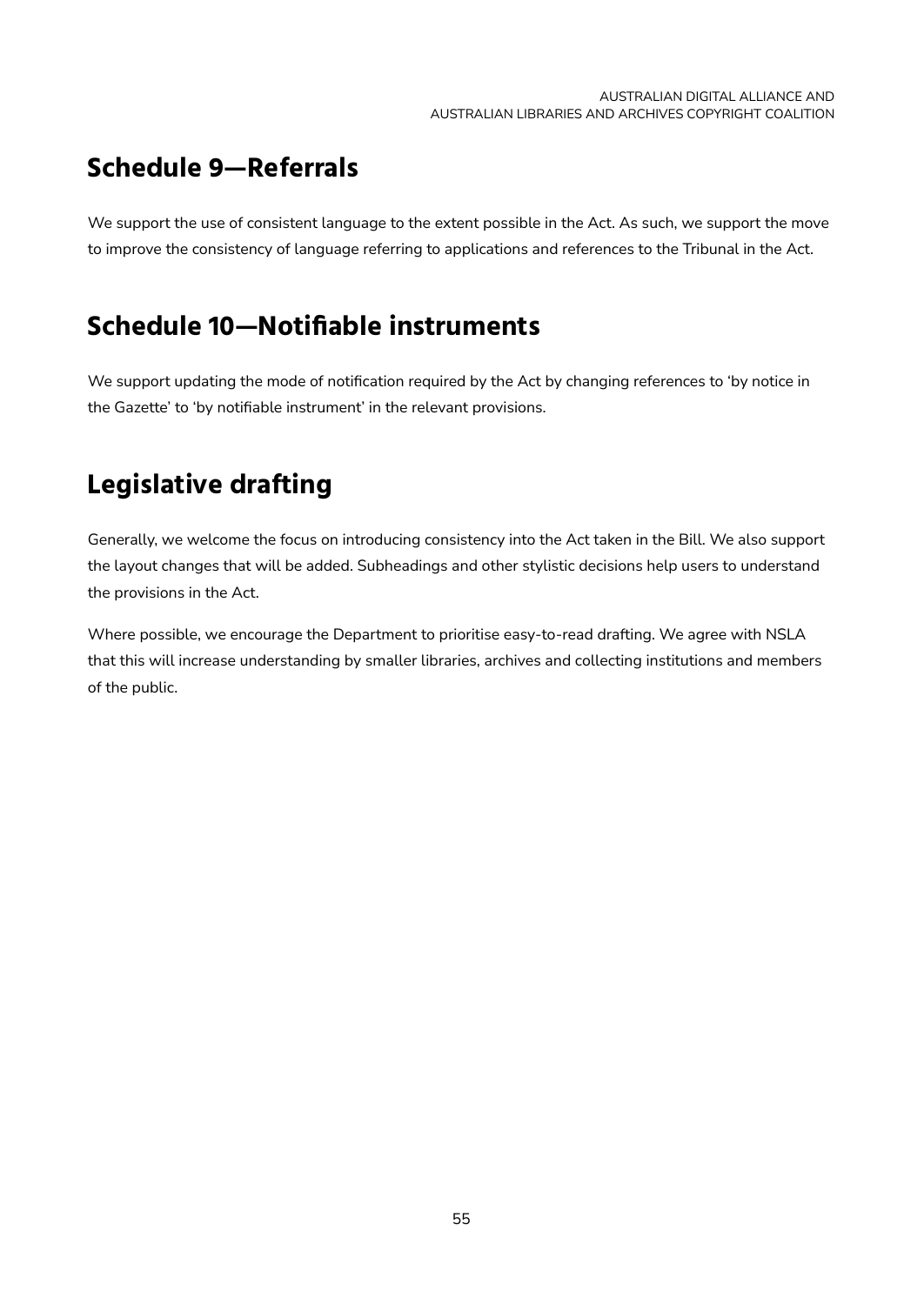## Schedule 9—Referrals

We support the use of consistent language to the extent possible in the Act. As such, we support the move to improve the consistency of language referring to applications and references to the Tribunal in the Act.

## Schedule 10—Notifiable instruments

We support updating the mode of notification required by the Act by changing references to 'by notice in the Gazette' to 'by notifiable instrument' in the relevant provisions.

## Legislative drafting

Generally, we welcome the focus on introducing consistency into the Act taken in the Bill. We also support the layout changes that will be added. Subheadings and other stylistic decisions help users to understand the provisions in the Act.

Where possible, we encourage the Department to prioritise easy-to-read drafting. We agree with NSLA that this will increase understanding by smaller libraries, archives and collecting institutions and members of the public.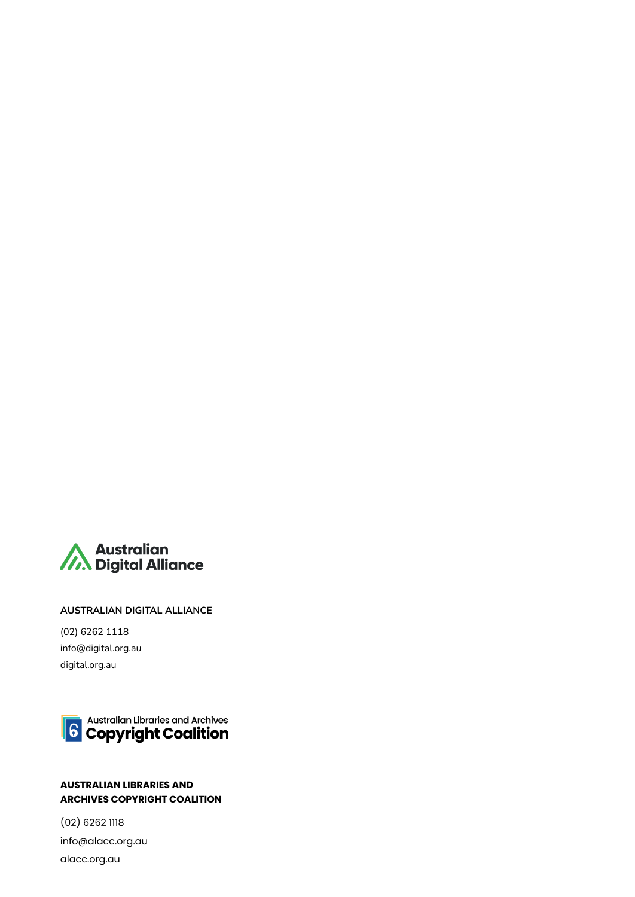Australian Digital Alliance

**AUSTRALIAN DIGITAL ALLIANCE**

(02) 6262 1118
info@digital.org.au
digital.org.au

Australian Libraries and Archives Copyright Coalition

**AUSTRALIAN LIBRARIES AND ARCHIVES COPYRIGHT COALITION**

(02) 6262 1118
info@alacc.org.au
alacc.org.au